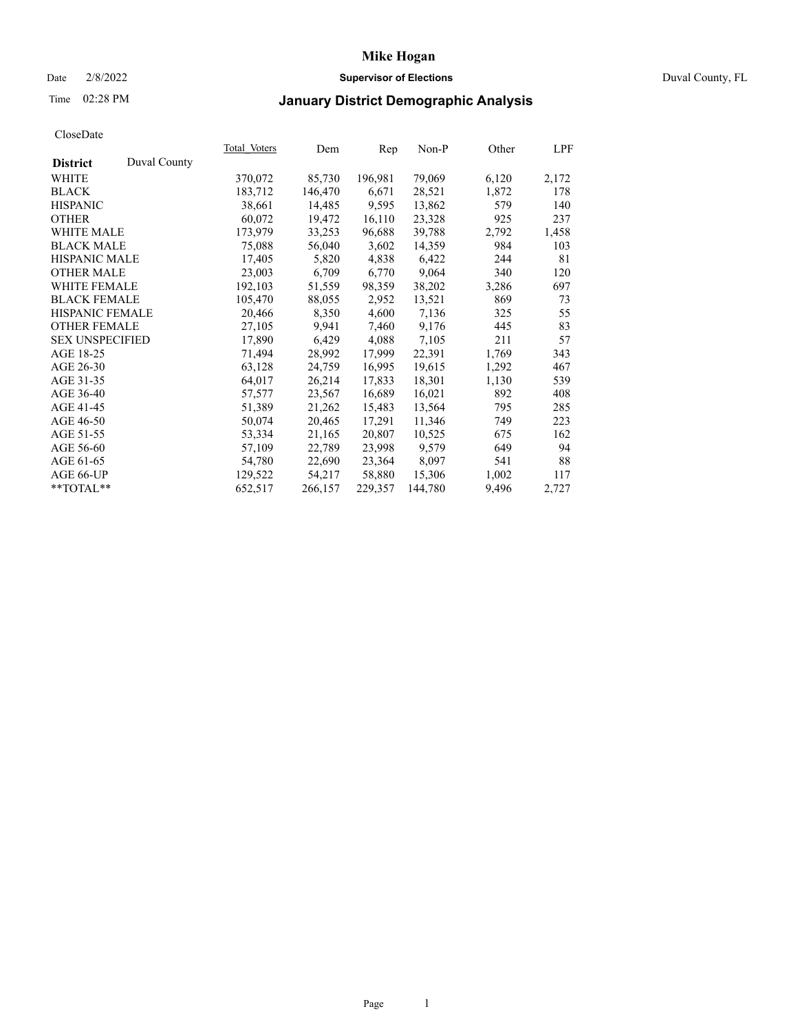# Mike Hogan

Date 2/8/2022 **Supervisor of Elections** Duval County, FL

Time 02:28 PM **January District Demographic Analysis**

CloseDate

| District | Duval County | Total_Voters | Dem | Rep | Non-P | Other | LPF |
|---|---|---|---|---|---|---|---|
| WHITE | | 370,072 | 85,730 | 196,981 | 79,069 | 6,120 | 2,172 |
| BLACK | | 183,712 | 146,470 | 6,671 | 28,521 | 1,872 | 178 |
| HISPANIC | | 38,661 | 14,485 | 9,595 | 13,862 | 579 | 140 |
| OTHER | | 60,072 | 19,472 | 16,110 | 23,328 | 925 | 237 |
| WHITE MALE | | 173,979 | 33,253 | 96,688 | 39,788 | 2,792 | 1,458 |
| BLACK MALE | | 75,088 | 56,040 | 3,602 | 14,359 | 984 | 103 |
| HISPANIC MALE | | 17,405 | 5,820 | 4,838 | 6,422 | 244 | 81 |
| OTHER MALE | | 23,003 | 6,709 | 6,770 | 9,064 | 340 | 120 |
| WHITE FEMALE | | 192,103 | 51,559 | 98,359 | 38,202 | 3,286 | 697 |
| BLACK FEMALE | | 105,470 | 88,055 | 2,952 | 13,521 | 869 | 73 |
| HISPANIC FEMALE | | 20,466 | 8,350 | 4,600 | 7,136 | 325 | 55 |
| OTHER FEMALE | | 27,105 | 9,941 | 7,460 | 9,176 | 445 | 83 |
| SEX UNSPECIFIED | | 17,890 | 6,429 | 4,088 | 7,105 | 211 | 57 |
| AGE 18-25 | | 71,494 | 28,992 | 17,999 | 22,391 | 1,769 | 343 |
| AGE 26-30 | | 63,128 | 24,759 | 16,995 | 19,615 | 1,292 | 467 |
| AGE 31-35 | | 64,017 | 26,214 | 17,833 | 18,301 | 1,130 | 539 |
| AGE 36-40 | | 57,577 | 23,567 | 16,689 | 16,021 | 892 | 408 |
| AGE 41-45 | | 51,389 | 21,262 | 15,483 | 13,564 | 795 | 285 |
| AGE 46-50 | | 50,074 | 20,465 | 17,291 | 11,346 | 749 | 223 |
| AGE 51-55 | | 53,334 | 21,165 | 20,807 | 10,525 | 675 | 162 |
| AGE 56-60 | | 57,109 | 22,789 | 23,998 | 9,579 | 649 | 94 |
| AGE 61-65 | | 54,780 | 22,690 | 23,364 | 8,097 | 541 | 88 |
| AGE 66-UP | | 129,522 | 54,217 | 58,880 | 15,306 | 1,002 | 117 |
| **TOTAL** | | 652,517 | 266,157 | 229,357 | 144,780 | 9,496 | 2,727 |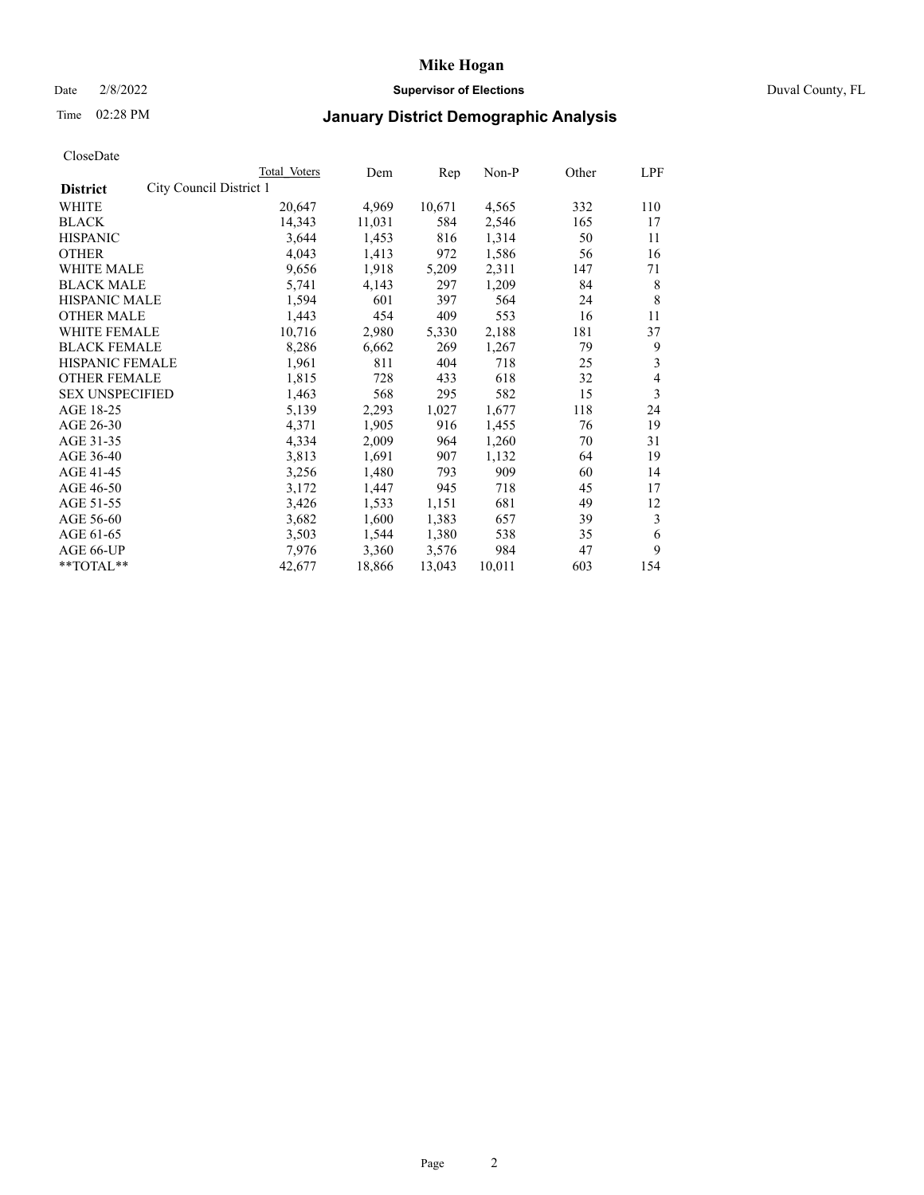# Mike Hogan

Date 2/8/2022 **Supervisor of Elections** Duval County, FL

Time 02:28 PM **January District Demographic Analysis**

CloseDate

| **District** City Council District 1 | Total Voters | Dem | Rep | Non-P | Other | LPF |
|---|---|---|---|---|---|---|
| WHITE | 20,647 | 4,969 | 10,671 | 4,565 | 332 | 110 |
| BLACK | 14,343 | 11,031 | 584 | 2,546 | 165 | 17 |
| HISPANIC | 3,644 | 1,453 | 816 | 1,314 | 50 | 11 |
| OTHER | 4,043 | 1,413 | 972 | 1,586 | 56 | 16 |
| WHITE MALE | 9,656 | 1,918 | 5,209 | 2,311 | 147 | 71 |
| BLACK MALE | 5,741 | 4,143 | 297 | 1,209 | 84 | 8 |
| HISPANIC MALE | 1,594 | 601 | 397 | 564 | 24 | 8 |
| OTHER MALE | 1,443 | 454 | 409 | 553 | 16 | 11 |
| WHITE FEMALE | 10,716 | 2,980 | 5,330 | 2,188 | 181 | 37 |
| BLACK FEMALE | 8,286 | 6,662 | 269 | 1,267 | 79 | 9 |
| HISPANIC FEMALE | 1,961 | 811 | 404 | 718 | 25 | 3 |
| OTHER FEMALE | 1,815 | 728 | 433 | 618 | 32 | 4 |
| SEX UNSPECIFIED | 1,463 | 568 | 295 | 582 | 15 | 3 |
| AGE 18-25 | 5,139 | 2,293 | 1,027 | 1,677 | 118 | 24 |
| AGE 26-30 | 4,371 | 1,905 | 916 | 1,455 | 76 | 19 |
| AGE 31-35 | 4,334 | 2,009 | 964 | 1,260 | 70 | 31 |
| AGE 36-40 | 3,813 | 1,691 | 907 | 1,132 | 64 | 19 |
| AGE 41-45 | 3,256 | 1,480 | 793 | 909 | 60 | 14 |
| AGE 46-50 | 3,172 | 1,447 | 945 | 718 | 45 | 17 |
| AGE 51-55 | 3,426 | 1,533 | 1,151 | 681 | 49 | 12 |
| AGE 56-60 | 3,682 | 1,600 | 1,383 | 657 | 39 | 3 |
| AGE 61-65 | 3,503 | 1,544 | 1,380 | 538 | 35 | 6 |
| AGE 66-UP | 7,976 | 3,360 | 3,576 | 984 | 47 | 9 |
| **TOTAL** | 42,677 | 18,866 | 13,043 | 10,011 | 603 | 154 |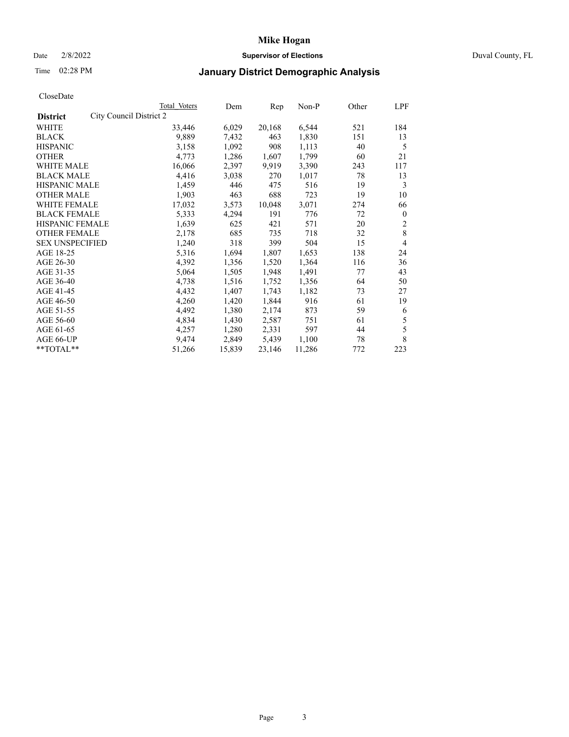# Mike Hogan

Date 2/8/2022 **Supervisor of Elections** Duval County, FL

Time 02:28 PM **January District Demographic Analysis**

CloseDate

| **District** | City Council District 2 | Total Voters | Dem | Rep | Non-P | Other | LPF |
|---|---|---|---|---|---|---|---|
| WHITE | | 33,446 | 6,029 | 20,168 | 6,544 | 521 | 184 |
| BLACK | | 9,889 | 7,432 | 463 | 1,830 | 151 | 13 |
| HISPANIC | | 3,158 | 1,092 | 908 | 1,113 | 40 | 5 |
| OTHER | | 4,773 | 1,286 | 1,607 | 1,799 | 60 | 21 |
| WHITE MALE | | 16,066 | 2,397 | 9,919 | 3,390 | 243 | 117 |
| BLACK MALE | | 4,416 | 3,038 | 270 | 1,017 | 78 | 13 |
| HISPANIC MALE | | 1,459 | 446 | 475 | 516 | 19 | 3 |
| OTHER MALE | | 1,903 | 463 | 688 | 723 | 19 | 10 |
| WHITE FEMALE | | 17,032 | 3,573 | 10,048 | 3,071 | 274 | 66 |
| BLACK FEMALE | | 5,333 | 4,294 | 191 | 776 | 72 | 0 |
| HISPANIC FEMALE | | 1,639 | 625 | 421 | 571 | 20 | 2 |
| OTHER FEMALE | | 2,178 | 685 | 735 | 718 | 32 | 8 |
| SEX UNSPECIFIED | | 1,240 | 318 | 399 | 504 | 15 | 4 |
| AGE 18-25 | | 5,316 | 1,694 | 1,807 | 1,653 | 138 | 24 |
| AGE 26-30 | | 4,392 | 1,356 | 1,520 | 1,364 | 116 | 36 |
| AGE 31-35 | | 5,064 | 1,505 | 1,948 | 1,491 | 77 | 43 |
| AGE 36-40 | | 4,738 | 1,516 | 1,752 | 1,356 | 64 | 50 |
| AGE 41-45 | | 4,432 | 1,407 | 1,743 | 1,182 | 73 | 27 |
| AGE 46-50 | | 4,260 | 1,420 | 1,844 | 916 | 61 | 19 |
| AGE 51-55 | | 4,492 | 1,380 | 2,174 | 873 | 59 | 6 |
| AGE 56-60 | | 4,834 | 1,430 | 2,587 | 751 | 61 | 5 |
| AGE 61-65 | | 4,257 | 1,280 | 2,331 | 597 | 44 | 5 |
| AGE 66-UP | | 9,474 | 2,849 | 5,439 | 1,100 | 78 | 8 |
| **TOTAL** | | 51,266 | 15,839 | 23,146 | 11,286 | 772 | 223 |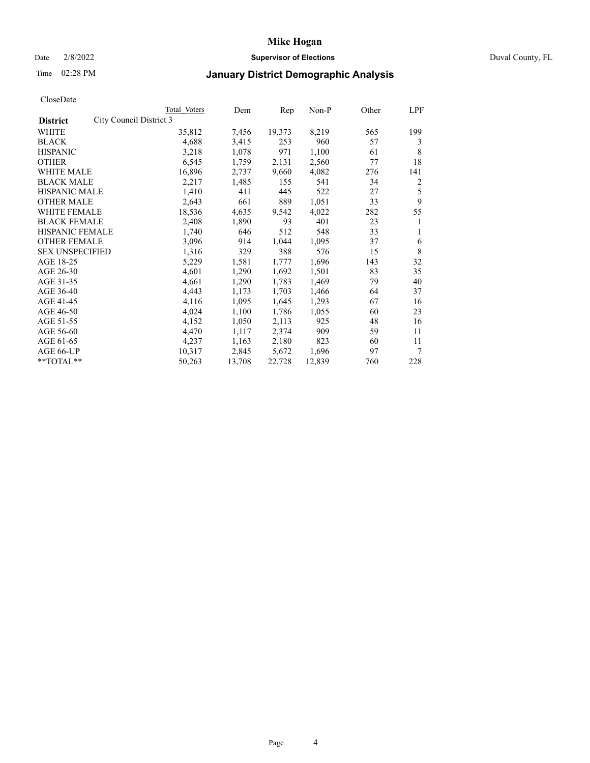# Mike Hogan

Date 2/8/2022 **Supervisor of Elections** Duval County, FL

Time 02:28 PM **January District Demographic Analysis**

CloseDate

| **District** City Council District 3 | Total Voters | Dem | Rep | Non-P | Other | LPF |
|---|---|---|---|---|---|---|
| WHITE | 35,812 | 7,456 | 19,373 | 8,219 | 565 | 199 |
| BLACK | 4,688 | 3,415 | 253 | 960 | 57 | 3 |
| HISPANIC | 3,218 | 1,078 | 971 | 1,100 | 61 | 8 |
| OTHER | 6,545 | 1,759 | 2,131 | 2,560 | 77 | 18 |
| WHITE MALE | 16,896 | 2,737 | 9,660 | 4,082 | 276 | 141 |
| BLACK MALE | 2,217 | 1,485 | 155 | 541 | 34 | 2 |
| HISPANIC MALE | 1,410 | 411 | 445 | 522 | 27 | 5 |
| OTHER MALE | 2,643 | 661 | 889 | 1,051 | 33 | 9 |
| WHITE FEMALE | 18,536 | 4,635 | 9,542 | 4,022 | 282 | 55 |
| BLACK FEMALE | 2,408 | 1,890 | 93 | 401 | 23 | 1 |
| HISPANIC FEMALE | 1,740 | 646 | 512 | 548 | 33 | 1 |
| OTHER FEMALE | 3,096 | 914 | 1,044 | 1,095 | 37 | 6 |
| SEX UNSPECIFIED | 1,316 | 329 | 388 | 576 | 15 | 8 |
| AGE 18-25 | 5,229 | 1,581 | 1,777 | 1,696 | 143 | 32 |
| AGE 26-30 | 4,601 | 1,290 | 1,692 | 1,501 | 83 | 35 |
| AGE 31-35 | 4,661 | 1,290 | 1,783 | 1,469 | 79 | 40 |
| AGE 36-40 | 4,443 | 1,173 | 1,703 | 1,466 | 64 | 37 |
| AGE 41-45 | 4,116 | 1,095 | 1,645 | 1,293 | 67 | 16 |
| AGE 46-50 | 4,024 | 1,100 | 1,786 | 1,055 | 60 | 23 |
| AGE 51-55 | 4,152 | 1,050 | 2,113 | 925 | 48 | 16 |
| AGE 56-60 | 4,470 | 1,117 | 2,374 | 909 | 59 | 11 |
| AGE 61-65 | 4,237 | 1,163 | 2,180 | 823 | 60 | 11 |
| AGE 66-UP | 10,317 | 2,845 | 5,672 | 1,696 | 97 | 7 |
| **TOTAL** | 50,263 | 13,708 | 22,728 | 12,839 | 760 | 228 |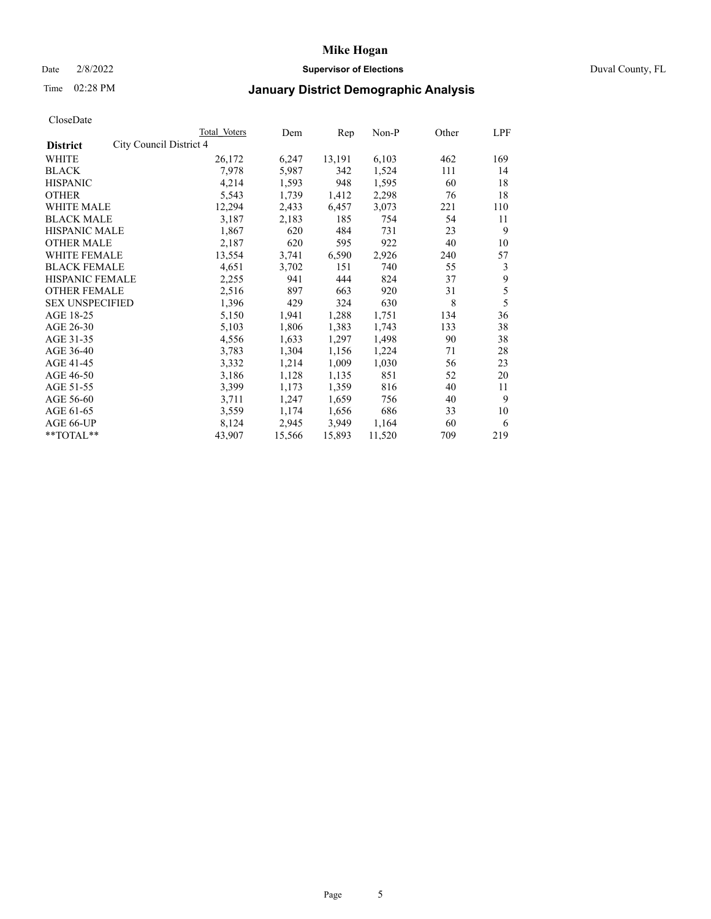# Mike Hogan

Date 2/8/2022 **Supervisor of Elections** Duval County, FL

Time 02:28 PM **January District Demographic Analysis**

CloseDate

| **District** City Council District 4 | Total Voters | Dem | Rep | Non-P | Other | LPF |
|---|---|---|---|---|---|---|
| WHITE | 26,172 | 6,247 | 13,191 | 6,103 | 462 | 169 |
| BLACK | 7,978 | 5,987 | 342 | 1,524 | 111 | 14 |
| HISPANIC | 4,214 | 1,593 | 948 | 1,595 | 60 | 18 |
| OTHER | 5,543 | 1,739 | 1,412 | 2,298 | 76 | 18 |
| WHITE MALE | 12,294 | 2,433 | 6,457 | 3,073 | 221 | 110 |
| BLACK MALE | 3,187 | 2,183 | 185 | 754 | 54 | 11 |
| HISPANIC MALE | 1,867 | 620 | 484 | 731 | 23 | 9 |
| OTHER MALE | 2,187 | 620 | 595 | 922 | 40 | 10 |
| WHITE FEMALE | 13,554 | 3,741 | 6,590 | 2,926 | 240 | 57 |
| BLACK FEMALE | 4,651 | 3,702 | 151 | 740 | 55 | 3 |
| HISPANIC FEMALE | 2,255 | 941 | 444 | 824 | 37 | 9 |
| OTHER FEMALE | 2,516 | 897 | 663 | 920 | 31 | 5 |
| SEX UNSPECIFIED | 1,396 | 429 | 324 | 630 | 8 | 5 |
| AGE 18-25 | 5,150 | 1,941 | 1,288 | 1,751 | 134 | 36 |
| AGE 26-30 | 5,103 | 1,806 | 1,383 | 1,743 | 133 | 38 |
| AGE 31-35 | 4,556 | 1,633 | 1,297 | 1,498 | 90 | 38 |
| AGE 36-40 | 3,783 | 1,304 | 1,156 | 1,224 | 71 | 28 |
| AGE 41-45 | 3,332 | 1,214 | 1,009 | 1,030 | 56 | 23 |
| AGE 46-50 | 3,186 | 1,128 | 1,135 | 851 | 52 | 20 |
| AGE 51-55 | 3,399 | 1,173 | 1,359 | 816 | 40 | 11 |
| AGE 56-60 | 3,711 | 1,247 | 1,659 | 756 | 40 | 9 |
| AGE 61-65 | 3,559 | 1,174 | 1,656 | 686 | 33 | 10 |
| AGE 66-UP | 8,124 | 2,945 | 3,949 | 1,164 | 60 | 6 |
| **TOTAL** | 43,907 | 15,566 | 15,893 | 11,520 | 709 | 219 |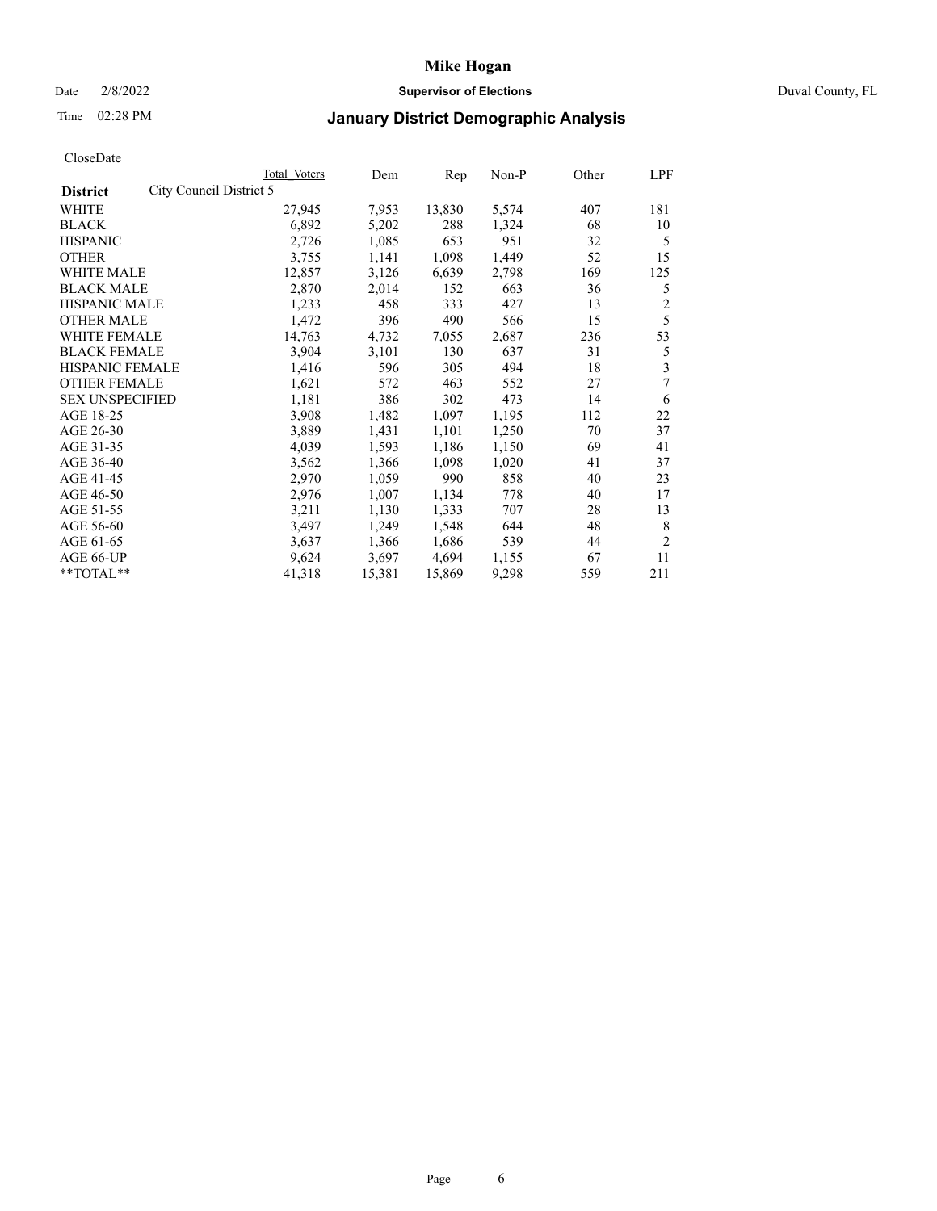# Mike Hogan

Date 2/8/2022 **Supervisor of Elections** Duval County, FL

Time 02:28 PM **January District Demographic Analysis**

CloseDate

| **District** City Council District 5 | Total Voters | Dem | Rep | Non-P | Other | LPF |
|---|---|---|---|---|---|---|
| WHITE | 27,945 | 7,953 | 13,830 | 5,574 | 407 | 181 |
| BLACK | 6,892 | 5,202 | 288 | 1,324 | 68 | 10 |
| HISPANIC | 2,726 | 1,085 | 653 | 951 | 32 | 5 |
| OTHER | 3,755 | 1,141 | 1,098 | 1,449 | 52 | 15 |
| WHITE MALE | 12,857 | 3,126 | 6,639 | 2,798 | 169 | 125 |
| BLACK MALE | 2,870 | 2,014 | 152 | 663 | 36 | 5 |
| HISPANIC MALE | 1,233 | 458 | 333 | 427 | 13 | 2 |
| OTHER MALE | 1,472 | 396 | 490 | 566 | 15 | 5 |
| WHITE FEMALE | 14,763 | 4,732 | 7,055 | 2,687 | 236 | 53 |
| BLACK FEMALE | 3,904 | 3,101 | 130 | 637 | 31 | 5 |
| HISPANIC FEMALE | 1,416 | 596 | 305 | 494 | 18 | 3 |
| OTHER FEMALE | 1,621 | 572 | 463 | 552 | 27 | 7 |
| SEX UNSPECIFIED | 1,181 | 386 | 302 | 473 | 14 | 6 |
| AGE 18-25 | 3,908 | 1,482 | 1,097 | 1,195 | 112 | 22 |
| AGE 26-30 | 3,889 | 1,431 | 1,101 | 1,250 | 70 | 37 |
| AGE 31-35 | 4,039 | 1,593 | 1,186 | 1,150 | 69 | 41 |
| AGE 36-40 | 3,562 | 1,366 | 1,098 | 1,020 | 41 | 37 |
| AGE 41-45 | 2,970 | 1,059 | 990 | 858 | 40 | 23 |
| AGE 46-50 | 2,976 | 1,007 | 1,134 | 778 | 40 | 17 |
| AGE 51-55 | 3,211 | 1,130 | 1,333 | 707 | 28 | 13 |
| AGE 56-60 | 3,497 | 1,249 | 1,548 | 644 | 48 | 8 |
| AGE 61-65 | 3,637 | 1,366 | 1,686 | 539 | 44 | 2 |
| AGE 66-UP | 9,624 | 3,697 | 4,694 | 1,155 | 67 | 11 |
| **TOTAL** | 41,318 | 15,381 | 15,869 | 9,298 | 559 | 211 |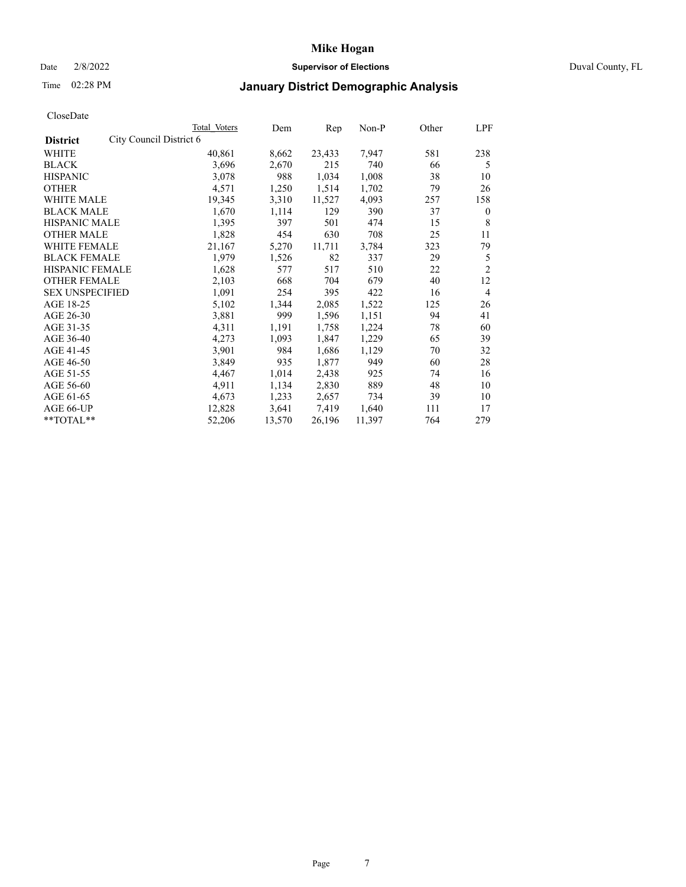# Mike Hogan

Date 2/8/2022 **Supervisor of Elections** Duval County, FL

Time 02:28 PM **January District Demographic Analysis**

CloseDate

| **District** | City Council District 6 | Total Voters | Dem | Rep | Non-P | Other | LPF |
|---|---|---|---|---|---|---|---|
| WHITE | | 40,861 | 8,662 | 23,433 | 7,947 | 581 | 238 |
| BLACK | | 3,696 | 2,670 | 215 | 740 | 66 | 5 |
| HISPANIC | | 3,078 | 988 | 1,034 | 1,008 | 38 | 10 |
| OTHER | | 4,571 | 1,250 | 1,514 | 1,702 | 79 | 26 |
| WHITE MALE | | 19,345 | 3,310 | 11,527 | 4,093 | 257 | 158 |
| BLACK MALE | | 1,670 | 1,114 | 129 | 390 | 37 | 0 |
| HISPANIC MALE | | 1,395 | 397 | 501 | 474 | 15 | 8 |
| OTHER MALE | | 1,828 | 454 | 630 | 708 | 25 | 11 |
| WHITE FEMALE | | 21,167 | 5,270 | 11,711 | 3,784 | 323 | 79 |
| BLACK FEMALE | | 1,979 | 1,526 | 82 | 337 | 29 | 5 |
| HISPANIC FEMALE | | 1,628 | 577 | 517 | 510 | 22 | 2 |
| OTHER FEMALE | | 2,103 | 668 | 704 | 679 | 40 | 12 |
| SEX UNSPECIFIED | | 1,091 | 254 | 395 | 422 | 16 | 4 |
| AGE 18-25 | | 5,102 | 1,344 | 2,085 | 1,522 | 125 | 26 |
| AGE 26-30 | | 3,881 | 999 | 1,596 | 1,151 | 94 | 41 |
| AGE 31-35 | | 4,311 | 1,191 | 1,758 | 1,224 | 78 | 60 |
| AGE 36-40 | | 4,273 | 1,093 | 1,847 | 1,229 | 65 | 39 |
| AGE 41-45 | | 3,901 | 984 | 1,686 | 1,129 | 70 | 32 |
| AGE 46-50 | | 3,849 | 935 | 1,877 | 949 | 60 | 28 |
| AGE 51-55 | | 4,467 | 1,014 | 2,438 | 925 | 74 | 16 |
| AGE 56-60 | | 4,911 | 1,134 | 2,830 | 889 | 48 | 10 |
| AGE 61-65 | | 4,673 | 1,233 | 2,657 | 734 | 39 | 10 |
| AGE 66-UP | | 12,828 | 3,641 | 7,419 | 1,640 | 111 | 17 |
| **TOTAL** | | 52,206 | 13,570 | 26,196 | 11,397 | 764 | 279 |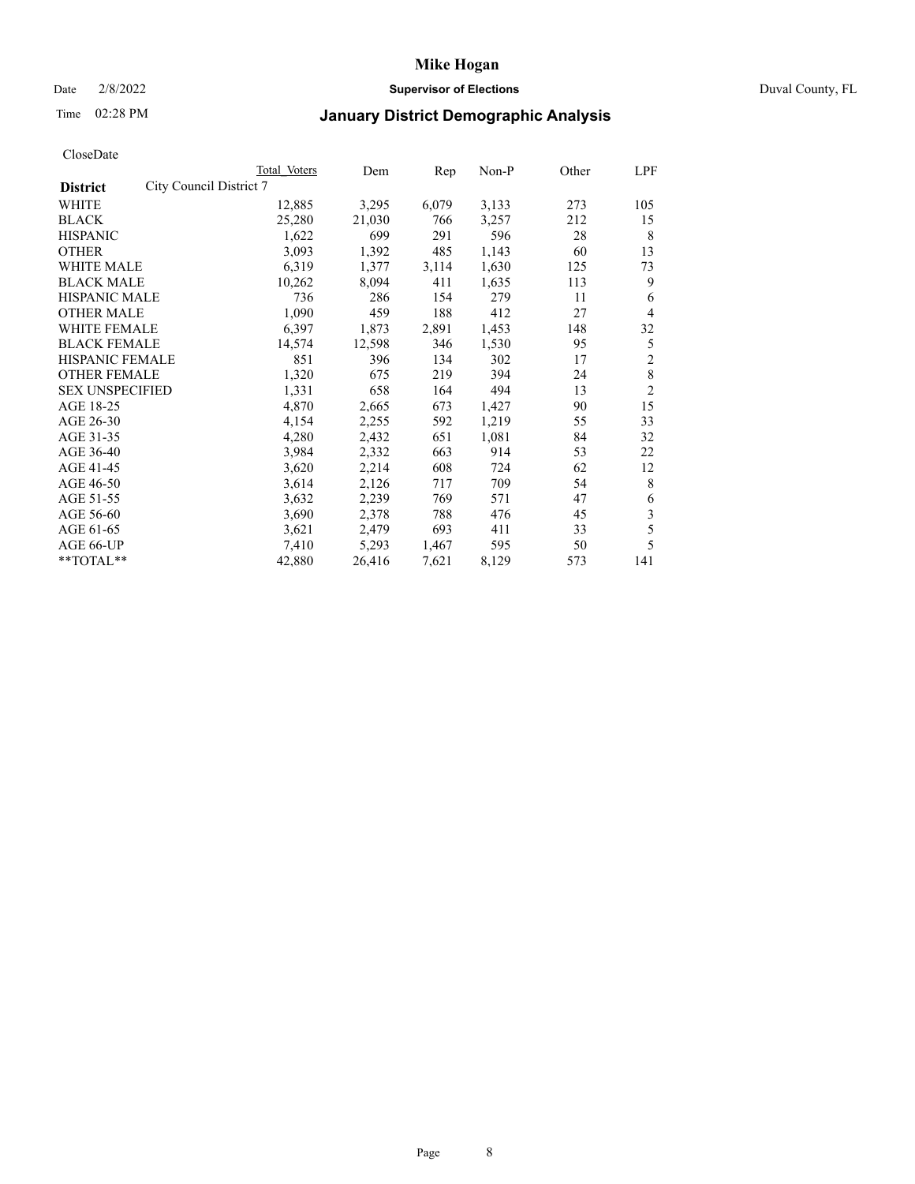CloseDate

| District | City Council District 7 | Total Voters | Dem | Rep | Non-P | Other | LPF |
|---|---|---|---|---|---|---|---|
| WHITE | | 12,885 | 3,295 | 6,079 | 3,133 | 273 | 105 |
| BLACK | | 25,280 | 21,030 | 766 | 3,257 | 212 | 15 |
| HISPANIC | | 1,622 | 699 | 291 | 596 | 28 | 8 |
| OTHER | | 3,093 | 1,392 | 485 | 1,143 | 60 | 13 |
| WHITE MALE | | 6,319 | 1,377 | 3,114 | 1,630 | 125 | 73 |
| BLACK MALE | | 10,262 | 8,094 | 411 | 1,635 | 113 | 9 |
| HISPANIC MALE | | 736 | 286 | 154 | 279 | 11 | 6 |
| OTHER MALE | | 1,090 | 459 | 188 | 412 | 27 | 4 |
| WHITE FEMALE | | 6,397 | 1,873 | 2,891 | 1,453 | 148 | 32 |
| BLACK FEMALE | | 14,574 | 12,598 | 346 | 1,530 | 95 | 5 |
| HISPANIC FEMALE | | 851 | 396 | 134 | 302 | 17 | 2 |
| OTHER FEMALE | | 1,320 | 675 | 219 | 394 | 24 | 8 |
| SEX UNSPECIFIED | | 1,331 | 658 | 164 | 494 | 13 | 2 |
| AGE 18-25 | | 4,870 | 2,665 | 673 | 1,427 | 90 | 15 |
| AGE 26-30 | | 4,154 | 2,255 | 592 | 1,219 | 55 | 33 |
| AGE 31-35 | | 4,280 | 2,432 | 651 | 1,081 | 84 | 32 |
| AGE 36-40 | | 3,984 | 2,332 | 663 | 914 | 53 | 22 |
| AGE 41-45 | | 3,620 | 2,214 | 608 | 724 | 62 | 12 |
| AGE 46-50 | | 3,614 | 2,126 | 717 | 709 | 54 | 8 |
| AGE 51-55 | | 3,632 | 2,239 | 769 | 571 | 47 | 6 |
| AGE 56-60 | | 3,690 | 2,378 | 788 | 476 | 45 | 3 |
| AGE 61-65 | | 3,621 | 2,479 | 693 | 411 | 33 | 5 |
| AGE 66-UP | | 7,410 | 5,293 | 1,467 | 595 | 50 | 5 |
| **TOTAL** | | 42,880 | 26,416 | 7,621 | 8,129 | 573 | 141 |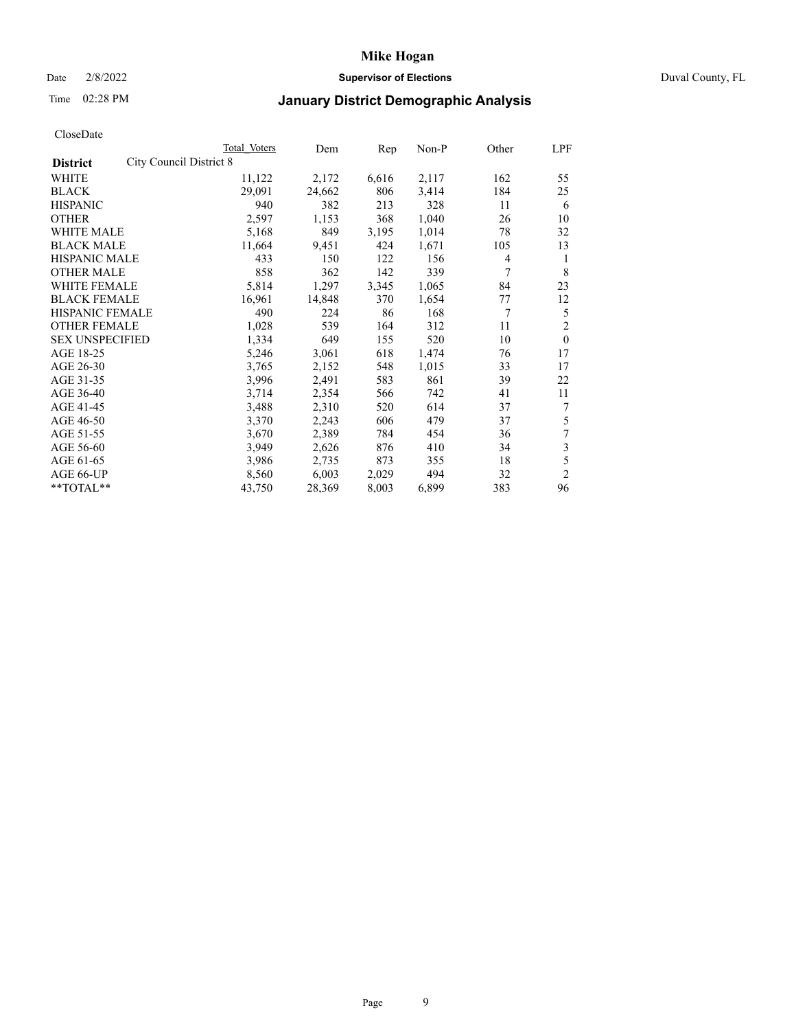# Mike Hogan

Date 2/8/2022 **Supervisor of Elections** Duval County, FL

Time 02:28 PM **January District Demographic Analysis**

CloseDate

| **District** | City Council District 8 | Total Voters | Dem | Rep | Non-P | Other | LPF |
|---|---|---|---|---|---|---|---|
| WHITE | | 11,122 | 2,172 | 6,616 | 2,117 | 162 | 55 |
| BLACK | | 29,091 | 24,662 | 806 | 3,414 | 184 | 25 |
| HISPANIC | | 940 | 382 | 213 | 328 | 11 | 6 |
| OTHER | | 2,597 | 1,153 | 368 | 1,040 | 26 | 10 |
| WHITE MALE | | 5,168 | 849 | 3,195 | 1,014 | 78 | 32 |
| BLACK MALE | | 11,664 | 9,451 | 424 | 1,671 | 105 | 13 |
| HISPANIC MALE | | 433 | 150 | 122 | 156 | 4 | 1 |
| OTHER MALE | | 858 | 362 | 142 | 339 | 7 | 8 |
| WHITE FEMALE | | 5,814 | 1,297 | 3,345 | 1,065 | 84 | 23 |
| BLACK FEMALE | | 16,961 | 14,848 | 370 | 1,654 | 77 | 12 |
| HISPANIC FEMALE | | 490 | 224 | 86 | 168 | 7 | 5 |
| OTHER FEMALE | | 1,028 | 539 | 164 | 312 | 11 | 2 |
| SEX UNSPECIFIED | | 1,334 | 649 | 155 | 520 | 10 | 0 |
| AGE 18-25 | | 5,246 | 3,061 | 618 | 1,474 | 76 | 17 |
| AGE 26-30 | | 3,765 | 2,152 | 548 | 1,015 | 33 | 17 |
| AGE 31-35 | | 3,996 | 2,491 | 583 | 861 | 39 | 22 |
| AGE 36-40 | | 3,714 | 2,354 | 566 | 742 | 41 | 11 |
| AGE 41-45 | | 3,488 | 2,310 | 520 | 614 | 37 | 7 |
| AGE 46-50 | | 3,370 | 2,243 | 606 | 479 | 37 | 5 |
| AGE 51-55 | | 3,670 | 2,389 | 784 | 454 | 36 | 7 |
| AGE 56-60 | | 3,949 | 2,626 | 876 | 410 | 34 | 3 |
| AGE 61-65 | | 3,986 | 2,735 | 873 | 355 | 18 | 5 |
| AGE 66-UP | | 8,560 | 6,003 | 2,029 | 494 | 32 | 2 |
| **TOTAL** | | 43,750 | 28,369 | 8,003 | 6,899 | 383 | 96 |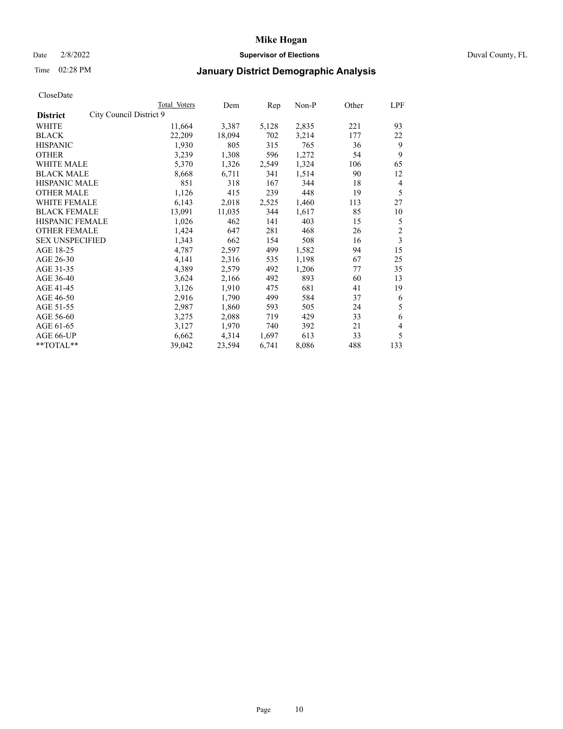# Mike Hogan

Date 2/8/2022 **Supervisor of Elections** Duval County, FL

Time 02:28 PM **January District Demographic Analysis**

CloseDate

| **District** | City Council District 9 | Total Voters | Dem | Rep | Non-P | Other | LPF |
|---|---|---|---|---|---|---|---|
| WHITE | | 11,664 | 3,387 | 5,128 | 2,835 | 221 | 93 |
| BLACK | | 22,209 | 18,094 | 702 | 3,214 | 177 | 22 |
| HISPANIC | | 1,930 | 805 | 315 | 765 | 36 | 9 |
| OTHER | | 3,239 | 1,308 | 596 | 1,272 | 54 | 9 |
| WHITE MALE | | 5,370 | 1,326 | 2,549 | 1,324 | 106 | 65 |
| BLACK MALE | | 8,668 | 6,711 | 341 | 1,514 | 90 | 12 |
| HISPANIC MALE | | 851 | 318 | 167 | 344 | 18 | 4 |
| OTHER MALE | | 1,126 | 415 | 239 | 448 | 19 | 5 |
| WHITE FEMALE | | 6,143 | 2,018 | 2,525 | 1,460 | 113 | 27 |
| BLACK FEMALE | | 13,091 | 11,035 | 344 | 1,617 | 85 | 10 |
| HISPANIC FEMALE | | 1,026 | 462 | 141 | 403 | 15 | 5 |
| OTHER FEMALE | | 1,424 | 647 | 281 | 468 | 26 | 2 |
| SEX UNSPECIFIED | | 1,343 | 662 | 154 | 508 | 16 | 3 |
| AGE 18-25 | | 4,787 | 2,597 | 499 | 1,582 | 94 | 15 |
| AGE 26-30 | | 4,141 | 2,316 | 535 | 1,198 | 67 | 25 |
| AGE 31-35 | | 4,389 | 2,579 | 492 | 1,206 | 77 | 35 |
| AGE 36-40 | | 3,624 | 2,166 | 492 | 893 | 60 | 13 |
| AGE 41-45 | | 3,126 | 1,910 | 475 | 681 | 41 | 19 |
| AGE 46-50 | | 2,916 | 1,790 | 499 | 584 | 37 | 6 |
| AGE 51-55 | | 2,987 | 1,860 | 593 | 505 | 24 | 5 |
| AGE 56-60 | | 3,275 | 2,088 | 719 | 429 | 33 | 6 |
| AGE 61-65 | | 3,127 | 1,970 | 740 | 392 | 21 | 4 |
| AGE 66-UP | | 6,662 | 4,314 | 1,697 | 613 | 33 | 5 |
| **TOTAL** | | 39,042 | 23,594 | 6,741 | 8,086 | 488 | 133 |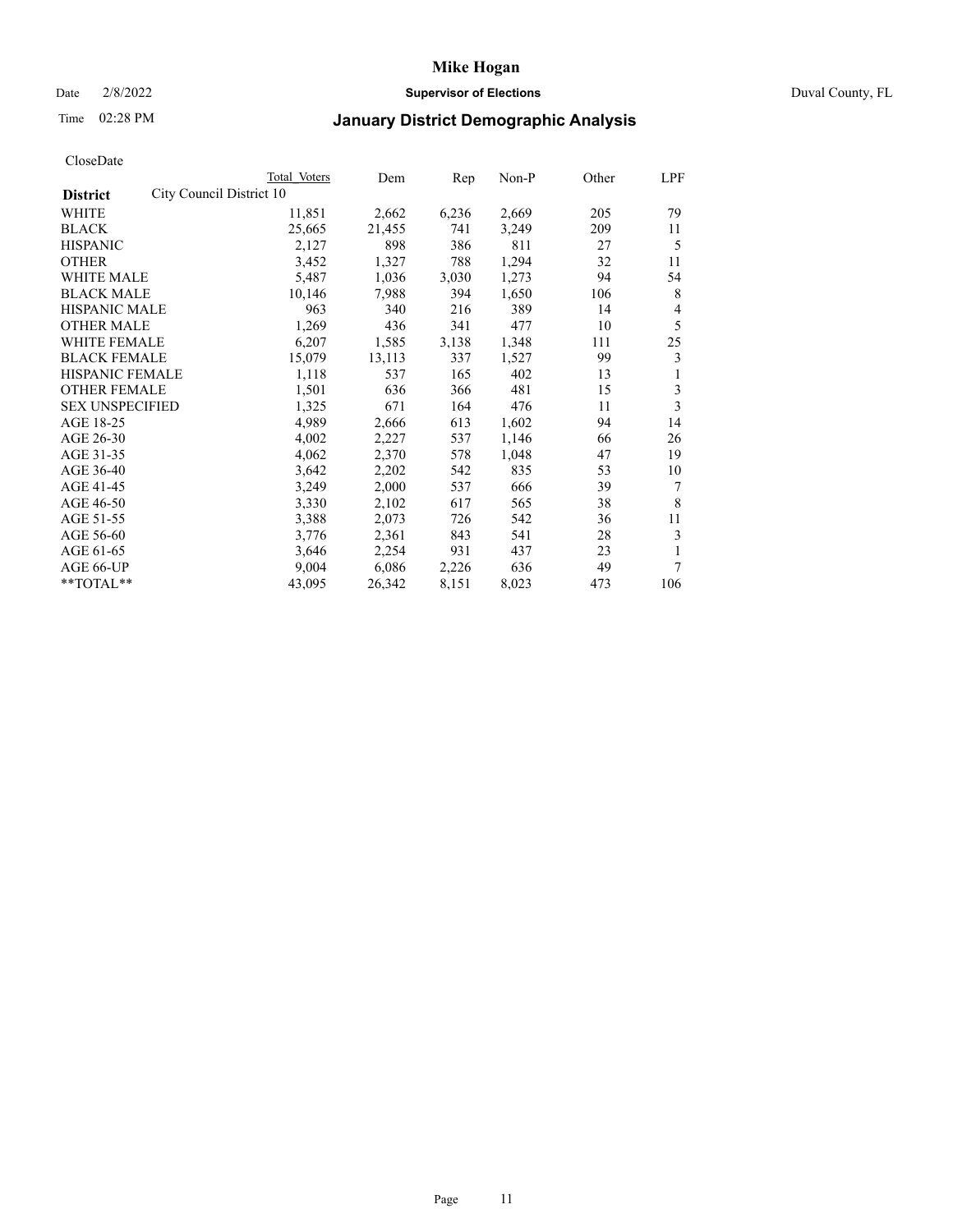# Mike Hogan

Date 2/8/2022 **Supervisor of Elections** Duval County, FL

Time 02:28 PM

## January District Demographic Analysis

CloseDate

| **District** | City Council District 10 | Total Voters | Dem | Rep | Non-P | Other | LPF |
|---|---|---|---|---|---|---|---|
| WHITE | | 11,851 | 2,662 | 6,236 | 2,669 | 205 | 79 |
| BLACK | | 25,665 | 21,455 | 741 | 3,249 | 209 | 11 |
| HISPANIC | | 2,127 | 898 | 386 | 811 | 27 | 5 |
| OTHER | | 3,452 | 1,327 | 788 | 1,294 | 32 | 11 |
| WHITE MALE | | 5,487 | 1,036 | 3,030 | 1,273 | 94 | 54 |
| BLACK MALE | | 10,146 | 7,988 | 394 | 1,650 | 106 | 8 |
| HISPANIC MALE | | 963 | 340 | 216 | 389 | 14 | 4 |
| OTHER MALE | | 1,269 | 436 | 341 | 477 | 10 | 5 |
| WHITE FEMALE | | 6,207 | 1,585 | 3,138 | 1,348 | 111 | 25 |
| BLACK FEMALE | | 15,079 | 13,113 | 337 | 1,527 | 99 | 3 |
| HISPANIC FEMALE | | 1,118 | 537 | 165 | 402 | 13 | 1 |
| OTHER FEMALE | | 1,501 | 636 | 366 | 481 | 15 | 3 |
| SEX UNSPECIFIED | | 1,325 | 671 | 164 | 476 | 11 | 3 |
| AGE 18-25 | | 4,989 | 2,666 | 613 | 1,602 | 94 | 14 |
| AGE 26-30 | | 4,002 | 2,227 | 537 | 1,146 | 66 | 26 |
| AGE 31-35 | | 4,062 | 2,370 | 578 | 1,048 | 47 | 19 |
| AGE 36-40 | | 3,642 | 2,202 | 542 | 835 | 53 | 10 |
| AGE 41-45 | | 3,249 | 2,000 | 537 | 666 | 39 | 7 |
| AGE 46-50 | | 3,330 | 2,102 | 617 | 565 | 38 | 8 |
| AGE 51-55 | | 3,388 | 2,073 | 726 | 542 | 36 | 11 |
| AGE 56-60 | | 3,776 | 2,361 | 843 | 541 | 28 | 3 |
| AGE 61-65 | | 3,646 | 2,254 | 931 | 437 | 23 | 1 |
| AGE 66-UP | | 9,004 | 6,086 | 2,226 | 636 | 49 | 7 |
| **TOTAL** | | 43,095 | 26,342 | 8,151 | 8,023 | 473 | 106 |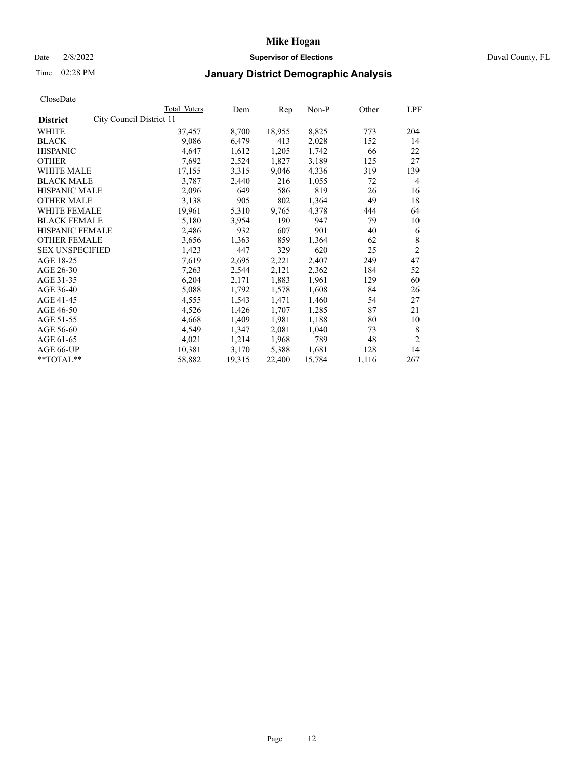**Mike Hogan**

Date 2/8/2022 **Supervisor of Elections** Duval County, FL

Time 02:28 PM

# January District Demographic Analysis

CloseDate

| **District** | Total Voters | Dem | Rep | Non-P | Other | LPF |
|---|---|---|---|---|---|---|
| City Council District 11 | | | | | | |
| WHITE | 37,457 | 8,700 | 18,955 | 8,825 | 773 | 204 |
| BLACK | 9,086 | 6,479 | 413 | 2,028 | 152 | 14 |
| HISPANIC | 4,647 | 1,612 | 1,205 | 1,742 | 66 | 22 |
| OTHER | 7,692 | 2,524 | 1,827 | 3,189 | 125 | 27 |
| WHITE MALE | 17,155 | 3,315 | 9,046 | 4,336 | 319 | 139 |
| BLACK MALE | 3,787 | 2,440 | 216 | 1,055 | 72 | 4 |
| HISPANIC MALE | 2,096 | 649 | 586 | 819 | 26 | 16 |
| OTHER MALE | 3,138 | 905 | 802 | 1,364 | 49 | 18 |
| WHITE FEMALE | 19,961 | 5,310 | 9,765 | 4,378 | 444 | 64 |
| BLACK FEMALE | 5,180 | 3,954 | 190 | 947 | 79 | 10 |
| HISPANIC FEMALE | 2,486 | 932 | 607 | 901 | 40 | 6 |
| OTHER FEMALE | 3,656 | 1,363 | 859 | 1,364 | 62 | 8 |
| SEX UNSPECIFIED | 1,423 | 447 | 329 | 620 | 25 | 2 |
| AGE 18-25 | 7,619 | 2,695 | 2,221 | 2,407 | 249 | 47 |
| AGE 26-30 | 7,263 | 2,544 | 2,121 | 2,362 | 184 | 52 |
| AGE 31-35 | 6,204 | 2,171 | 1,883 | 1,961 | 129 | 60 |
| AGE 36-40 | 5,088 | 1,792 | 1,578 | 1,608 | 84 | 26 |
| AGE 41-45 | 4,555 | 1,543 | 1,471 | 1,460 | 54 | 27 |
| AGE 46-50 | 4,526 | 1,426 | 1,707 | 1,285 | 87 | 21 |
| AGE 51-55 | 4,668 | 1,409 | 1,981 | 1,188 | 80 | 10 |
| AGE 56-60 | 4,549 | 1,347 | 2,081 | 1,040 | 73 | 8 |
| AGE 61-65 | 4,021 | 1,214 | 1,968 | 789 | 48 | 2 |
| AGE 66-UP | 10,381 | 3,170 | 5,388 | 1,681 | 128 | 14 |
| **TOTAL** | 58,882 | 19,315 | 22,400 | 15,784 | 1,116 | 267 |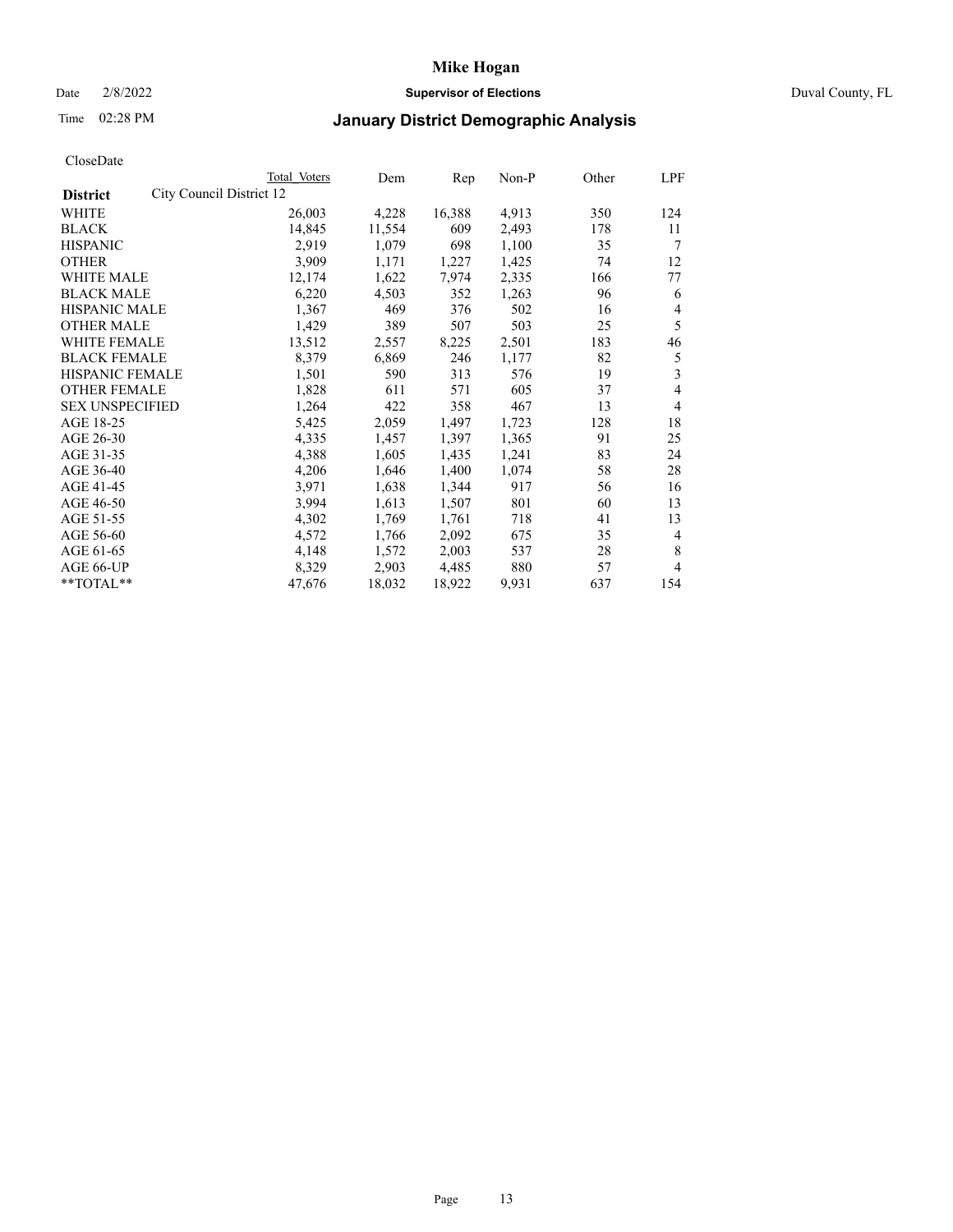# Mike Hogan

Date 2/8/2022 **Supervisor of Elections** Duval County, FL

Time 02:28 PM **January District Demographic Analysis**

CloseDate

| **District** | City Council District 12 | Total Voters | Dem | Rep | Non-P | Other | LPF |
|---|---|---|---|---|---|---|---|
| WHITE | | 26,003 | 4,228 | 16,388 | 4,913 | 350 | 124 |
| BLACK | | 14,845 | 11,554 | 609 | 2,493 | 178 | 11 |
| HISPANIC | | 2,919 | 1,079 | 698 | 1,100 | 35 | 7 |
| OTHER | | 3,909 | 1,171 | 1,227 | 1,425 | 74 | 12 |
| WHITE MALE | | 12,174 | 1,622 | 7,974 | 2,335 | 166 | 77 |
| BLACK MALE | | 6,220 | 4,503 | 352 | 1,263 | 96 | 6 |
| HISPANIC MALE | | 1,367 | 469 | 376 | 502 | 16 | 4 |
| OTHER MALE | | 1,429 | 389 | 507 | 503 | 25 | 5 |
| WHITE FEMALE | | 13,512 | 2,557 | 8,225 | 2,501 | 183 | 46 |
| BLACK FEMALE | | 8,379 | 6,869 | 246 | 1,177 | 82 | 5 |
| HISPANIC FEMALE | | 1,501 | 590 | 313 | 576 | 19 | 3 |
| OTHER FEMALE | | 1,828 | 611 | 571 | 605 | 37 | 4 |
| SEX UNSPECIFIED | | 1,264 | 422 | 358 | 467 | 13 | 4 |
| AGE 18-25 | | 5,425 | 2,059 | 1,497 | 1,723 | 128 | 18 |
| AGE 26-30 | | 4,335 | 1,457 | 1,397 | 1,365 | 91 | 25 |
| AGE 31-35 | | 4,388 | 1,605 | 1,435 | 1,241 | 83 | 24 |
| AGE 36-40 | | 4,206 | 1,646 | 1,400 | 1,074 | 58 | 28 |
| AGE 41-45 | | 3,971 | 1,638 | 1,344 | 917 | 56 | 16 |
| AGE 46-50 | | 3,994 | 1,613 | 1,507 | 801 | 60 | 13 |
| AGE 51-55 | | 4,302 | 1,769 | 1,761 | 718 | 41 | 13 |
| AGE 56-60 | | 4,572 | 1,766 | 2,092 | 675 | 35 | 4 |
| AGE 61-65 | | 4,148 | 1,572 | 2,003 | 537 | 28 | 8 |
| AGE 66-UP | | 8,329 | 2,903 | 4,485 | 880 | 57 | 4 |
| **TOTAL** | | 47,676 | 18,032 | 18,922 | 9,931 | 637 | 154 |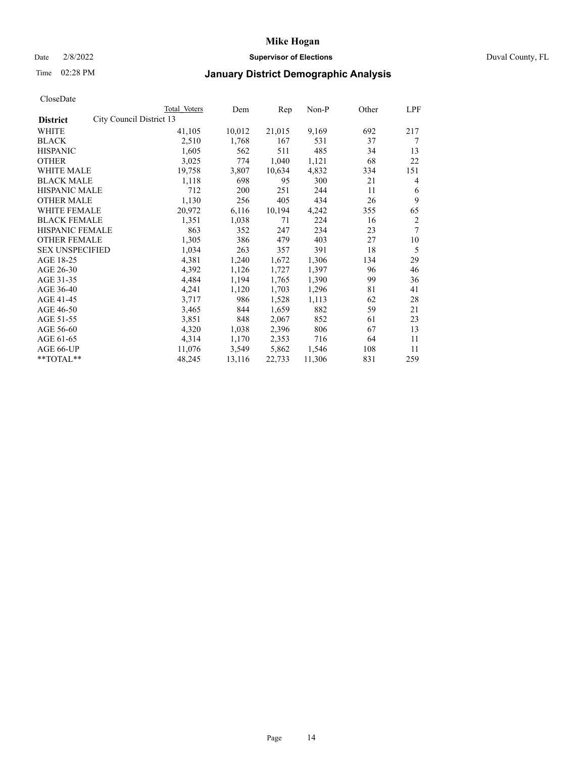# Mike Hogan

Date 2/8/2022 **Supervisor of Elections** Duval County, FL

Time 02:28 PM **January District Demographic Analysis**

CloseDate

| District | Total Voters | Dem | Rep | Non-P | Other | LPF |
|---|---|---|---|---|---|---|
| City Council District 13 | | | | | | |
| WHITE | 41,105 | 10,012 | 21,015 | 9,169 | 692 | 217 |
| BLACK | 2,510 | 1,768 | 167 | 531 | 37 | 7 |
| HISPANIC | 1,605 | 562 | 511 | 485 | 34 | 13 |
| OTHER | 3,025 | 774 | 1,040 | 1,121 | 68 | 22 |
| WHITE MALE | 19,758 | 3,807 | 10,634 | 4,832 | 334 | 151 |
| BLACK MALE | 1,118 | 698 | 95 | 300 | 21 | 4 |
| HISPANIC MALE | 712 | 200 | 251 | 244 | 11 | 6 |
| OTHER MALE | 1,130 | 256 | 405 | 434 | 26 | 9 |
| WHITE FEMALE | 20,972 | 6,116 | 10,194 | 4,242 | 355 | 65 |
| BLACK FEMALE | 1,351 | 1,038 | 71 | 224 | 16 | 2 |
| HISPANIC FEMALE | 863 | 352 | 247 | 234 | 23 | 7 |
| OTHER FEMALE | 1,305 | 386 | 479 | 403 | 27 | 10 |
| SEX UNSPECIFIED | 1,034 | 263 | 357 | 391 | 18 | 5 |
| AGE 18-25 | 4,381 | 1,240 | 1,672 | 1,306 | 134 | 29 |
| AGE 26-30 | 4,392 | 1,126 | 1,727 | 1,397 | 96 | 46 |
| AGE 31-35 | 4,484 | 1,194 | 1,765 | 1,390 | 99 | 36 |
| AGE 36-40 | 4,241 | 1,120 | 1,703 | 1,296 | 81 | 41 |
| AGE 41-45 | 3,717 | 986 | 1,528 | 1,113 | 62 | 28 |
| AGE 46-50 | 3,465 | 844 | 1,659 | 882 | 59 | 21 |
| AGE 51-55 | 3,851 | 848 | 2,067 | 852 | 61 | 23 |
| AGE 56-60 | 4,320 | 1,038 | 2,396 | 806 | 67 | 13 |
| AGE 61-65 | 4,314 | 1,170 | 2,353 | 716 | 64 | 11 |
| AGE 66-UP | 11,076 | 3,549 | 5,862 | 1,546 | 108 | 11 |
| **TOTAL** | 48,245 | 13,116 | 22,733 | 11,306 | 831 | 259 |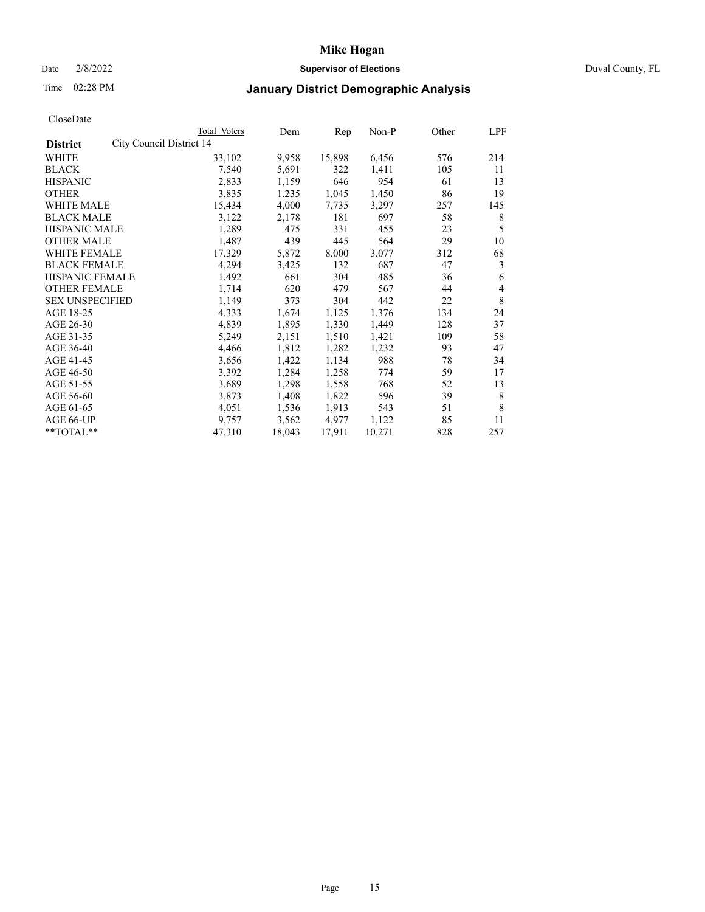# Mike Hogan

Date 2/8/2022 **Supervisor of Elections** Duval County, FL

Time 02:28 PM **January District Demographic Analysis**

CloseDate

| **District** City Council District 14 | Total Voters | Dem | Rep | Non-P | Other | LPF |
|---|---|---|---|---|---|---|
| WHITE | 33,102 | 9,958 | 15,898 | 6,456 | 576 | 214 |
| BLACK | 7,540 | 5,691 | 322 | 1,411 | 105 | 11 |
| HISPANIC | 2,833 | 1,159 | 646 | 954 | 61 | 13 |
| OTHER | 3,835 | 1,235 | 1,045 | 1,450 | 86 | 19 |
| WHITE MALE | 15,434 | 4,000 | 7,735 | 3,297 | 257 | 145 |
| BLACK MALE | 3,122 | 2,178 | 181 | 697 | 58 | 8 |
| HISPANIC MALE | 1,289 | 475 | 331 | 455 | 23 | 5 |
| OTHER MALE | 1,487 | 439 | 445 | 564 | 29 | 10 |
| WHITE FEMALE | 17,329 | 5,872 | 8,000 | 3,077 | 312 | 68 |
| BLACK FEMALE | 4,294 | 3,425 | 132 | 687 | 47 | 3 |
| HISPANIC FEMALE | 1,492 | 661 | 304 | 485 | 36 | 6 |
| OTHER FEMALE | 1,714 | 620 | 479 | 567 | 44 | 4 |
| SEX UNSPECIFIED | 1,149 | 373 | 304 | 442 | 22 | 8 |
| AGE 18-25 | 4,333 | 1,674 | 1,125 | 1,376 | 134 | 24 |
| AGE 26-30 | 4,839 | 1,895 | 1,330 | 1,449 | 128 | 37 |
| AGE 31-35 | 5,249 | 2,151 | 1,510 | 1,421 | 109 | 58 |
| AGE 36-40 | 4,466 | 1,812 | 1,282 | 1,232 | 93 | 47 |
| AGE 41-45 | 3,656 | 1,422 | 1,134 | 988 | 78 | 34 |
| AGE 46-50 | 3,392 | 1,284 | 1,258 | 774 | 59 | 17 |
| AGE 51-55 | 3,689 | 1,298 | 1,558 | 768 | 52 | 13 |
| AGE 56-60 | 3,873 | 1,408 | 1,822 | 596 | 39 | 8 |
| AGE 61-65 | 4,051 | 1,536 | 1,913 | 543 | 51 | 8 |
| AGE 66-UP | 9,757 | 3,562 | 4,977 | 1,122 | 85 | 11 |
| **TOTAL** | 47,310 | 18,043 | 17,911 | 10,271 | 828 | 257 |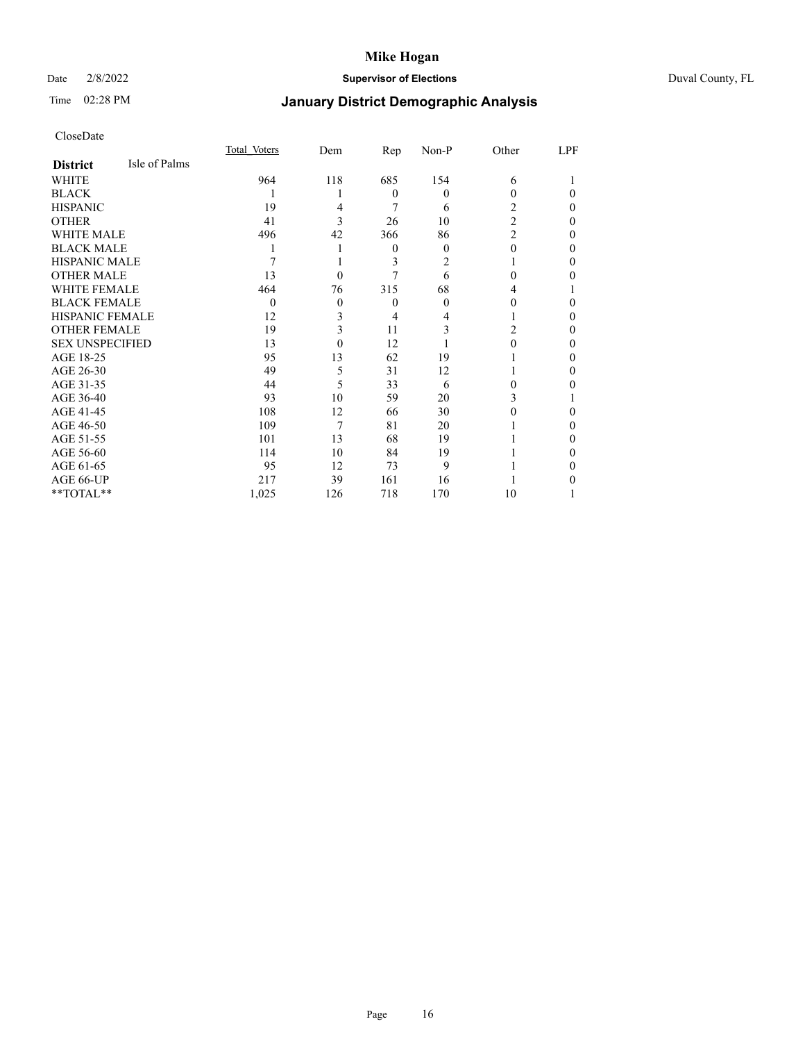# Mike Hogan

Date 2/8/2022 **Supervisor of Elections** Duval County, FL

Time 02:28 PM

## January District Demographic Analysis

CloseDate

| **District** Isle of Palms | Total Voters | Dem | Rep | Non-P | Other | LPF |
|---|---|---|---|---|---|---|
| WHITE | 964 | 118 | 685 | 154 | 6 | 1 |
| BLACK | 1 | 1 | 0 | 0 | 0 | 0 |
| HISPANIC | 19 | 4 | 7 | 6 | 2 | 0 |
| OTHER | 41 | 3 | 26 | 10 | 2 | 0 |
| WHITE MALE | 496 | 42 | 366 | 86 | 2 | 0 |
| BLACK MALE | 1 | 1 | 0 | 0 | 0 | 0 |
| HISPANIC MALE | 7 | 1 | 3 | 2 | 1 | 0 |
| OTHER MALE | 13 | 0 | 7 | 6 | 0 | 0 |
| WHITE FEMALE | 464 | 76 | 315 | 68 | 4 | 1 |
| BLACK FEMALE | 0 | 0 | 0 | 0 | 0 | 0 |
| HISPANIC FEMALE | 12 | 3 | 4 | 4 | 1 | 0 |
| OTHER FEMALE | 19 | 3 | 11 | 3 | 2 | 0 |
| SEX UNSPECIFIED | 13 | 0 | 12 | 1 | 0 | 0 |
| AGE 18-25 | 95 | 13 | 62 | 19 | 1 | 0 |
| AGE 26-30 | 49 | 5 | 31 | 12 | 1 | 0 |
| AGE 31-35 | 44 | 5 | 33 | 6 | 0 | 0 |
| AGE 36-40 | 93 | 10 | 59 | 20 | 3 | 1 |
| AGE 41-45 | 108 | 12 | 66 | 30 | 0 | 0 |
| AGE 46-50 | 109 | 7 | 81 | 20 | 1 | 0 |
| AGE 51-55 | 101 | 13 | 68 | 19 | 1 | 0 |
| AGE 56-60 | 114 | 10 | 84 | 19 | 1 | 0 |
| AGE 61-65 | 95 | 12 | 73 | 9 | 1 | 0 |
| AGE 66-UP | 217 | 39 | 161 | 16 | 1 | 0 |
| **TOTAL** | 1,025 | 126 | 718 | 170 | 10 | 1 |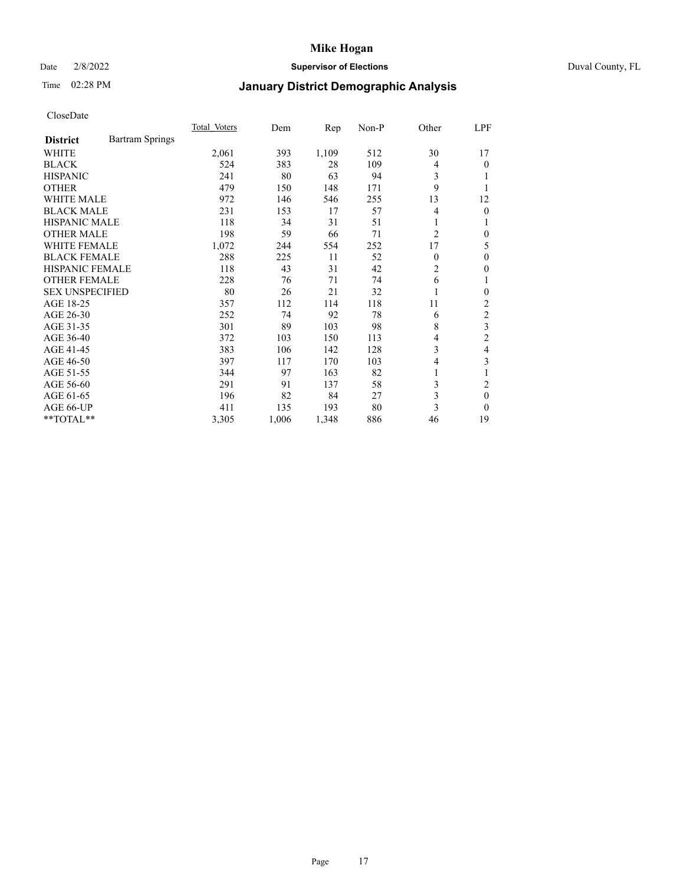# Mike Hogan

Date 2/8/2022 **Supervisor of Elections** Duval County, FL

Time 02:28 PM **January District Demographic Analysis**

CloseDate

| **District** Bartram Springs | Total Voters | Dem | Rep | Non-P | Other | LPF |
|---|---|---|---|---|---|---|
| WHITE | 2,061 | 393 | 1,109 | 512 | 30 | 17 |
| BLACK | 524 | 383 | 28 | 109 | 4 | 0 |
| HISPANIC | 241 | 80 | 63 | 94 | 3 | 1 |
| OTHER | 479 | 150 | 148 | 171 | 9 | 1 |
| WHITE MALE | 972 | 146 | 546 | 255 | 13 | 12 |
| BLACK MALE | 231 | 153 | 17 | 57 | 4 | 0 |
| HISPANIC MALE | 118 | 34 | 31 | 51 | 1 | 1 |
| OTHER MALE | 198 | 59 | 66 | 71 | 2 | 0 |
| WHITE FEMALE | 1,072 | 244 | 554 | 252 | 17 | 5 |
| BLACK FEMALE | 288 | 225 | 11 | 52 | 0 | 0 |
| HISPANIC FEMALE | 118 | 43 | 31 | 42 | 2 | 0 |
| OTHER FEMALE | 228 | 76 | 71 | 74 | 6 | 1 |
| SEX UNSPECIFIED | 80 | 26 | 21 | 32 | 1 | 0 |
| AGE 18-25 | 357 | 112 | 114 | 118 | 11 | 2 |
| AGE 26-30 | 252 | 74 | 92 | 78 | 6 | 2 |
| AGE 31-35 | 301 | 89 | 103 | 98 | 8 | 3 |
| AGE 36-40 | 372 | 103 | 150 | 113 | 4 | 2 |
| AGE 41-45 | 383 | 106 | 142 | 128 | 3 | 4 |
| AGE 46-50 | 397 | 117 | 170 | 103 | 4 | 3 |
| AGE 51-55 | 344 | 97 | 163 | 82 | 1 | 1 |
| AGE 56-60 | 291 | 91 | 137 | 58 | 3 | 2 |
| AGE 61-65 | 196 | 82 | 84 | 27 | 3 | 0 |
| AGE 66-UP | 411 | 135 | 193 | 80 | 3 | 0 |
| **TOTAL** | 3,305 | 1,006 | 1,348 | 886 | 46 | 19 |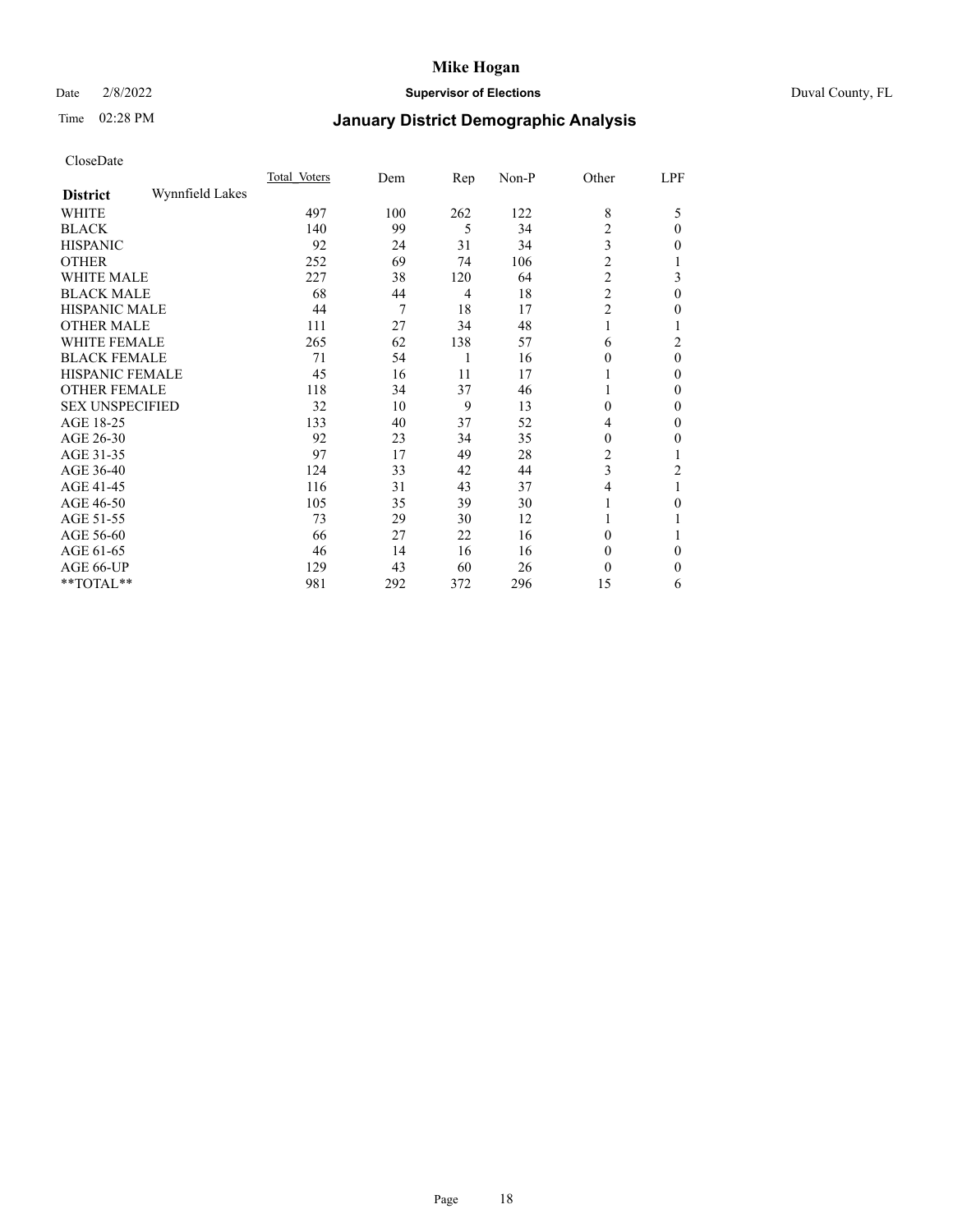# Mike Hogan

Date 2/8/2022 **Supervisor of Elections** Duval County, FL

Time 02:28 PM **January District Demographic Analysis**

CloseDate

| District | Wynnfield Lakes | Total Voters | Dem | Rep | Non-P | Other | LPF |
|---|---|---|---|---|---|---|---|
| WHITE | | 497 | 100 | 262 | 122 | 8 | 5 |
| BLACK | | 140 | 99 | 5 | 34 | 2 | 0 |
| HISPANIC | | 92 | 24 | 31 | 34 | 3 | 0 |
| OTHER | | 252 | 69 | 74 | 106 | 2 | 1 |
| WHITE MALE | | 227 | 38 | 120 | 64 | 2 | 3 |
| BLACK MALE | | 68 | 44 | 4 | 18 | 2 | 0 |
| HISPANIC MALE | | 44 | 7 | 18 | 17 | 2 | 0 |
| OTHER MALE | | 111 | 27 | 34 | 48 | 1 | 1 |
| WHITE FEMALE | | 265 | 62 | 138 | 57 | 6 | 2 |
| BLACK FEMALE | | 71 | 54 | 1 | 16 | 0 | 0 |
| HISPANIC FEMALE | | 45 | 16 | 11 | 17 | 1 | 0 |
| OTHER FEMALE | | 118 | 34 | 37 | 46 | 1 | 0 |
| SEX UNSPECIFIED | | 32 | 10 | 9 | 13 | 0 | 0 |
| AGE 18-25 | | 133 | 40 | 37 | 52 | 4 | 0 |
| AGE 26-30 | | 92 | 23 | 34 | 35 | 0 | 0 |
| AGE 31-35 | | 97 | 17 | 49 | 28 | 2 | 1 |
| AGE 36-40 | | 124 | 33 | 42 | 44 | 3 | 2 |
| AGE 41-45 | | 116 | 31 | 43 | 37 | 4 | 1 |
| AGE 46-50 | | 105 | 35 | 39 | 30 | 1 | 0 |
| AGE 51-55 | | 73 | 29 | 30 | 12 | 1 | 1 |
| AGE 56-60 | | 66 | 27 | 22 | 16 | 0 | 1 |
| AGE 61-65 | | 46 | 14 | 16 | 16 | 0 | 0 |
| AGE 66-UP | | 129 | 43 | 60 | 26 | 0 | 0 |
| **TOTAL** | | 981 | 292 | 372 | 296 | 15 | 6 |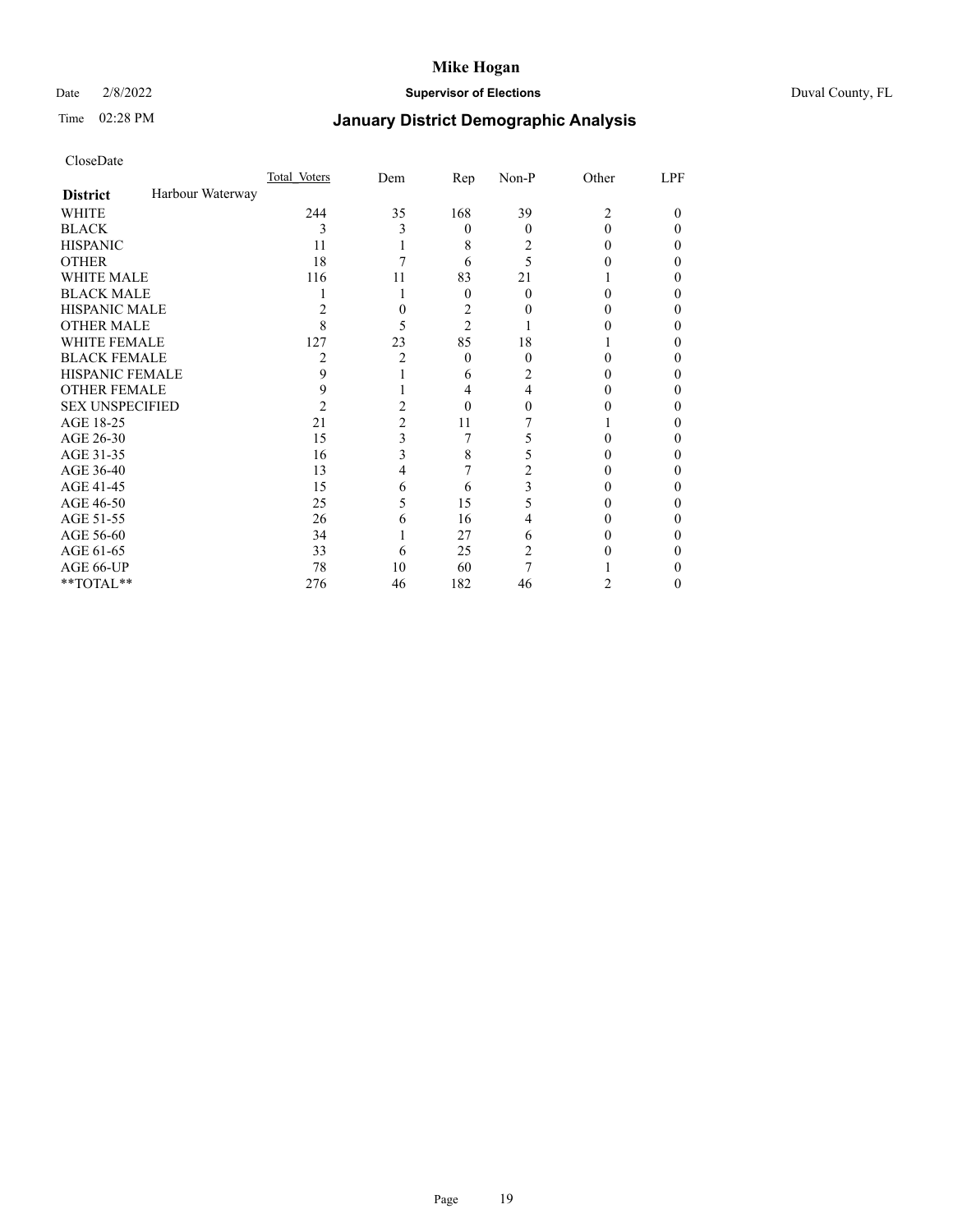CloseDate

| | Total_Voters | Dem | Rep | Non-P | Other | LPF |
|---|---|---|---|---|---|---|
| **District** Harbour Waterway | | | | | | |
| WHITE | 244 | 35 | 168 | 39 | 2 | 0 |
| BLACK | 3 | 3 | 0 | 0 | 0 | 0 |
| HISPANIC | 11 | 1 | 8 | 2 | 0 | 0 |
| OTHER | 18 | 7 | 6 | 5 | 0 | 0 |
| WHITE MALE | 116 | 11 | 83 | 21 | 1 | 0 |
| BLACK MALE | 1 | 1 | 0 | 0 | 0 | 0 |
| HISPANIC MALE | 2 | 0 | 2 | 0 | 0 | 0 |
| OTHER MALE | 8 | 5 | 2 | 1 | 0 | 0 |
| WHITE FEMALE | 127 | 23 | 85 | 18 | 1 | 0 |
| BLACK FEMALE | 2 | 2 | 0 | 0 | 0 | 0 |
| HISPANIC FEMALE | 9 | 1 | 6 | 2 | 0 | 0 |
| OTHER FEMALE | 9 | 1 | 4 | 4 | 0 | 0 |
| SEX UNSPECIFIED | 2 | 2 | 0 | 0 | 0 | 0 |
| AGE 18-25 | 21 | 2 | 11 | 7 | 1 | 0 |
| AGE 26-30 | 15 | 3 | 7 | 5 | 0 | 0 |
| AGE 31-35 | 16 | 3 | 8 | 5 | 0 | 0 |
| AGE 36-40 | 13 | 4 | 7 | 2 | 0 | 0 |
| AGE 41-45 | 15 | 6 | 6 | 3 | 0 | 0 |
| AGE 46-50 | 25 | 5 | 15 | 5 | 0 | 0 |
| AGE 51-55 | 26 | 6 | 16 | 4 | 0 | 0 |
| AGE 56-60 | 34 | 1 | 27 | 6 | 0 | 0 |
| AGE 61-65 | 33 | 6 | 25 | 2 | 0 | 0 |
| AGE 66-UP | 78 | 10 | 60 | 7 | 1 | 0 |
| **TOTAL** | 276 | 46 | 182 | 46 | 2 | 0 |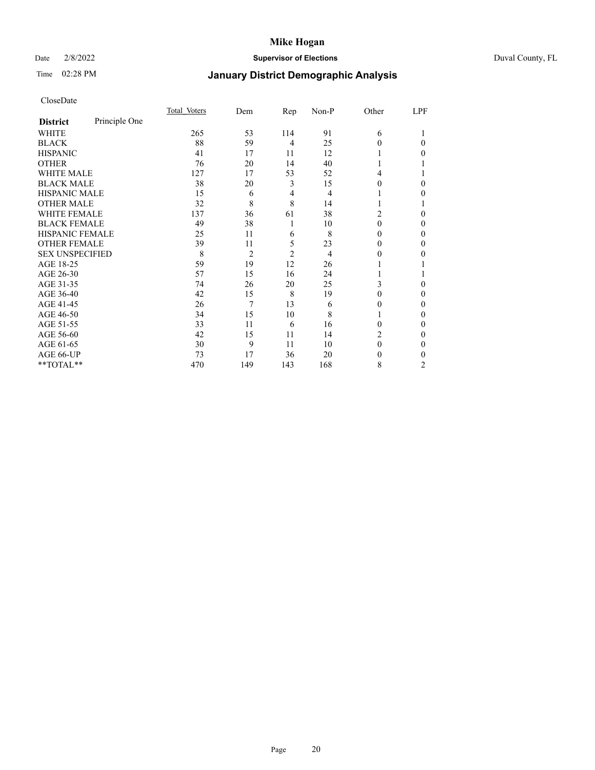# Mike Hogan

Date 2/8/2022 **Supervisor of Elections** Duval County, FL

Time 02:28 PM **January District Demographic Analysis**

CloseDate

| **District** Principle One | Total Voters | Dem | Rep | Non-P | Other | LPF |
|---|---|---|---|---|---|---|
| WHITE | 265 | 53 | 114 | 91 | 6 | 1 |
| BLACK | 88 | 59 | 4 | 25 | 0 | 0 |
| HISPANIC | 41 | 17 | 11 | 12 | 1 | 0 |
| OTHER | 76 | 20 | 14 | 40 | 1 | 1 |
| WHITE MALE | 127 | 17 | 53 | 52 | 4 | 1 |
| BLACK MALE | 38 | 20 | 3 | 15 | 0 | 0 |
| HISPANIC MALE | 15 | 6 | 4 | 4 | 1 | 0 |
| OTHER MALE | 32 | 8 | 8 | 14 | 1 | 1 |
| WHITE FEMALE | 137 | 36 | 61 | 38 | 2 | 0 |
| BLACK FEMALE | 49 | 38 | 1 | 10 | 0 | 0 |
| HISPANIC FEMALE | 25 | 11 | 6 | 8 | 0 | 0 |
| OTHER FEMALE | 39 | 11 | 5 | 23 | 0 | 0 |
| SEX UNSPECIFIED | 8 | 2 | 2 | 4 | 0 | 0 |
| AGE 18-25 | 59 | 19 | 12 | 26 | 1 | 1 |
| AGE 26-30 | 57 | 15 | 16 | 24 | 1 | 1 |
| AGE 31-35 | 74 | 26 | 20 | 25 | 3 | 0 |
| AGE 36-40 | 42 | 15 | 8 | 19 | 0 | 0 |
| AGE 41-45 | 26 | 7 | 13 | 6 | 0 | 0 |
| AGE 46-50 | 34 | 15 | 10 | 8 | 1 | 0 |
| AGE 51-55 | 33 | 11 | 6 | 16 | 0 | 0 |
| AGE 56-60 | 42 | 15 | 11 | 14 | 2 | 0 |
| AGE 61-65 | 30 | 9 | 11 | 10 | 0 | 0 |
| AGE 66-UP | 73 | 17 | 36 | 20 | 0 | 0 |
| **TOTAL** | 470 | 149 | 143 | 168 | 8 | 2 |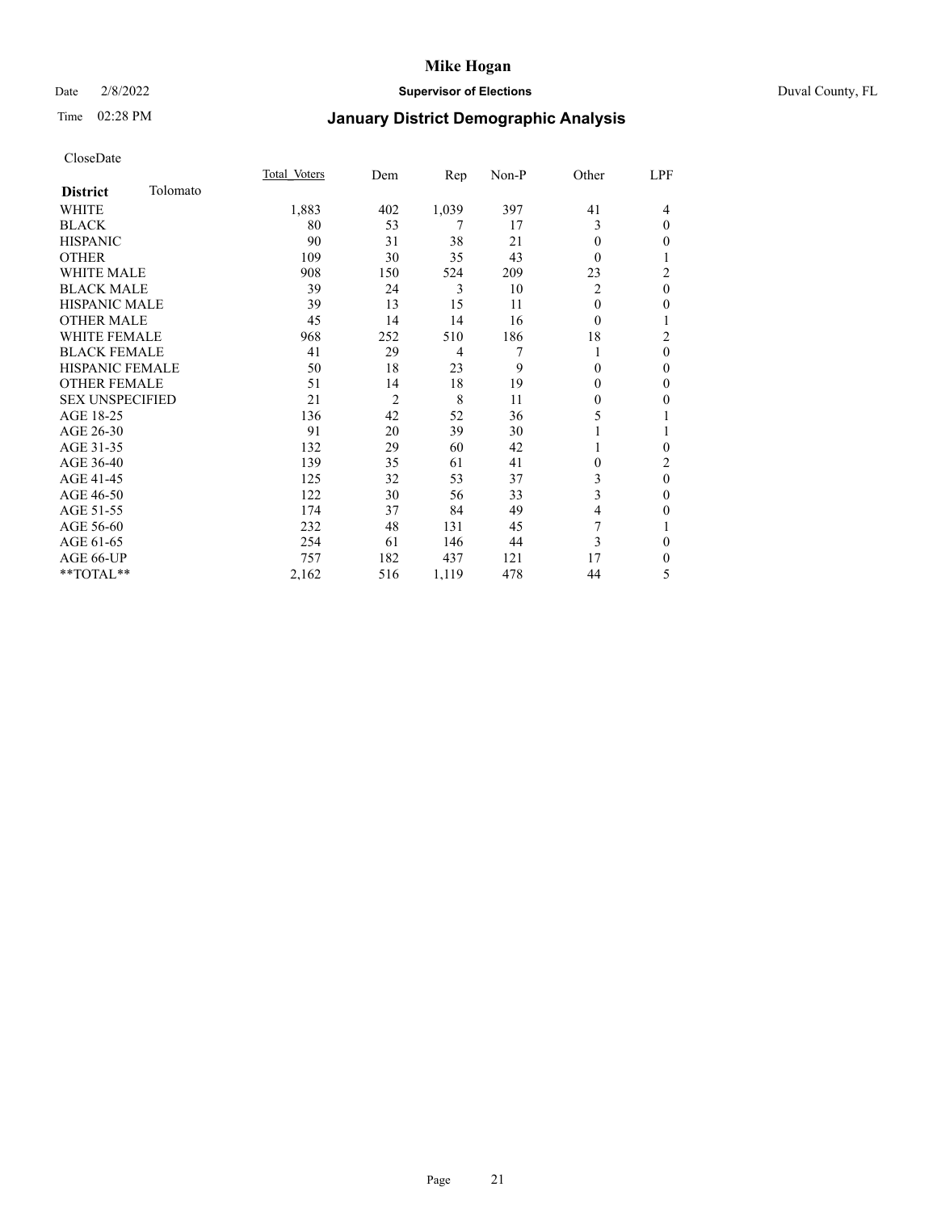# Mike Hogan

Date 2/8/2022 **Supervisor of Elections** Duval County, FL

Time 02:28 PM

## January District Demographic Analysis

CloseDate

| District Tolomato | Total Voters | Dem | Rep | Non-P | Other | LPF |
|---|---|---|---|---|---|---|
| WHITE | 1,883 | 402 | 1,039 | 397 | 41 | 4 |
| BLACK | 80 | 53 | 7 | 17 | 3 | 0 |
| HISPANIC | 90 | 31 | 38 | 21 | 0 | 0 |
| OTHER | 109 | 30 | 35 | 43 | 0 | 1 |
| WHITE MALE | 908 | 150 | 524 | 209 | 23 | 2 |
| BLACK MALE | 39 | 24 | 3 | 10 | 2 | 0 |
| HISPANIC MALE | 39 | 13 | 15 | 11 | 0 | 0 |
| OTHER MALE | 45 | 14 | 14 | 16 | 0 | 1 |
| WHITE FEMALE | 968 | 252 | 510 | 186 | 18 | 2 |
| BLACK FEMALE | 41 | 29 | 4 | 7 | 1 | 0 |
| HISPANIC FEMALE | 50 | 18 | 23 | 9 | 0 | 0 |
| OTHER FEMALE | 51 | 14 | 18 | 19 | 0 | 0 |
| SEX UNSPECIFIED | 21 | 2 | 8 | 11 | 0 | 0 |
| AGE 18-25 | 136 | 42 | 52 | 36 | 5 | 1 |
| AGE 26-30 | 91 | 20 | 39 | 30 | 1 | 1 |
| AGE 31-35 | 132 | 29 | 60 | 42 | 1 | 0 |
| AGE 36-40 | 139 | 35 | 61 | 41 | 0 | 2 |
| AGE 41-45 | 125 | 32 | 53 | 37 | 3 | 0 |
| AGE 46-50 | 122 | 30 | 56 | 33 | 3 | 0 |
| AGE 51-55 | 174 | 37 | 84 | 49 | 4 | 0 |
| AGE 56-60 | 232 | 48 | 131 | 45 | 7 | 1 |
| AGE 61-65 | 254 | 61 | 146 | 44 | 3 | 0 |
| AGE 66-UP | 757 | 182 | 437 | 121 | 17 | 0 |
| **TOTAL** | 2,162 | 516 | 1,119 | 478 | 44 | 5 |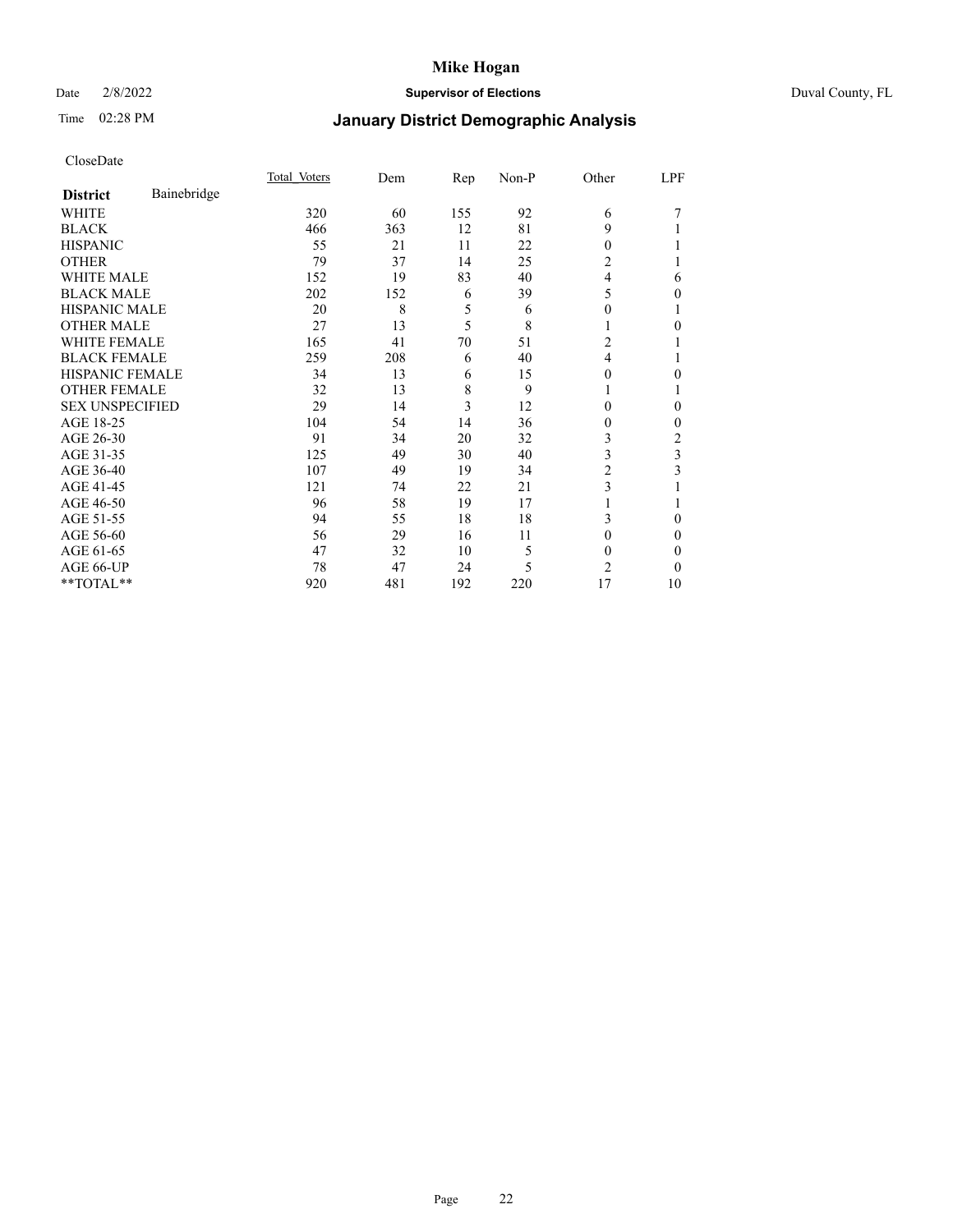CloseDate

| District | Bainebridge | Total_Voters | Dem | Rep | Non-P | Other | LPF |
|---|---|---|---|---|---|---|---|
| WHITE | | 320 | 60 | 155 | 92 | 6 | 7 |
| BLACK | | 466 | 363 | 12 | 81 | 9 | 1 |
| HISPANIC | | 55 | 21 | 11 | 22 | 0 | 1 |
| OTHER | | 79 | 37 | 14 | 25 | 2 | 1 |
| WHITE MALE | | 152 | 19 | 83 | 40 | 4 | 6 |
| BLACK MALE | | 202 | 152 | 6 | 39 | 5 | 0 |
| HISPANIC MALE | | 20 | 8 | 5 | 6 | 0 | 1 |
| OTHER MALE | | 27 | 13 | 5 | 8 | 1 | 0 |
| WHITE FEMALE | | 165 | 41 | 70 | 51 | 2 | 1 |
| BLACK FEMALE | | 259 | 208 | 6 | 40 | 4 | 1 |
| HISPANIC FEMALE | | 34 | 13 | 6 | 15 | 0 | 0 |
| OTHER FEMALE | | 32 | 13 | 8 | 9 | 1 | 1 |
| SEX UNSPECIFIED | | 29 | 14 | 3 | 12 | 0 | 0 |
| AGE 18-25 | | 104 | 54 | 14 | 36 | 0 | 0 |
| AGE 26-30 | | 91 | 34 | 20 | 32 | 3 | 2 |
| AGE 31-35 | | 125 | 49 | 30 | 40 | 3 | 3 |
| AGE 36-40 | | 107 | 49 | 19 | 34 | 2 | 3 |
| AGE 41-45 | | 121 | 74 | 22 | 21 | 3 | 1 |
| AGE 46-50 | | 96 | 58 | 19 | 17 | 1 | 1 |
| AGE 51-55 | | 94 | 55 | 18 | 18 | 3 | 0 |
| AGE 56-60 | | 56 | 29 | 16 | 11 | 0 | 0 |
| AGE 61-65 | | 47 | 32 | 10 | 5 | 0 | 0 |
| AGE 66-UP | | 78 | 47 | 24 | 5 | 2 | 0 |
| **TOTAL** | | 920 | 481 | 192 | 220 | 17 | 10 |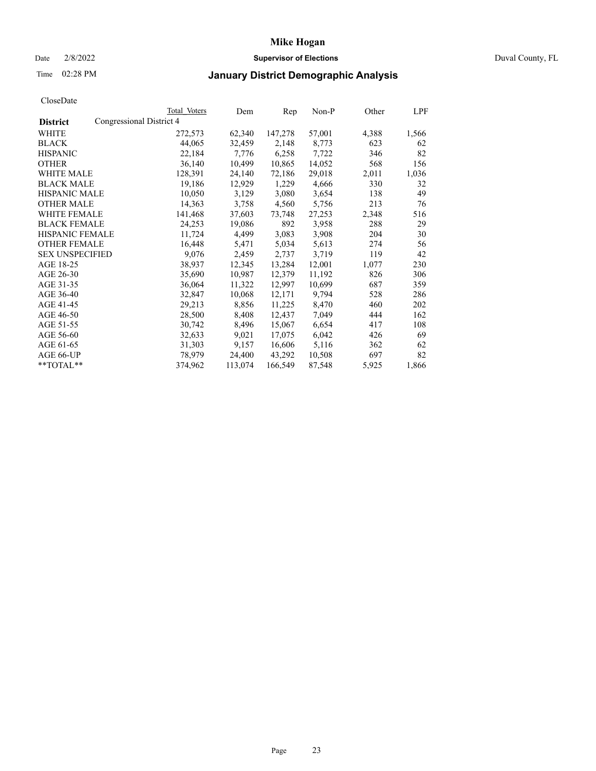# Mike Hogan

Date 2/8/2022 **Supervisor of Elections** Duval County, FL

Time 02:28 PM **January District Demographic Analysis**

CloseDate

| District | Total Voters | Dem | Rep | Non-P | Other | LPF |
|---|---|---|---|---|---|---|
| Congressional District 4 | | | | | | |
| WHITE | 272,573 | 62,340 | 147,278 | 57,001 | 4,388 | 1,566 |
| BLACK | 44,065 | 32,459 | 2,148 | 8,773 | 623 | 62 |
| HISPANIC | 22,184 | 7,776 | 6,258 | 7,722 | 346 | 82 |
| OTHER | 36,140 | 10,499 | 10,865 | 14,052 | 568 | 156 |
| WHITE MALE | 128,391 | 24,140 | 72,186 | 29,018 | 2,011 | 1,036 |
| BLACK MALE | 19,186 | 12,929 | 1,229 | 4,666 | 330 | 32 |
| HISPANIC MALE | 10,050 | 3,129 | 3,080 | 3,654 | 138 | 49 |
| OTHER MALE | 14,363 | 3,758 | 4,560 | 5,756 | 213 | 76 |
| WHITE FEMALE | 141,468 | 37,603 | 73,748 | 27,253 | 2,348 | 516 |
| BLACK FEMALE | 24,253 | 19,086 | 892 | 3,958 | 288 | 29 |
| HISPANIC FEMALE | 11,724 | 4,499 | 3,083 | 3,908 | 204 | 30 |
| OTHER FEMALE | 16,448 | 5,471 | 5,034 | 5,613 | 274 | 56 |
| SEX UNSPECIFIED | 9,076 | 2,459 | 2,737 | 3,719 | 119 | 42 |
| AGE 18-25 | 38,937 | 12,345 | 13,284 | 12,001 | 1,077 | 230 |
| AGE 26-30 | 35,690 | 10,987 | 12,379 | 11,192 | 826 | 306 |
| AGE 31-35 | 36,064 | 11,322 | 12,997 | 10,699 | 687 | 359 |
| AGE 36-40 | 32,847 | 10,068 | 12,171 | 9,794 | 528 | 286 |
| AGE 41-45 | 29,213 | 8,856 | 11,225 | 8,470 | 460 | 202 |
| AGE 46-50 | 28,500 | 8,408 | 12,437 | 7,049 | 444 | 162 |
| AGE 51-55 | 30,742 | 8,496 | 15,067 | 6,654 | 417 | 108 |
| AGE 56-60 | 32,633 | 9,021 | 17,075 | 6,042 | 426 | 69 |
| AGE 61-65 | 31,303 | 9,157 | 16,606 | 5,116 | 362 | 62 |
| AGE 66-UP | 78,979 | 24,400 | 43,292 | 10,508 | 697 | 82 |
| **TOTAL** | 374,962 | 113,074 | 166,549 | 87,548 | 5,925 | 1,866 |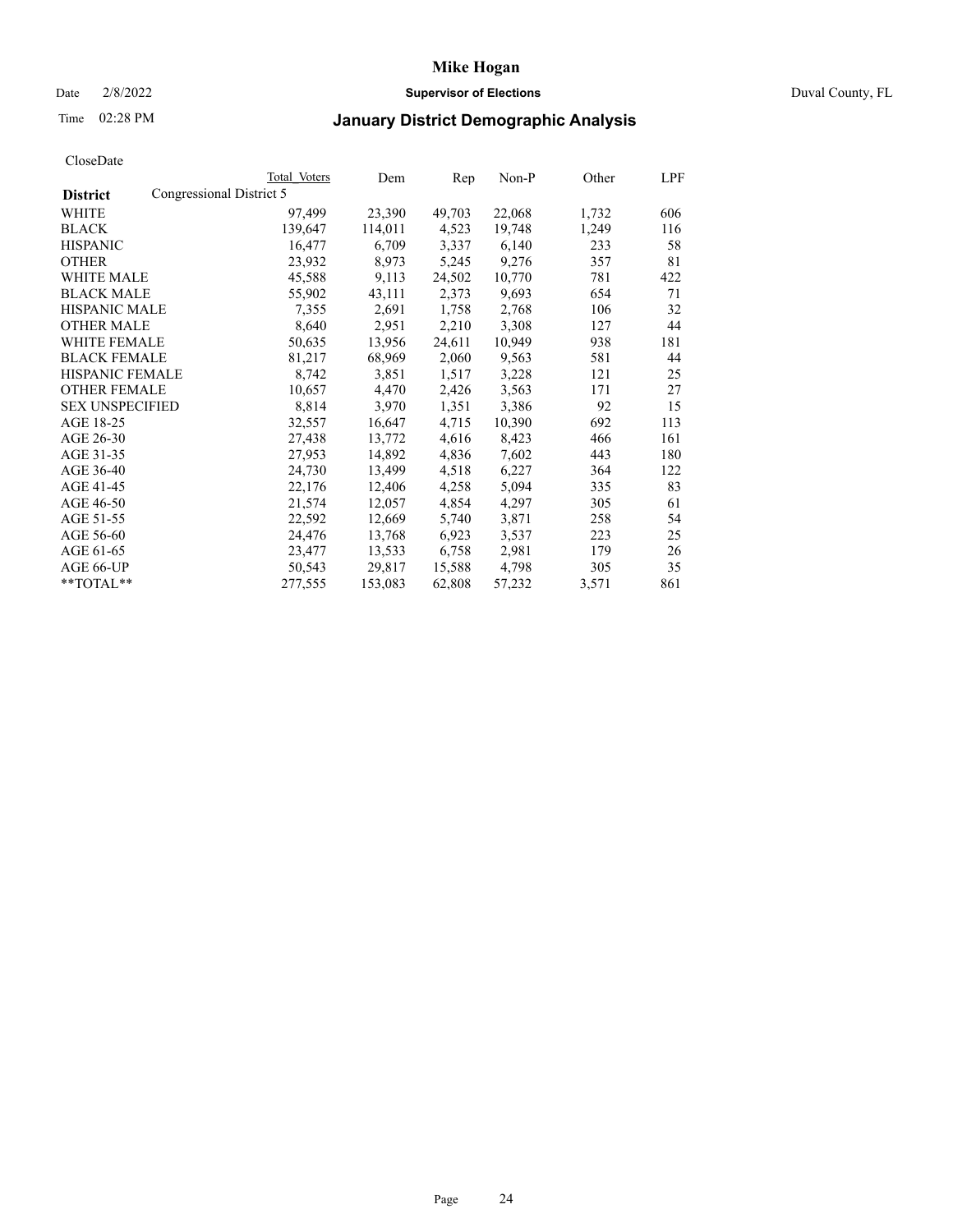# Mike Hogan

Date 2/8/2022 **Supervisor of Elections** Duval County, FL

Time 02:28 PM **January District Demographic Analysis**

CloseDate

| District | Congressional District 5 Total Voters | Dem | Rep | Non-P | Other | LPF |
|---|---|---|---|---|---|---|
| WHITE | 97,499 | 23,390 | 49,703 | 22,068 | 1,732 | 606 |
| BLACK | 139,647 | 114,011 | 4,523 | 19,748 | 1,249 | 116 |
| HISPANIC | 16,477 | 6,709 | 3,337 | 6,140 | 233 | 58 |
| OTHER | 23,932 | 8,973 | 5,245 | 9,276 | 357 | 81 |
| WHITE MALE | 45,588 | 9,113 | 24,502 | 10,770 | 781 | 422 |
| BLACK MALE | 55,902 | 43,111 | 2,373 | 9,693 | 654 | 71 |
| HISPANIC MALE | 7,355 | 2,691 | 1,758 | 2,768 | 106 | 32 |
| OTHER MALE | 8,640 | 2,951 | 2,210 | 3,308 | 127 | 44 |
| WHITE FEMALE | 50,635 | 13,956 | 24,611 | 10,949 | 938 | 181 |
| BLACK FEMALE | 81,217 | 68,969 | 2,060 | 9,563 | 581 | 44 |
| HISPANIC FEMALE | 8,742 | 3,851 | 1,517 | 3,228 | 121 | 25 |
| OTHER FEMALE | 10,657 | 4,470 | 2,426 | 3,563 | 171 | 27 |
| SEX UNSPECIFIED | 8,814 | 3,970 | 1,351 | 3,386 | 92 | 15 |
| AGE 18-25 | 32,557 | 16,647 | 4,715 | 10,390 | 692 | 113 |
| AGE 26-30 | 27,438 | 13,772 | 4,616 | 8,423 | 466 | 161 |
| AGE 31-35 | 27,953 | 14,892 | 4,836 | 7,602 | 443 | 180 |
| AGE 36-40 | 24,730 | 13,499 | 4,518 | 6,227 | 364 | 122 |
| AGE 41-45 | 22,176 | 12,406 | 4,258 | 5,094 | 335 | 83 |
| AGE 46-50 | 21,574 | 12,057 | 4,854 | 4,297 | 305 | 61 |
| AGE 51-55 | 22,592 | 12,669 | 5,740 | 3,871 | 258 | 54 |
| AGE 56-60 | 24,476 | 13,768 | 6,923 | 3,537 | 223 | 25 |
| AGE 61-65 | 23,477 | 13,533 | 6,758 | 2,981 | 179 | 26 |
| AGE 66-UP | 50,543 | 29,817 | 15,588 | 4,798 | 305 | 35 |
| **TOTAL** | 277,555 | 153,083 | 62,808 | 57,232 | 3,571 | 861 |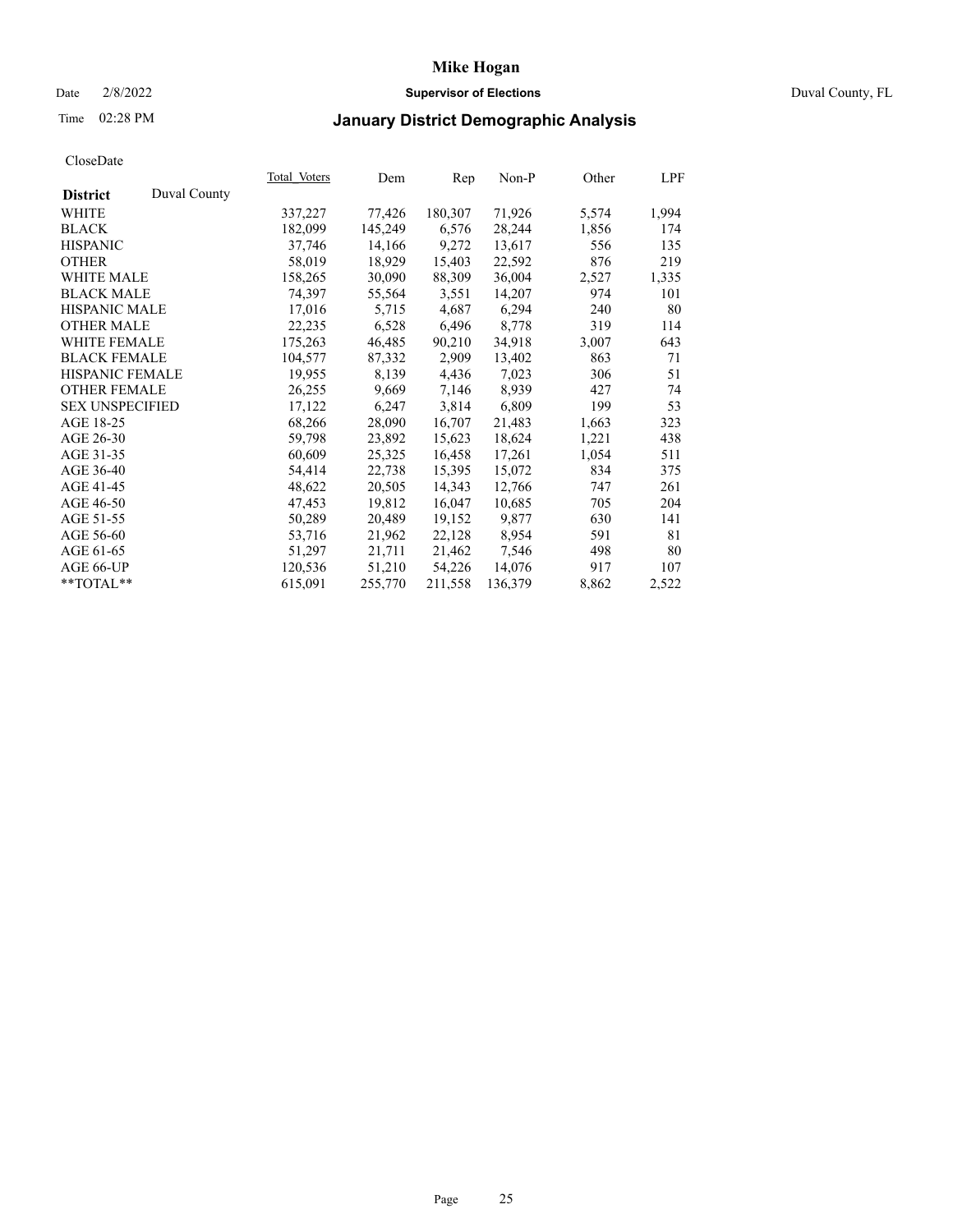# Mike Hogan

Date 2/8/2022 **Supervisor of Elections** Duval County, FL

Time 02:28 PM **January District Demographic Analysis**

CloseDate

| **District** Duval County | Total Voters | Dem | Rep | Non-P | Other | LPF |
|---|---|---|---|---|---|---|
| WHITE | 337,227 | 77,426 | 180,307 | 71,926 | 5,574 | 1,994 |
| BLACK | 182,099 | 145,249 | 6,576 | 28,244 | 1,856 | 174 |
| HISPANIC | 37,746 | 14,166 | 9,272 | 13,617 | 556 | 135 |
| OTHER | 58,019 | 18,929 | 15,403 | 22,592 | 876 | 219 |
| WHITE MALE | 158,265 | 30,090 | 88,309 | 36,004 | 2,527 | 1,335 |
| BLACK MALE | 74,397 | 55,564 | 3,551 | 14,207 | 974 | 101 |
| HISPANIC MALE | 17,016 | 5,715 | 4,687 | 6,294 | 240 | 80 |
| OTHER MALE | 22,235 | 6,528 | 6,496 | 8,778 | 319 | 114 |
| WHITE FEMALE | 175,263 | 46,485 | 90,210 | 34,918 | 3,007 | 643 |
| BLACK FEMALE | 104,577 | 87,332 | 2,909 | 13,402 | 863 | 71 |
| HISPANIC FEMALE | 19,955 | 8,139 | 4,436 | 7,023 | 306 | 51 |
| OTHER FEMALE | 26,255 | 9,669 | 7,146 | 8,939 | 427 | 74 |
| SEX UNSPECIFIED | 17,122 | 6,247 | 3,814 | 6,809 | 199 | 53 |
| AGE 18-25 | 68,266 | 28,090 | 16,707 | 21,483 | 1,663 | 323 |
| AGE 26-30 | 59,798 | 23,892 | 15,623 | 18,624 | 1,221 | 438 |
| AGE 31-35 | 60,609 | 25,325 | 16,458 | 17,261 | 1,054 | 511 |
| AGE 36-40 | 54,414 | 22,738 | 15,395 | 15,072 | 834 | 375 |
| AGE 41-45 | 48,622 | 20,505 | 14,343 | 12,766 | 747 | 261 |
| AGE 46-50 | 47,453 | 19,812 | 16,047 | 10,685 | 705 | 204 |
| AGE 51-55 | 50,289 | 20,489 | 19,152 | 9,877 | 630 | 141 |
| AGE 56-60 | 53,716 | 21,962 | 22,128 | 8,954 | 591 | 81 |
| AGE 61-65 | 51,297 | 21,711 | 21,462 | 7,546 | 498 | 80 |
| AGE 66-UP | 120,536 | 51,210 | 54,226 | 14,076 | 917 | 107 |
| **TOTAL** | 615,091 | 255,770 | 211,558 | 136,379 | 8,862 | 2,522 |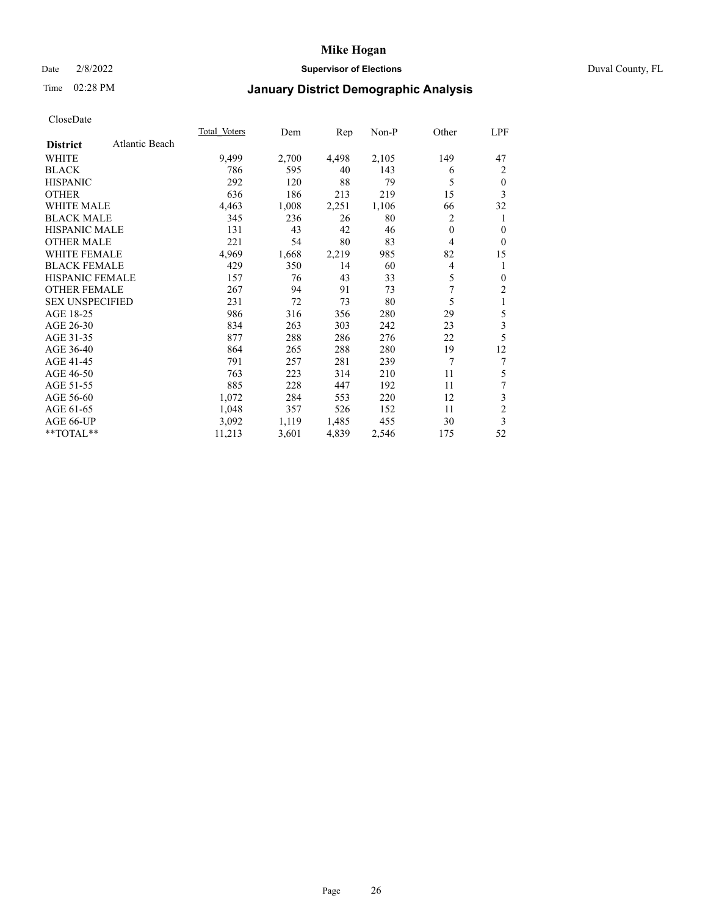# Mike Hogan

Date 2/8/2022 **Supervisor of Elections** Duval County, FL

Time 02:28 PM **January District Demographic Analysis**

CloseDate

| **District** Atlantic Beach | Total Voters | Dem | Rep | Non-P | Other | LPF |
|---|---|---|---|---|---|---|
| WHITE | 9,499 | 2,700 | 4,498 | 2,105 | 149 | 47 |
| BLACK | 786 | 595 | 40 | 143 | 6 | 2 |
| HISPANIC | 292 | 120 | 88 | 79 | 5 | 0 |
| OTHER | 636 | 186 | 213 | 219 | 15 | 3 |
| WHITE MALE | 4,463 | 1,008 | 2,251 | 1,106 | 66 | 32 |
| BLACK MALE | 345 | 236 | 26 | 80 | 2 | 1 |
| HISPANIC MALE | 131 | 43 | 42 | 46 | 0 | 0 |
| OTHER MALE | 221 | 54 | 80 | 83 | 4 | 0 |
| WHITE FEMALE | 4,969 | 1,668 | 2,219 | 985 | 82 | 15 |
| BLACK FEMALE | 429 | 350 | 14 | 60 | 4 | 1 |
| HISPANIC FEMALE | 157 | 76 | 43 | 33 | 5 | 0 |
| OTHER FEMALE | 267 | 94 | 91 | 73 | 7 | 2 |
| SEX UNSPECIFIED | 231 | 72 | 73 | 80 | 5 | 1 |
| AGE 18-25 | 986 | 316 | 356 | 280 | 29 | 5 |
| AGE 26-30 | 834 | 263 | 303 | 242 | 23 | 3 |
| AGE 31-35 | 877 | 288 | 286 | 276 | 22 | 5 |
| AGE 36-40 | 864 | 265 | 288 | 280 | 19 | 12 |
| AGE 41-45 | 791 | 257 | 281 | 239 | 7 | 7 |
| AGE 46-50 | 763 | 223 | 314 | 210 | 11 | 5 |
| AGE 51-55 | 885 | 228 | 447 | 192 | 11 | 7 |
| AGE 56-60 | 1,072 | 284 | 553 | 220 | 12 | 3 |
| AGE 61-65 | 1,048 | 357 | 526 | 152 | 11 | 2 |
| AGE 66-UP | 3,092 | 1,119 | 1,485 | 455 | 30 | 3 |
| **TOTAL** | 11,213 | 3,601 | 4,839 | 2,546 | 175 | 52 |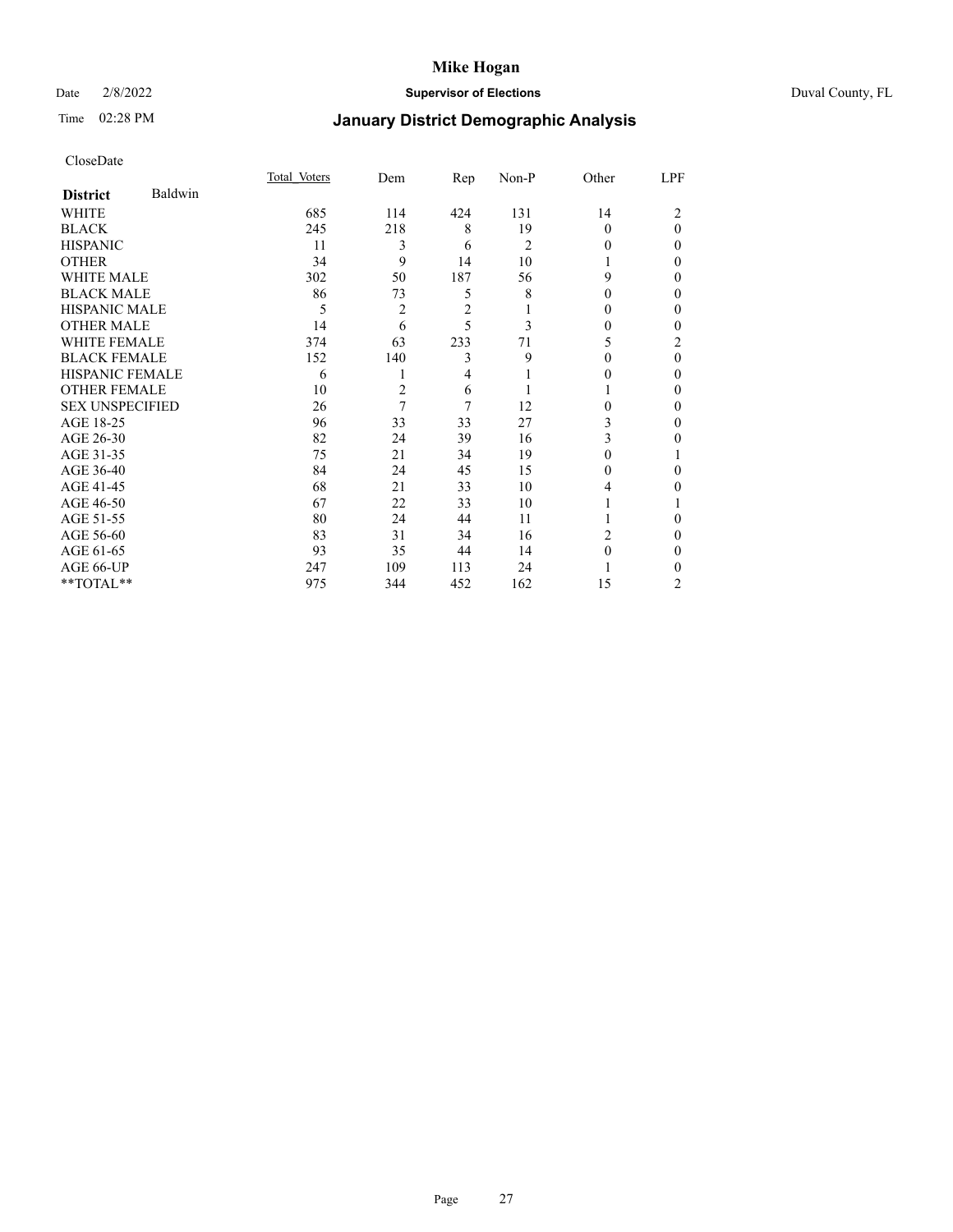# Mike Hogan

Date 2/8/2022 **Supervisor of Elections** Duval County, FL

Time 02:28 PM

## January District Demographic Analysis

CloseDate

| **District** Baldwin | Total Voters | Dem | Rep | Non-P | Other | LPF |
|---|---|---|---|---|---|---|
| WHITE | 685 | 114 | 424 | 131 | 14 | 2 |
| BLACK | 245 | 218 | 8 | 19 | 0 | 0 |
| HISPANIC | 11 | 3 | 6 | 2 | 0 | 0 |
| OTHER | 34 | 9 | 14 | 10 | 1 | 0 |
| WHITE MALE | 302 | 50 | 187 | 56 | 9 | 0 |
| BLACK MALE | 86 | 73 | 5 | 8 | 0 | 0 |
| HISPANIC MALE | 5 | 2 | 2 | 1 | 0 | 0 |
| OTHER MALE | 14 | 6 | 5 | 3 | 0 | 0 |
| WHITE FEMALE | 374 | 63 | 233 | 71 | 5 | 2 |
| BLACK FEMALE | 152 | 140 | 3 | 9 | 0 | 0 |
| HISPANIC FEMALE | 6 | 1 | 4 | 1 | 0 | 0 |
| OTHER FEMALE | 10 | 2 | 6 | 1 | 1 | 0 |
| SEX UNSPECIFIED | 26 | 7 | 7 | 12 | 0 | 0 |
| AGE 18-25 | 96 | 33 | 33 | 27 | 3 | 0 |
| AGE 26-30 | 82 | 24 | 39 | 16 | 3 | 0 |
| AGE 31-35 | 75 | 21 | 34 | 19 | 0 | 1 |
| AGE 36-40 | 84 | 24 | 45 | 15 | 0 | 0 |
| AGE 41-45 | 68 | 21 | 33 | 10 | 4 | 0 |
| AGE 46-50 | 67 | 22 | 33 | 10 | 1 | 1 |
| AGE 51-55 | 80 | 24 | 44 | 11 | 1 | 0 |
| AGE 56-60 | 83 | 31 | 34 | 16 | 2 | 0 |
| AGE 61-65 | 93 | 35 | 44 | 14 | 0 | 0 |
| AGE 66-UP | 247 | 109 | 113 | 24 | 1 | 0 |
| **TOTAL** | 975 | 344 | 452 | 162 | 15 | 2 |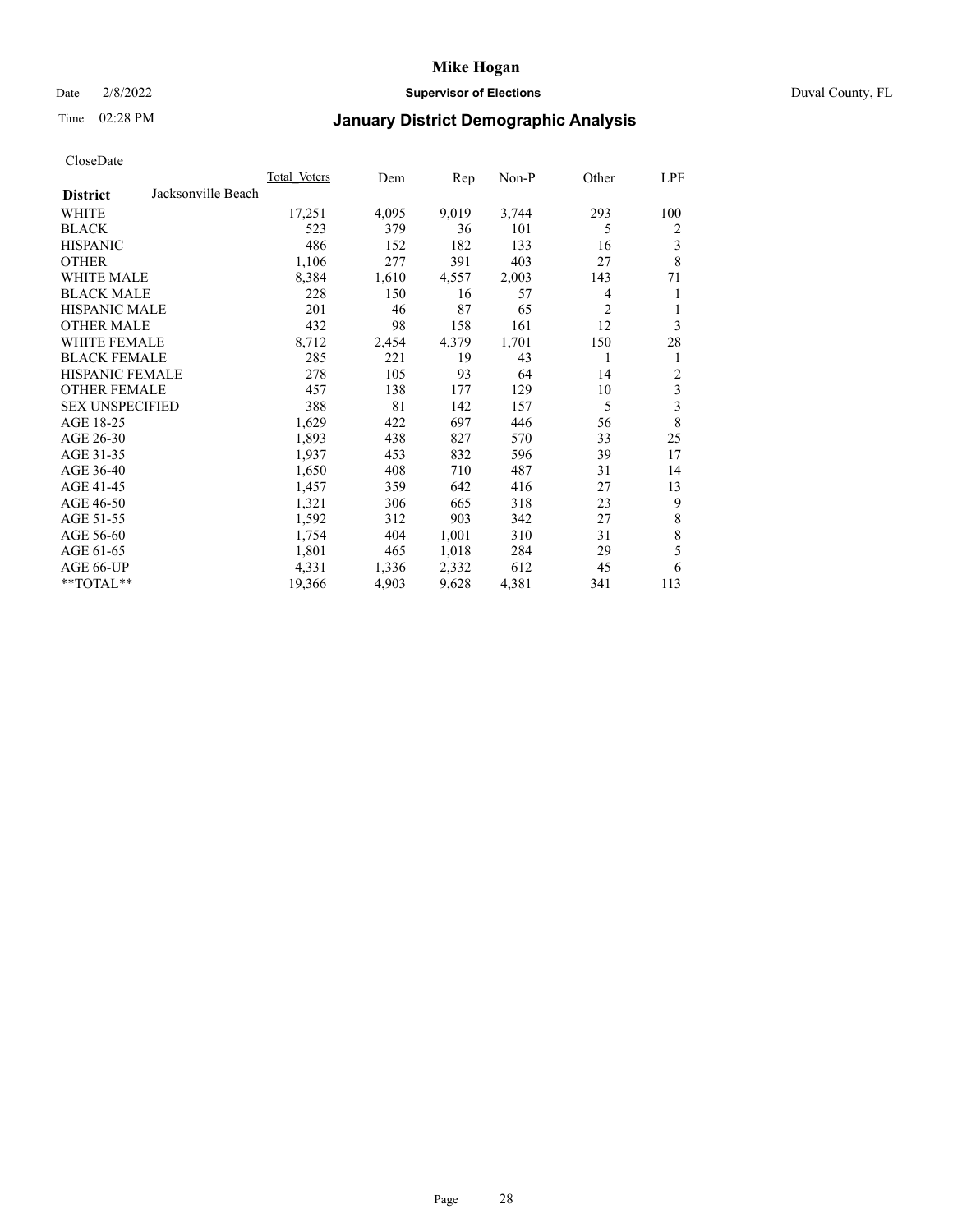# Mike Hogan

Date 2/8/2022 **Supervisor of Elections** Duval County, FL

Time 02:28 PM

## January District Demographic Analysis

CloseDate

| District: Jacksonville Beach | Total Voters | Dem | Rep | Non-P | Other | LPF |
|---|---|---|---|---|---|---|
| WHITE | 17,251 | 4,095 | 9,019 | 3,744 | 293 | 100 |
| BLACK | 523 | 379 | 36 | 101 | 5 | 2 |
| HISPANIC | 486 | 152 | 182 | 133 | 16 | 3 |
| OTHER | 1,106 | 277 | 391 | 403 | 27 | 8 |
| WHITE MALE | 8,384 | 1,610 | 4,557 | 2,003 | 143 | 71 |
| BLACK MALE | 228 | 150 | 16 | 57 | 4 | 1 |
| HISPANIC MALE | 201 | 46 | 87 | 65 | 2 | 1 |
| OTHER MALE | 432 | 98 | 158 | 161 | 12 | 3 |
| WHITE FEMALE | 8,712 | 2,454 | 4,379 | 1,701 | 150 | 28 |
| BLACK FEMALE | 285 | 221 | 19 | 43 | 1 | 1 |
| HISPANIC FEMALE | 278 | 105 | 93 | 64 | 14 | 2 |
| OTHER FEMALE | 457 | 138 | 177 | 129 | 10 | 3 |
| SEX UNSPECIFIED | 388 | 81 | 142 | 157 | 5 | 3 |
| AGE 18-25 | 1,629 | 422 | 697 | 446 | 56 | 8 |
| AGE 26-30 | 1,893 | 438 | 827 | 570 | 33 | 25 |
| AGE 31-35 | 1,937 | 453 | 832 | 596 | 39 | 17 |
| AGE 36-40 | 1,650 | 408 | 710 | 487 | 31 | 14 |
| AGE 41-45 | 1,457 | 359 | 642 | 416 | 27 | 13 |
| AGE 46-50 | 1,321 | 306 | 665 | 318 | 23 | 9 |
| AGE 51-55 | 1,592 | 312 | 903 | 342 | 27 | 8 |
| AGE 56-60 | 1,754 | 404 | 1,001 | 310 | 31 | 8 |
| AGE 61-65 | 1,801 | 465 | 1,018 | 284 | 29 | 5 |
| AGE 66-UP | 4,331 | 1,336 | 2,332 | 612 | 45 | 6 |
| **TOTAL** | 19,366 | 4,903 | 9,628 | 4,381 | 341 | 113 |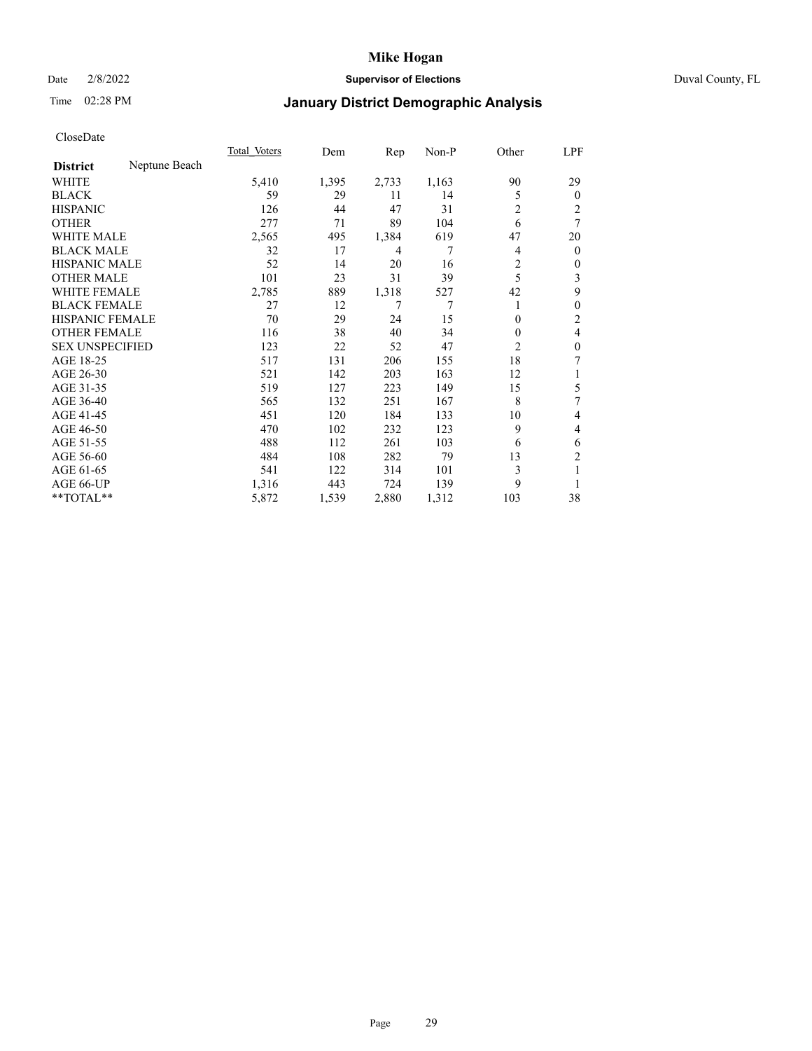# Mike Hogan

Date 2/8/2022 **Supervisor of Elections** Duval County, FL

Time 02:28 PM

## January District Demographic Analysis

CloseDate

| **District** Neptune Beach | Total Voters | Dem | Rep | Non-P | Other | LPF |
|---|---|---|---|---|---|---|
| WHITE | 5,410 | 1,395 | 2,733 | 1,163 | 90 | 29 |
| BLACK | 59 | 29 | 11 | 14 | 5 | 0 |
| HISPANIC | 126 | 44 | 47 | 31 | 2 | 2 |
| OTHER | 277 | 71 | 89 | 104 | 6 | 7 |
| WHITE MALE | 2,565 | 495 | 1,384 | 619 | 47 | 20 |
| BLACK MALE | 32 | 17 | 4 | 7 | 4 | 0 |
| HISPANIC MALE | 52 | 14 | 20 | 16 | 2 | 0 |
| OTHER MALE | 101 | 23 | 31 | 39 | 5 | 3 |
| WHITE FEMALE | 2,785 | 889 | 1,318 | 527 | 42 | 9 |
| BLACK FEMALE | 27 | 12 | 7 | 7 | 1 | 0 |
| HISPANIC FEMALE | 70 | 29 | 24 | 15 | 0 | 2 |
| OTHER FEMALE | 116 | 38 | 40 | 34 | 0 | 4 |
| SEX UNSPECIFIED | 123 | 22 | 52 | 47 | 2 | 0 |
| AGE 18-25 | 517 | 131 | 206 | 155 | 18 | 7 |
| AGE 26-30 | 521 | 142 | 203 | 163 | 12 | 1 |
| AGE 31-35 | 519 | 127 | 223 | 149 | 15 | 5 |
| AGE 36-40 | 565 | 132 | 251 | 167 | 8 | 7 |
| AGE 41-45 | 451 | 120 | 184 | 133 | 10 | 4 |
| AGE 46-50 | 470 | 102 | 232 | 123 | 9 | 4 |
| AGE 51-55 | 488 | 112 | 261 | 103 | 6 | 6 |
| AGE 56-60 | 484 | 108 | 282 | 79 | 13 | 2 |
| AGE 61-65 | 541 | 122 | 314 | 101 | 3 | 1 |
| AGE 66-UP | 1,316 | 443 | 724 | 139 | 9 | 1 |
| **TOTAL** | 5,872 | 1,539 | 2,880 | 1,312 | 103 | 38 |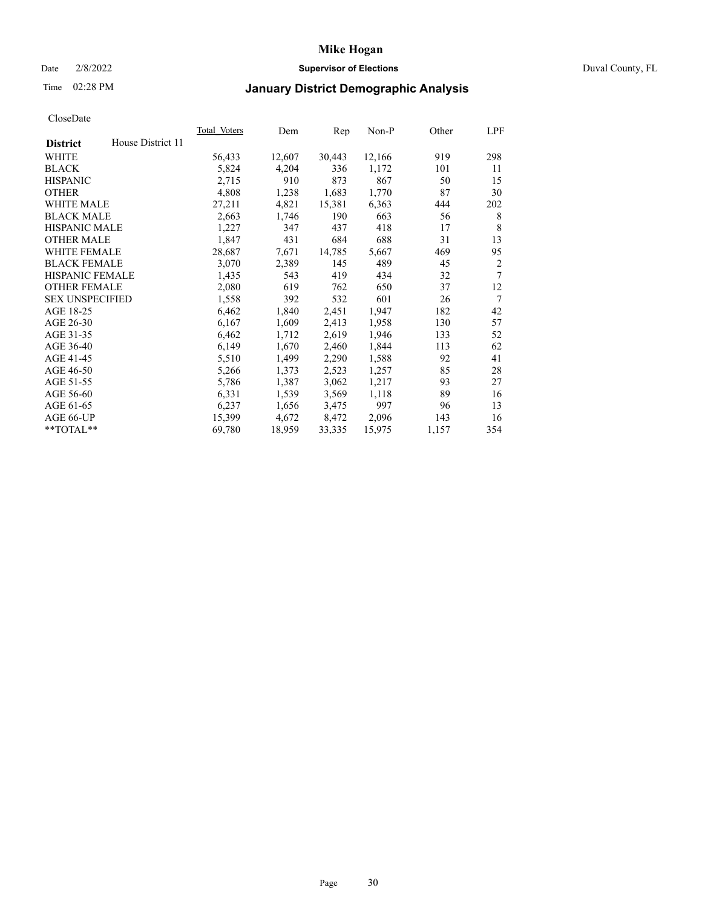# Mike Hogan

Date 2/8/2022 **Supervisor of Elections** Duval County, FL

Time 02:28 PM

## January District Demographic Analysis

CloseDate

| **District** House District 11 | Total Voters | Dem | Rep | Non-P | Other | LPF |
|---|---|---|---|---|---|---|
| WHITE | 56,433 | 12,607 | 30,443 | 12,166 | 919 | 298 |
| BLACK | 5,824 | 4,204 | 336 | 1,172 | 101 | 11 |
| HISPANIC | 2,715 | 910 | 873 | 867 | 50 | 15 |
| OTHER | 4,808 | 1,238 | 1,683 | 1,770 | 87 | 30 |
| WHITE MALE | 27,211 | 4,821 | 15,381 | 6,363 | 444 | 202 |
| BLACK MALE | 2,663 | 1,746 | 190 | 663 | 56 | 8 |
| HISPANIC MALE | 1,227 | 347 | 437 | 418 | 17 | 8 |
| OTHER MALE | 1,847 | 431 | 684 | 688 | 31 | 13 |
| WHITE FEMALE | 28,687 | 7,671 | 14,785 | 5,667 | 469 | 95 |
| BLACK FEMALE | 3,070 | 2,389 | 145 | 489 | 45 | 2 |
| HISPANIC FEMALE | 1,435 | 543 | 419 | 434 | 32 | 7 |
| OTHER FEMALE | 2,080 | 619 | 762 | 650 | 37 | 12 |
| SEX UNSPECIFIED | 1,558 | 392 | 532 | 601 | 26 | 7 |
| AGE 18-25 | 6,462 | 1,840 | 2,451 | 1,947 | 182 | 42 |
| AGE 26-30 | 6,167 | 1,609 | 2,413 | 1,958 | 130 | 57 |
| AGE 31-35 | 6,462 | 1,712 | 2,619 | 1,946 | 133 | 52 |
| AGE 36-40 | 6,149 | 1,670 | 2,460 | 1,844 | 113 | 62 |
| AGE 41-45 | 5,510 | 1,499 | 2,290 | 1,588 | 92 | 41 |
| AGE 46-50 | 5,266 | 1,373 | 2,523 | 1,257 | 85 | 28 |
| AGE 51-55 | 5,786 | 1,387 | 3,062 | 1,217 | 93 | 27 |
| AGE 56-60 | 6,331 | 1,539 | 3,569 | 1,118 | 89 | 16 |
| AGE 61-65 | 6,237 | 1,656 | 3,475 | 997 | 96 | 13 |
| AGE 66-UP | 15,399 | 4,672 | 8,472 | 2,096 | 143 | 16 |
| **TOTAL** | 69,780 | 18,959 | 33,335 | 15,975 | 1,157 | 354 |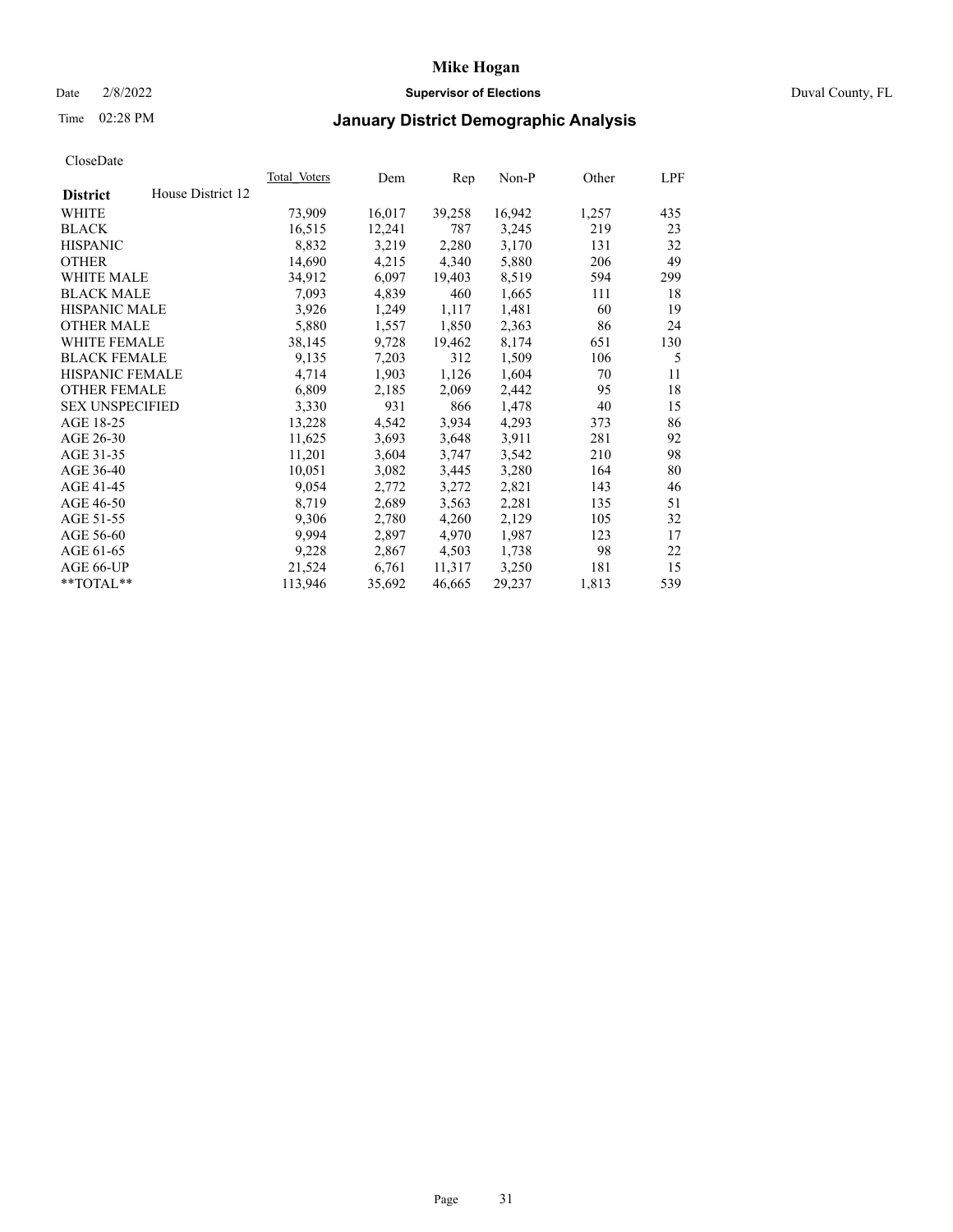# Mike Hogan

Date 2/8/2022 **Supervisor of Elections** Duval County, FL

Time 02:28 PM **January District Demographic Analysis**

CloseDate

| **District** House District 12 | Total Voters | Dem | Rep | Non-P | Other | LPF |
|---|---|---|---|---|---|---|
| WHITE | 73,909 | 16,017 | 39,258 | 16,942 | 1,257 | 435 |
| BLACK | 16,515 | 12,241 | 787 | 3,245 | 219 | 23 |
| HISPANIC | 8,832 | 3,219 | 2,280 | 3,170 | 131 | 32 |
| OTHER | 14,690 | 4,215 | 4,340 | 5,880 | 206 | 49 |
| WHITE MALE | 34,912 | 6,097 | 19,403 | 8,519 | 594 | 299 |
| BLACK MALE | 7,093 | 4,839 | 460 | 1,665 | 111 | 18 |
| HISPANIC MALE | 3,926 | 1,249 | 1,117 | 1,481 | 60 | 19 |
| OTHER MALE | 5,880 | 1,557 | 1,850 | 2,363 | 86 | 24 |
| WHITE FEMALE | 38,145 | 9,728 | 19,462 | 8,174 | 651 | 130 |
| BLACK FEMALE | 9,135 | 7,203 | 312 | 1,509 | 106 | 5 |
| HISPANIC FEMALE | 4,714 | 1,903 | 1,126 | 1,604 | 70 | 11 |
| OTHER FEMALE | 6,809 | 2,185 | 2,069 | 2,442 | 95 | 18 |
| SEX UNSPECIFIED | 3,330 | 931 | 866 | 1,478 | 40 | 15 |
| AGE 18-25 | 13,228 | 4,542 | 3,934 | 4,293 | 373 | 86 |
| AGE 26-30 | 11,625 | 3,693 | 3,648 | 3,911 | 281 | 92 |
| AGE 31-35 | 11,201 | 3,604 | 3,747 | 3,542 | 210 | 98 |
| AGE 36-40 | 10,051 | 3,082 | 3,445 | 3,280 | 164 | 80 |
| AGE 41-45 | 9,054 | 2,772 | 3,272 | 2,821 | 143 | 46 |
| AGE 46-50 | 8,719 | 2,689 | 3,563 | 2,281 | 135 | 51 |
| AGE 51-55 | 9,306 | 2,780 | 4,260 | 2,129 | 105 | 32 |
| AGE 56-60 | 9,994 | 2,897 | 4,970 | 1,987 | 123 | 17 |
| AGE 61-65 | 9,228 | 2,867 | 4,503 | 1,738 | 98 | 22 |
| AGE 66-UP | 21,524 | 6,761 | 11,317 | 3,250 | 181 | 15 |
| **TOTAL** | 113,946 | 35,692 | 46,665 | 29,237 | 1,813 | 539 |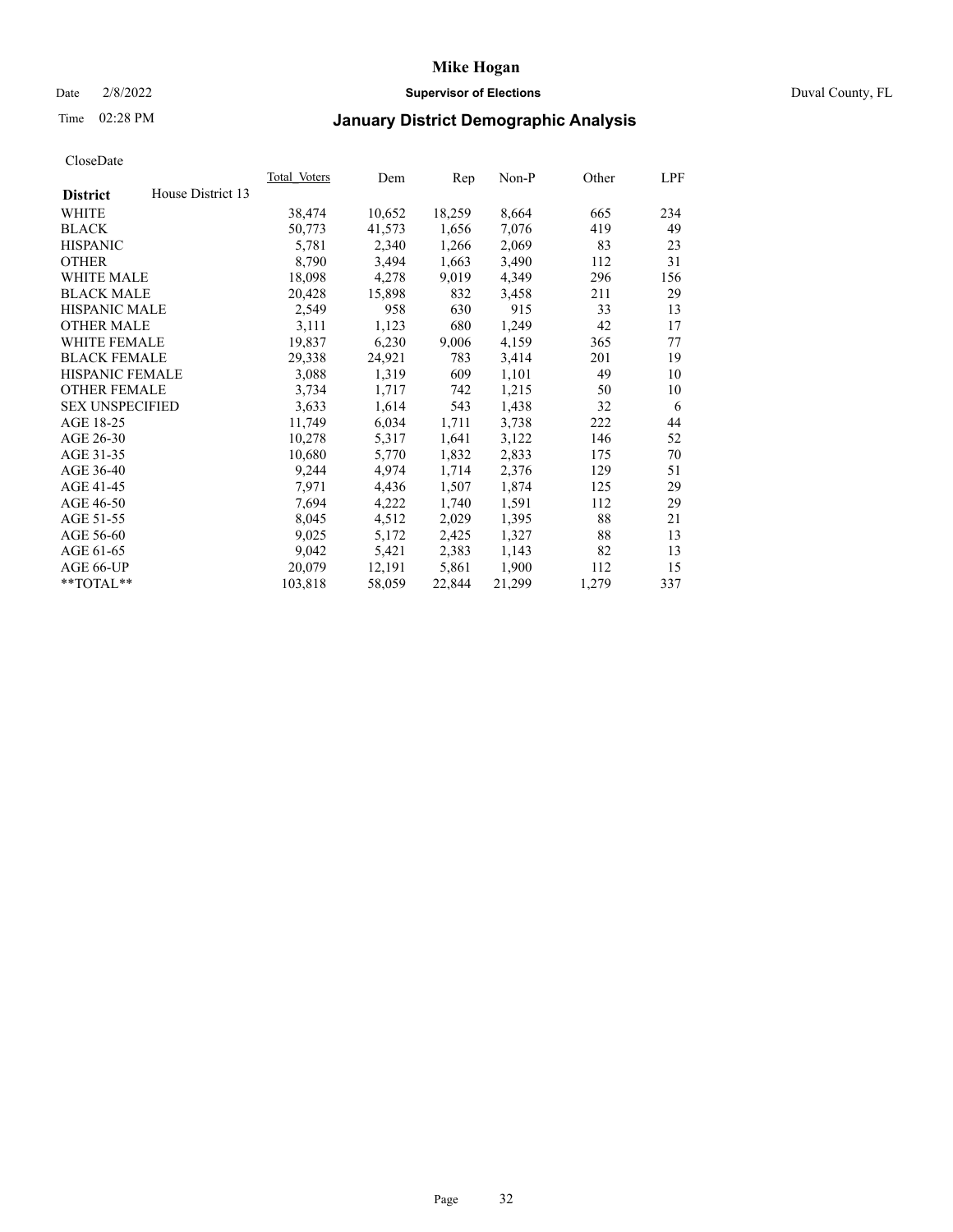# Mike Hogan

Date 2/8/2022 **Supervisor of Elections** Duval County, FL

Time 02:28 PM **January District Demographic Analysis**

CloseDate

| District | House District 13 | Total_Voters | Dem | Rep | Non-P | Other | LPF |
|---|---|---|---|---|---|---|---|
| WHITE | | 38,474 | 10,652 | 18,259 | 8,664 | 665 | 234 |
| BLACK | | 50,773 | 41,573 | 1,656 | 7,076 | 419 | 49 |
| HISPANIC | | 5,781 | 2,340 | 1,266 | 2,069 | 83 | 23 |
| OTHER | | 8,790 | 3,494 | 1,663 | 3,490 | 112 | 31 |
| WHITE MALE | | 18,098 | 4,278 | 9,019 | 4,349 | 296 | 156 |
| BLACK MALE | | 20,428 | 15,898 | 832 | 3,458 | 211 | 29 |
| HISPANIC MALE | | 2,549 | 958 | 630 | 915 | 33 | 13 |
| OTHER MALE | | 3,111 | 1,123 | 680 | 1,249 | 42 | 17 |
| WHITE FEMALE | | 19,837 | 6,230 | 9,006 | 4,159 | 365 | 77 |
| BLACK FEMALE | | 29,338 | 24,921 | 783 | 3,414 | 201 | 19 |
| HISPANIC FEMALE | | 3,088 | 1,319 | 609 | 1,101 | 49 | 10 |
| OTHER FEMALE | | 3,734 | 1,717 | 742 | 1,215 | 50 | 10 |
| SEX UNSPECIFIED | | 3,633 | 1,614 | 543 | 1,438 | 32 | 6 |
| AGE 18-25 | | 11,749 | 6,034 | 1,711 | 3,738 | 222 | 44 |
| AGE 26-30 | | 10,278 | 5,317 | 1,641 | 3,122 | 146 | 52 |
| AGE 31-35 | | 10,680 | 5,770 | 1,832 | 2,833 | 175 | 70 |
| AGE 36-40 | | 9,244 | 4,974 | 1,714 | 2,376 | 129 | 51 |
| AGE 41-45 | | 7,971 | 4,436 | 1,507 | 1,874 | 125 | 29 |
| AGE 46-50 | | 7,694 | 4,222 | 1,740 | 1,591 | 112 | 29 |
| AGE 51-55 | | 8,045 | 4,512 | 2,029 | 1,395 | 88 | 21 |
| AGE 56-60 | | 9,025 | 5,172 | 2,425 | 1,327 | 88 | 13 |
| AGE 61-65 | | 9,042 | 5,421 | 2,383 | 1,143 | 82 | 13 |
| AGE 66-UP | | 20,079 | 12,191 | 5,861 | 1,900 | 112 | 15 |
| **TOTAL** | | 103,818 | 58,059 | 22,844 | 21,299 | 1,279 | 337 |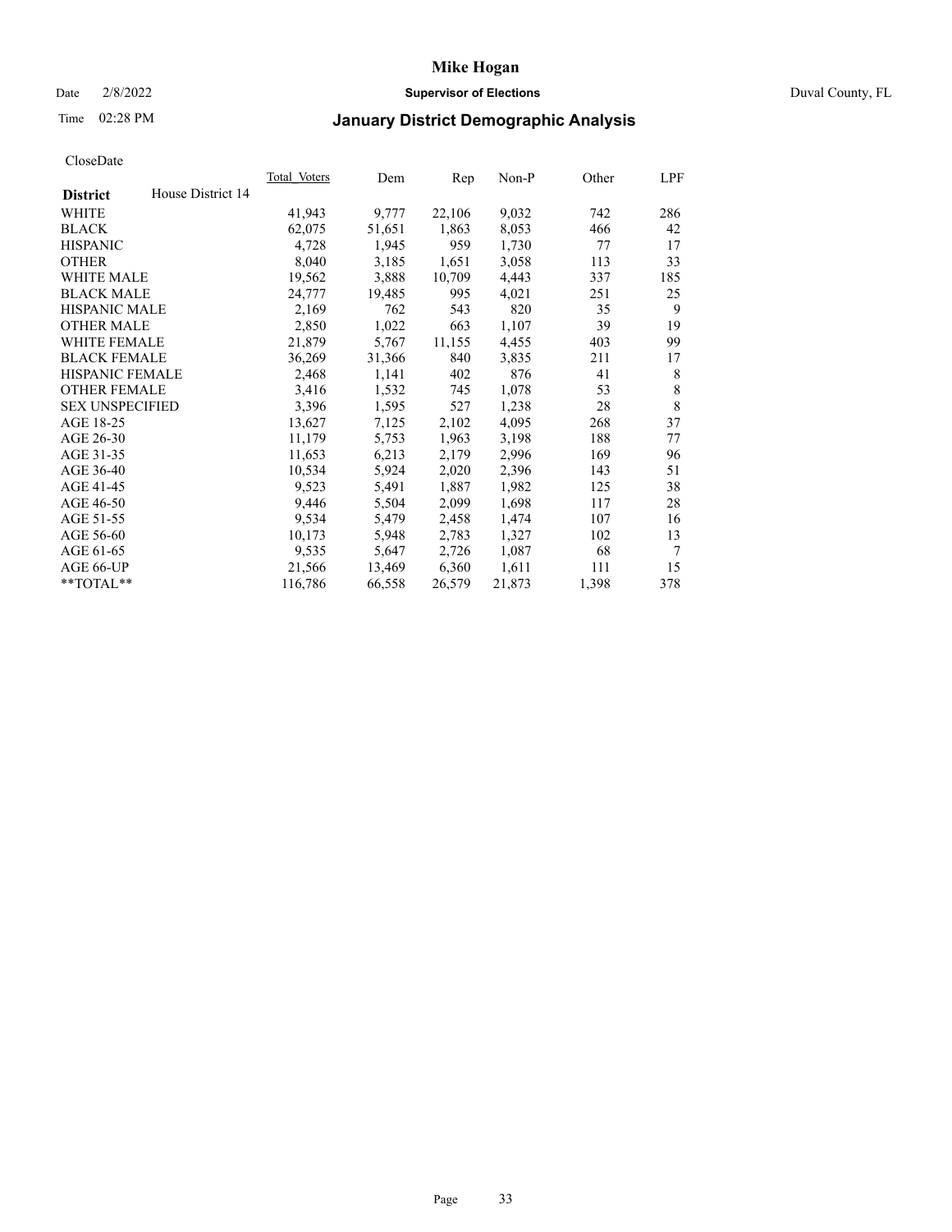# Mike Hogan

Date 2/8/2022 **Supervisor of Elections** Duval County, FL

Time 02:28 PM **January District Demographic Analysis**

CloseDate

| **District** House District 14 | Total Voters | Dem | Rep | Non-P | Other | LPF |
|---|---|---|---|---|---|---|
| WHITE | 41,943 | 9,777 | 22,106 | 9,032 | 742 | 286 |
| BLACK | 62,075 | 51,651 | 1,863 | 8,053 | 466 | 42 |
| HISPANIC | 4,728 | 1,945 | 959 | 1,730 | 77 | 17 |
| OTHER | 8,040 | 3,185 | 1,651 | 3,058 | 113 | 33 |
| WHITE MALE | 19,562 | 3,888 | 10,709 | 4,443 | 337 | 185 |
| BLACK MALE | 24,777 | 19,485 | 995 | 4,021 | 251 | 25 |
| HISPANIC MALE | 2,169 | 762 | 543 | 820 | 35 | 9 |
| OTHER MALE | 2,850 | 1,022 | 663 | 1,107 | 39 | 19 |
| WHITE FEMALE | 21,879 | 5,767 | 11,155 | 4,455 | 403 | 99 |
| BLACK FEMALE | 36,269 | 31,366 | 840 | 3,835 | 211 | 17 |
| HISPANIC FEMALE | 2,468 | 1,141 | 402 | 876 | 41 | 8 |
| OTHER FEMALE | 3,416 | 1,532 | 745 | 1,078 | 53 | 8 |
| SEX UNSPECIFIED | 3,396 | 1,595 | 527 | 1,238 | 28 | 8 |
| AGE 18-25 | 13,627 | 7,125 | 2,102 | 4,095 | 268 | 37 |
| AGE 26-30 | 11,179 | 5,753 | 1,963 | 3,198 | 188 | 77 |
| AGE 31-35 | 11,653 | 6,213 | 2,179 | 2,996 | 169 | 96 |
| AGE 36-40 | 10,534 | 5,924 | 2,020 | 2,396 | 143 | 51 |
| AGE 41-45 | 9,523 | 5,491 | 1,887 | 1,982 | 125 | 38 |
| AGE 46-50 | 9,446 | 5,504 | 2,099 | 1,698 | 117 | 28 |
| AGE 51-55 | 9,534 | 5,479 | 2,458 | 1,474 | 107 | 16 |
| AGE 56-60 | 10,173 | 5,948 | 2,783 | 1,327 | 102 | 13 |
| AGE 61-65 | 9,535 | 5,647 | 2,726 | 1,087 | 68 | 7 |
| AGE 66-UP | 21,566 | 13,469 | 6,360 | 1,611 | 111 | 15 |
| **TOTAL** | 116,786 | 66,558 | 26,579 | 21,873 | 1,398 | 378 |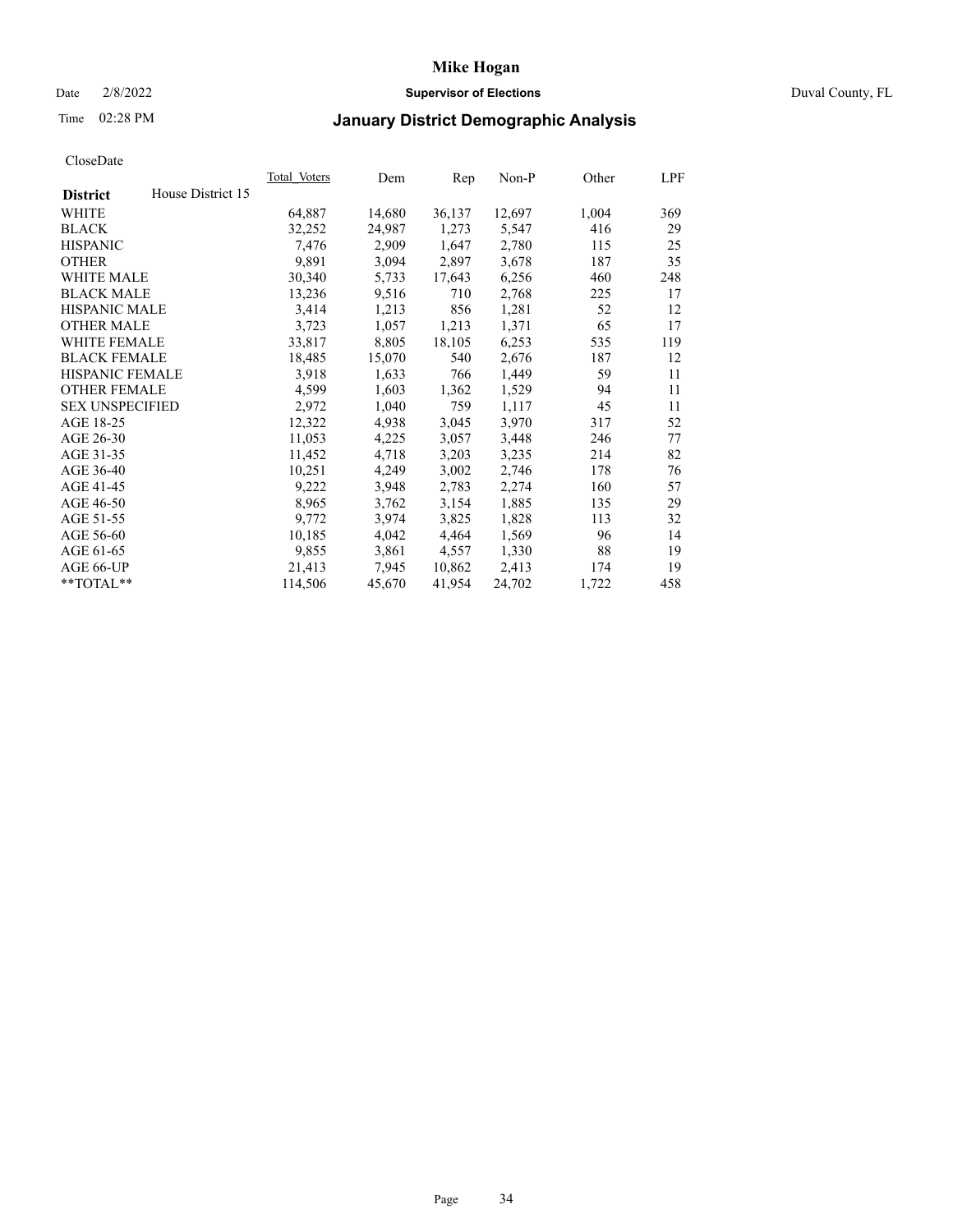# Mike Hogan

Date 2/8/2022 **Supervisor of Elections** Duval County, FL

Time 02:28 PM

## January District Demographic Analysis

CloseDate

| **District** House District 15 | Total Voters | Dem | Rep | Non-P | Other | LPF |
|---|---|---|---|---|---|---|
| WHITE | 64,887 | 14,680 | 36,137 | 12,697 | 1,004 | 369 |
| BLACK | 32,252 | 24,987 | 1,273 | 5,547 | 416 | 29 |
| HISPANIC | 7,476 | 2,909 | 1,647 | 2,780 | 115 | 25 |
| OTHER | 9,891 | 3,094 | 2,897 | 3,678 | 187 | 35 |
| WHITE MALE | 30,340 | 5,733 | 17,643 | 6,256 | 460 | 248 |
| BLACK MALE | 13,236 | 9,516 | 710 | 2,768 | 225 | 17 |
| HISPANIC MALE | 3,414 | 1,213 | 856 | 1,281 | 52 | 12 |
| OTHER MALE | 3,723 | 1,057 | 1,213 | 1,371 | 65 | 17 |
| WHITE FEMALE | 33,817 | 8,805 | 18,105 | 6,253 | 535 | 119 |
| BLACK FEMALE | 18,485 | 15,070 | 540 | 2,676 | 187 | 12 |
| HISPANIC FEMALE | 3,918 | 1,633 | 766 | 1,449 | 59 | 11 |
| OTHER FEMALE | 4,599 | 1,603 | 1,362 | 1,529 | 94 | 11 |
| SEX UNSPECIFIED | 2,972 | 1,040 | 759 | 1,117 | 45 | 11 |
| AGE 18-25 | 12,322 | 4,938 | 3,045 | 3,970 | 317 | 52 |
| AGE 26-30 | 11,053 | 4,225 | 3,057 | 3,448 | 246 | 77 |
| AGE 31-35 | 11,452 | 4,718 | 3,203 | 3,235 | 214 | 82 |
| AGE 36-40 | 10,251 | 4,249 | 3,002 | 2,746 | 178 | 76 |
| AGE 41-45 | 9,222 | 3,948 | 2,783 | 2,274 | 160 | 57 |
| AGE 46-50 | 8,965 | 3,762 | 3,154 | 1,885 | 135 | 29 |
| AGE 51-55 | 9,772 | 3,974 | 3,825 | 1,828 | 113 | 32 |
| AGE 56-60 | 10,185 | 4,042 | 4,464 | 1,569 | 96 | 14 |
| AGE 61-65 | 9,855 | 3,861 | 4,557 | 1,330 | 88 | 19 |
| AGE 66-UP | 21,413 | 7,945 | 10,862 | 2,413 | 174 | 19 |
| **TOTAL** | 114,506 | 45,670 | 41,954 | 24,702 | 1,722 | 458 |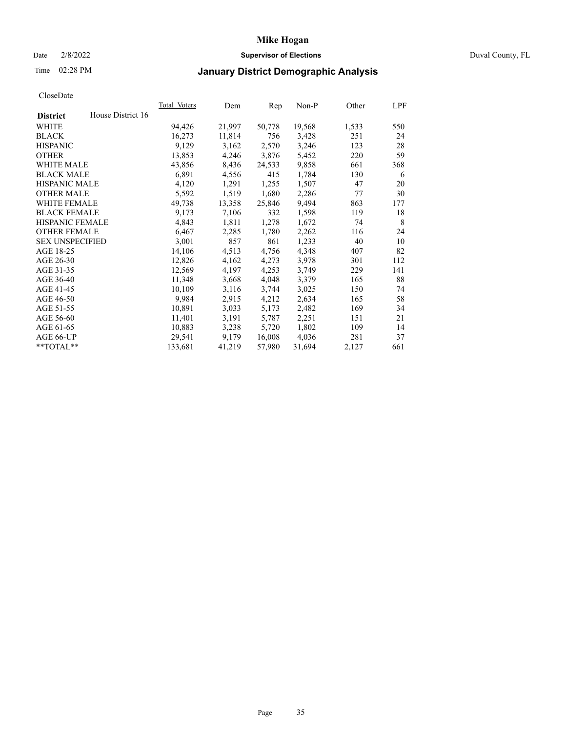# Mike Hogan

Date 2/8/2022 **Supervisor of Elections** Duval County, FL

Time 02:28 PM **January District Demographic Analysis**

CloseDate

| **District** House District 16 | Total Voters | Dem | Rep | Non-P | Other | LPF |
|---|---|---|---|---|---|---|
| WHITE | 94,426 | 21,997 | 50,778 | 19,568 | 1,533 | 550 |
| BLACK | 16,273 | 11,814 | 756 | 3,428 | 251 | 24 |
| HISPANIC | 9,129 | 3,162 | 2,570 | 3,246 | 123 | 28 |
| OTHER | 13,853 | 4,246 | 3,876 | 5,452 | 220 | 59 |
| WHITE MALE | 43,856 | 8,436 | 24,533 | 9,858 | 661 | 368 |
| BLACK MALE | 6,891 | 4,556 | 415 | 1,784 | 130 | 6 |
| HISPANIC MALE | 4,120 | 1,291 | 1,255 | 1,507 | 47 | 20 |
| OTHER MALE | 5,592 | 1,519 | 1,680 | 2,286 | 77 | 30 |
| WHITE FEMALE | 49,738 | 13,358 | 25,846 | 9,494 | 863 | 177 |
| BLACK FEMALE | 9,173 | 7,106 | 332 | 1,598 | 119 | 18 |
| HISPANIC FEMALE | 4,843 | 1,811 | 1,278 | 1,672 | 74 | 8 |
| OTHER FEMALE | 6,467 | 2,285 | 1,780 | 2,262 | 116 | 24 |
| SEX UNSPECIFIED | 3,001 | 857 | 861 | 1,233 | 40 | 10 |
| AGE 18-25 | 14,106 | 4,513 | 4,756 | 4,348 | 407 | 82 |
| AGE 26-30 | 12,826 | 4,162 | 4,273 | 3,978 | 301 | 112 |
| AGE 31-35 | 12,569 | 4,197 | 4,253 | 3,749 | 229 | 141 |
| AGE 36-40 | 11,348 | 3,668 | 4,048 | 3,379 | 165 | 88 |
| AGE 41-45 | 10,109 | 3,116 | 3,744 | 3,025 | 150 | 74 |
| AGE 46-50 | 9,984 | 2,915 | 4,212 | 2,634 | 165 | 58 |
| AGE 51-55 | 10,891 | 3,033 | 5,173 | 2,482 | 169 | 34 |
| AGE 56-60 | 11,401 | 3,191 | 5,787 | 2,251 | 151 | 21 |
| AGE 61-65 | 10,883 | 3,238 | 5,720 | 1,802 | 109 | 14 |
| AGE 66-UP | 29,541 | 9,179 | 16,008 | 4,036 | 281 | 37 |
| **TOTAL** | 133,681 | 41,219 | 57,980 | 31,694 | 2,127 | 661 |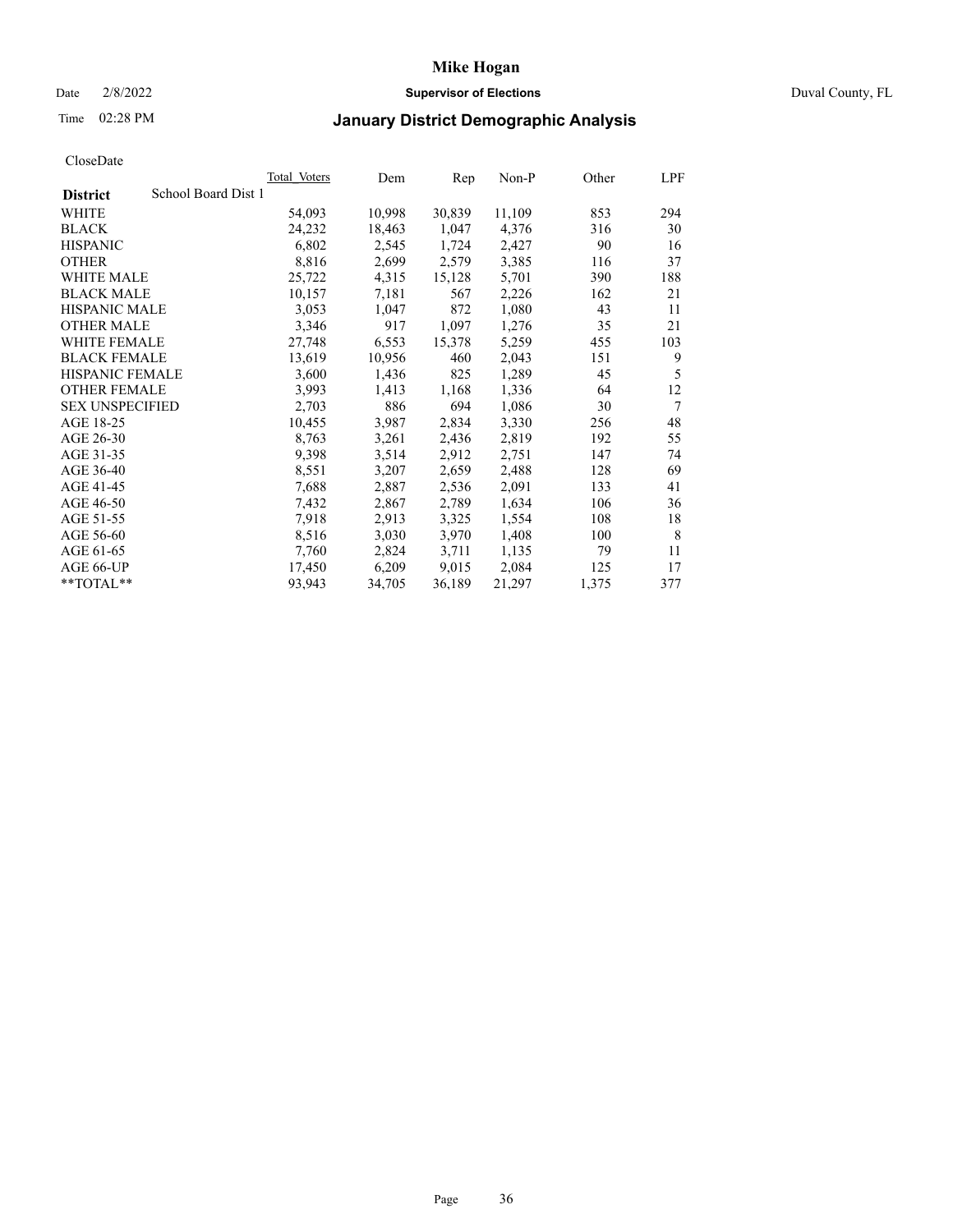# Mike Hogan

Date 2/8/2022 **Supervisor of Elections** Duval County, FL

Time 02:28 PM **January District Demographic Analysis**

CloseDate

| **District** School Board Dist 1 | Total Voters | Dem | Rep | Non-P | Other | LPF |
|---|---|---|---|---|---|---|
| WHITE | 54,093 | 10,998 | 30,839 | 11,109 | 853 | 294 |
| BLACK | 24,232 | 18,463 | 1,047 | 4,376 | 316 | 30 |
| HISPANIC | 6,802 | 2,545 | 1,724 | 2,427 | 90 | 16 |
| OTHER | 8,816 | 2,699 | 2,579 | 3,385 | 116 | 37 |
| WHITE MALE | 25,722 | 4,315 | 15,128 | 5,701 | 390 | 188 |
| BLACK MALE | 10,157 | 7,181 | 567 | 2,226 | 162 | 21 |
| HISPANIC MALE | 3,053 | 1,047 | 872 | 1,080 | 43 | 11 |
| OTHER MALE | 3,346 | 917 | 1,097 | 1,276 | 35 | 21 |
| WHITE FEMALE | 27,748 | 6,553 | 15,378 | 5,259 | 455 | 103 |
| BLACK FEMALE | 13,619 | 10,956 | 460 | 2,043 | 151 | 9 |
| HISPANIC FEMALE | 3,600 | 1,436 | 825 | 1,289 | 45 | 5 |
| OTHER FEMALE | 3,993 | 1,413 | 1,168 | 1,336 | 64 | 12 |
| SEX UNSPECIFIED | 2,703 | 886 | 694 | 1,086 | 30 | 7 |
| AGE 18-25 | 10,455 | 3,987 | 2,834 | 3,330 | 256 | 48 |
| AGE 26-30 | 8,763 | 3,261 | 2,436 | 2,819 | 192 | 55 |
| AGE 31-35 | 9,398 | 3,514 | 2,912 | 2,751 | 147 | 74 |
| AGE 36-40 | 8,551 | 3,207 | 2,659 | 2,488 | 128 | 69 |
| AGE 41-45 | 7,688 | 2,887 | 2,536 | 2,091 | 133 | 41 |
| AGE 46-50 | 7,432 | 2,867 | 2,789 | 1,634 | 106 | 36 |
| AGE 51-55 | 7,918 | 2,913 | 3,325 | 1,554 | 108 | 18 |
| AGE 56-60 | 8,516 | 3,030 | 3,970 | 1,408 | 100 | 8 |
| AGE 61-65 | 7,760 | 2,824 | 3,711 | 1,135 | 79 | 11 |
| AGE 66-UP | 17,450 | 6,209 | 9,015 | 2,084 | 125 | 17 |
| **TOTAL** | 93,943 | 34,705 | 36,189 | 21,297 | 1,375 | 377 |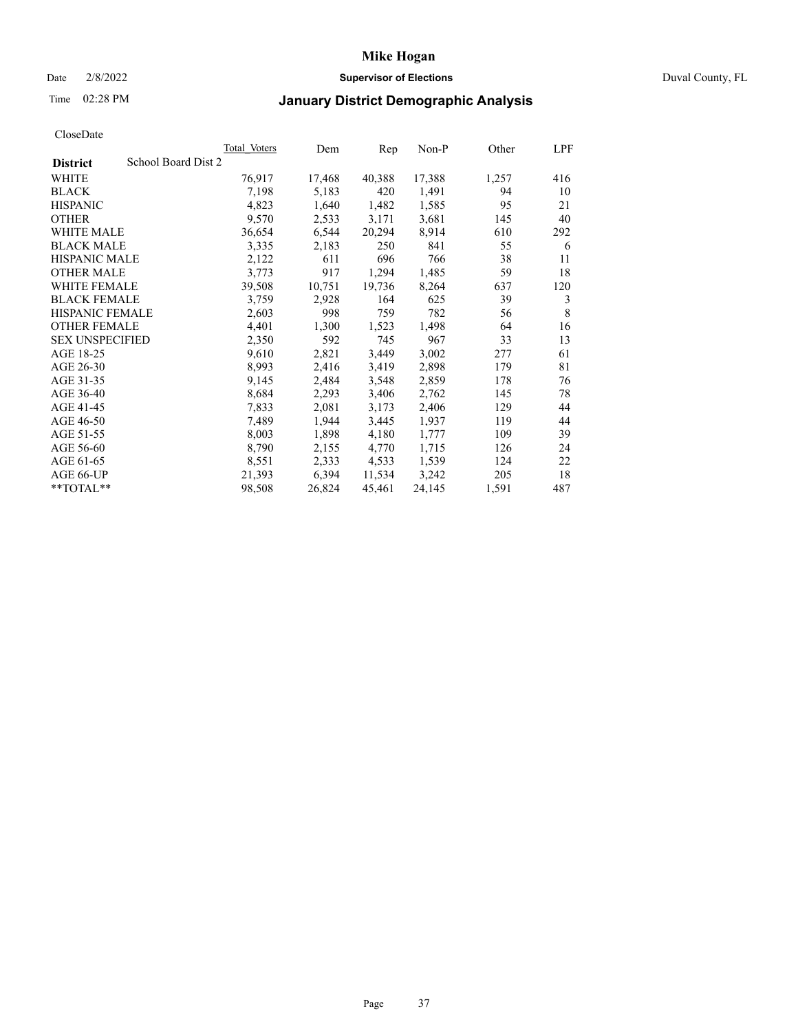# Mike Hogan

Date 2/8/2022 **Supervisor of Elections** Duval County, FL

Time 02:28 PM **January District Demographic Analysis**

CloseDate

| **District** School Board Dist 2 | Total Voters | Dem | Rep | Non-P | Other | LPF |
|---|---|---|---|---|---|---|
| WHITE | 76,917 | 17,468 | 40,388 | 17,388 | 1,257 | 416 |
| BLACK | 7,198 | 5,183 | 420 | 1,491 | 94 | 10 |
| HISPANIC | 4,823 | 1,640 | 1,482 | 1,585 | 95 | 21 |
| OTHER | 9,570 | 2,533 | 3,171 | 3,681 | 145 | 40 |
| WHITE MALE | 36,654 | 6,544 | 20,294 | 8,914 | 610 | 292 |
| BLACK MALE | 3,335 | 2,183 | 250 | 841 | 55 | 6 |
| HISPANIC MALE | 2,122 | 611 | 696 | 766 | 38 | 11 |
| OTHER MALE | 3,773 | 917 | 1,294 | 1,485 | 59 | 18 |
| WHITE FEMALE | 39,508 | 10,751 | 19,736 | 8,264 | 637 | 120 |
| BLACK FEMALE | 3,759 | 2,928 | 164 | 625 | 39 | 3 |
| HISPANIC FEMALE | 2,603 | 998 | 759 | 782 | 56 | 8 |
| OTHER FEMALE | 4,401 | 1,300 | 1,523 | 1,498 | 64 | 16 |
| SEX UNSPECIFIED | 2,350 | 592 | 745 | 967 | 33 | 13 |
| AGE 18-25 | 9,610 | 2,821 | 3,449 | 3,002 | 277 | 61 |
| AGE 26-30 | 8,993 | 2,416 | 3,419 | 2,898 | 179 | 81 |
| AGE 31-35 | 9,145 | 2,484 | 3,548 | 2,859 | 178 | 76 |
| AGE 36-40 | 8,684 | 2,293 | 3,406 | 2,762 | 145 | 78 |
| AGE 41-45 | 7,833 | 2,081 | 3,173 | 2,406 | 129 | 44 |
| AGE 46-50 | 7,489 | 1,944 | 3,445 | 1,937 | 119 | 44 |
| AGE 51-55 | 8,003 | 1,898 | 4,180 | 1,777 | 109 | 39 |
| AGE 56-60 | 8,790 | 2,155 | 4,770 | 1,715 | 126 | 24 |
| AGE 61-65 | 8,551 | 2,333 | 4,533 | 1,539 | 124 | 22 |
| AGE 66-UP | 21,393 | 6,394 | 11,534 | 3,242 | 205 | 18 |
| **TOTAL** | 98,508 | 26,824 | 45,461 | 24,145 | 1,591 | 487 |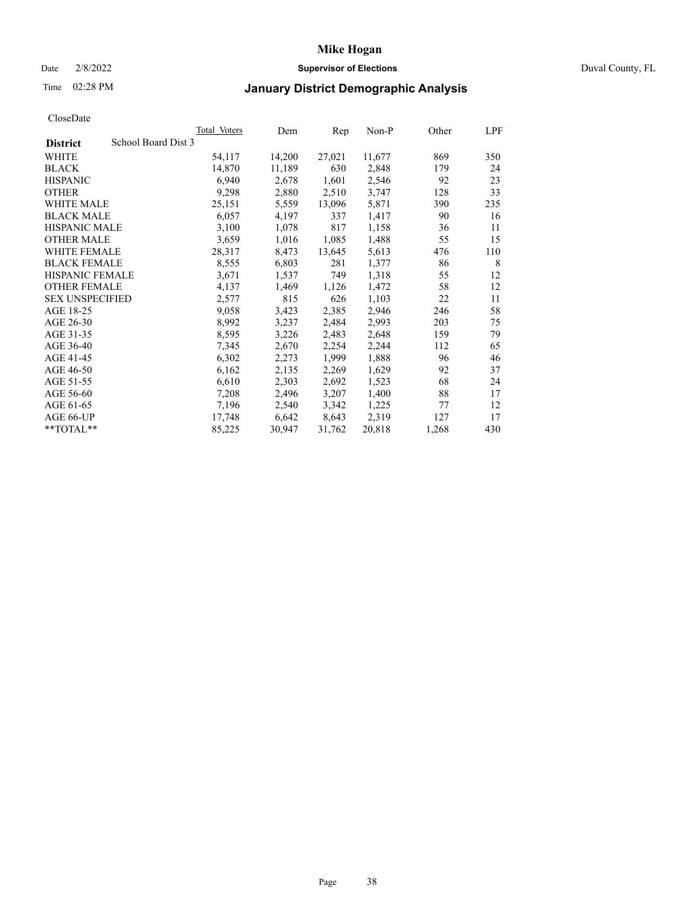# Mike Hogan

Date 2/8/2022 **Supervisor of Elections** Duval County, FL

Time 02:28 PM **January District Demographic Analysis**

CloseDate

| **District** School Board Dist 3 | Total Voters | Dem | Rep | Non-P | Other | LPF |
|---|---|---|---|---|---|---|
| WHITE | 54,117 | 14,200 | 27,021 | 11,677 | 869 | 350 |
| BLACK | 14,870 | 11,189 | 630 | 2,848 | 179 | 24 |
| HISPANIC | 6,940 | 2,678 | 1,601 | 2,546 | 92 | 23 |
| OTHER | 9,298 | 2,880 | 2,510 | 3,747 | 128 | 33 |
| WHITE MALE | 25,151 | 5,559 | 13,096 | 5,871 | 390 | 235 |
| BLACK MALE | 6,057 | 4,197 | 337 | 1,417 | 90 | 16 |
| HISPANIC MALE | 3,100 | 1,078 | 817 | 1,158 | 36 | 11 |
| OTHER MALE | 3,659 | 1,016 | 1,085 | 1,488 | 55 | 15 |
| WHITE FEMALE | 28,317 | 8,473 | 13,645 | 5,613 | 476 | 110 |
| BLACK FEMALE | 8,555 | 6,803 | 281 | 1,377 | 86 | 8 |
| HISPANIC FEMALE | 3,671 | 1,537 | 749 | 1,318 | 55 | 12 |
| OTHER FEMALE | 4,137 | 1,469 | 1,126 | 1,472 | 58 | 12 |
| SEX UNSPECIFIED | 2,577 | 815 | 626 | 1,103 | 22 | 11 |
| AGE 18-25 | 9,058 | 3,423 | 2,385 | 2,946 | 246 | 58 |
| AGE 26-30 | 8,992 | 3,237 | 2,484 | 2,993 | 203 | 75 |
| AGE 31-35 | 8,595 | 3,226 | 2,483 | 2,648 | 159 | 79 |
| AGE 36-40 | 7,345 | 2,670 | 2,254 | 2,244 | 112 | 65 |
| AGE 41-45 | 6,302 | 2,273 | 1,999 | 1,888 | 96 | 46 |
| AGE 46-50 | 6,162 | 2,135 | 2,269 | 1,629 | 92 | 37 |
| AGE 51-55 | 6,610 | 2,303 | 2,692 | 1,523 | 68 | 24 |
| AGE 56-60 | 7,208 | 2,496 | 3,207 | 1,400 | 88 | 17 |
| AGE 61-65 | 7,196 | 2,540 | 3,342 | 1,225 | 77 | 12 |
| AGE 66-UP | 17,748 | 6,642 | 8,643 | 2,319 | 127 | 17 |
| **TOTAL** | 85,225 | 30,947 | 31,762 | 20,818 | 1,268 | 430 |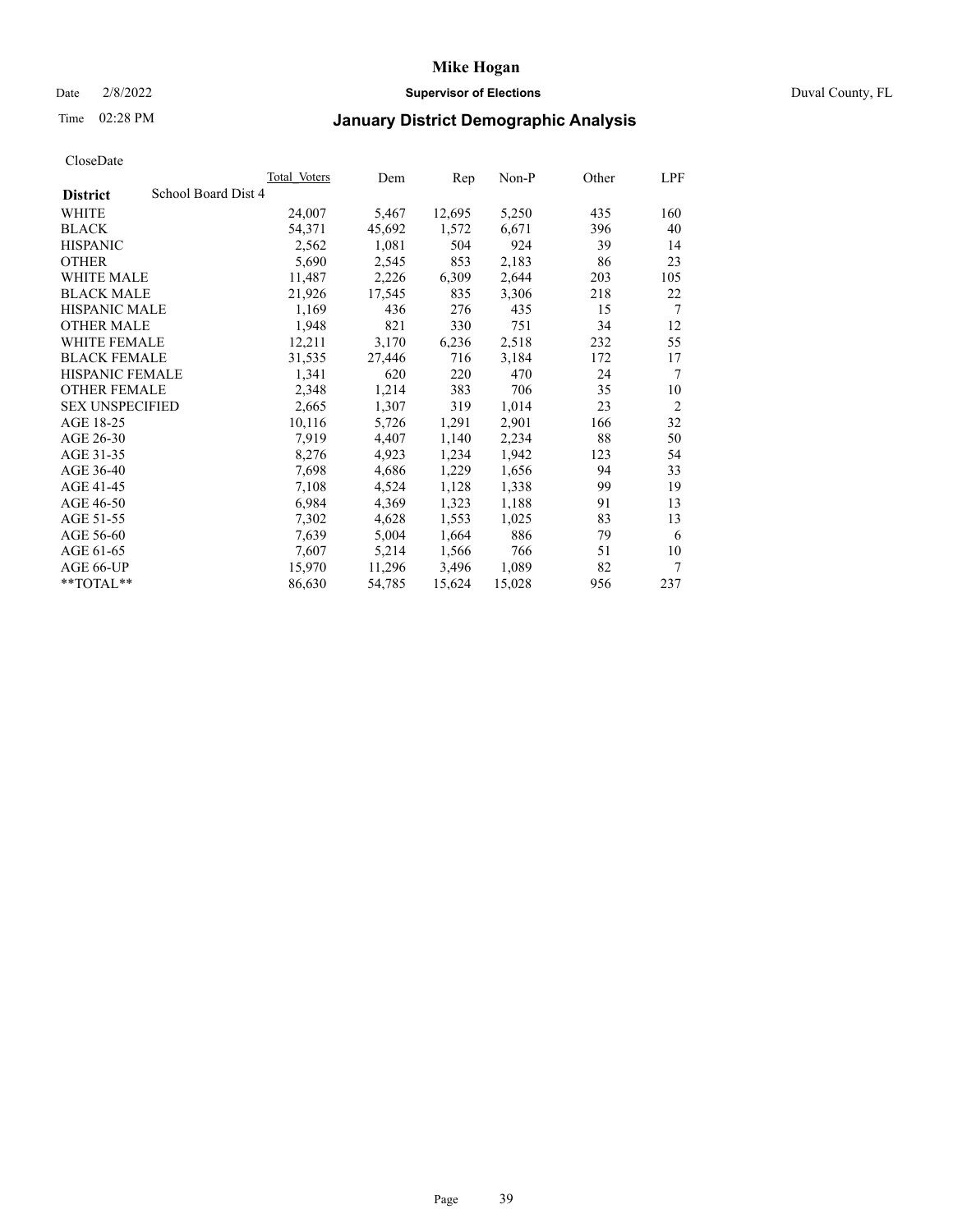# Mike Hogan

Date 2/8/2022 **Supervisor of Elections** Duval County, FL

Time 02:28 PM **January District Demographic Analysis**

CloseDate

| District | School Board Dist 4 Total_Voters | Dem | Rep | Non-P | Other | LPF |
|---|---|---|---|---|---|---|
| WHITE | 24,007 | 5,467 | 12,695 | 5,250 | 435 | 160 |
| BLACK | 54,371 | 45,692 | 1,572 | 6,671 | 396 | 40 |
| HISPANIC | 2,562 | 1,081 | 504 | 924 | 39 | 14 |
| OTHER | 5,690 | 2,545 | 853 | 2,183 | 86 | 23 |
| WHITE MALE | 11,487 | 2,226 | 6,309 | 2,644 | 203 | 105 |
| BLACK MALE | 21,926 | 17,545 | 835 | 3,306 | 218 | 22 |
| HISPANIC MALE | 1,169 | 436 | 276 | 435 | 15 | 7 |
| OTHER MALE | 1,948 | 821 | 330 | 751 | 34 | 12 |
| WHITE FEMALE | 12,211 | 3,170 | 6,236 | 2,518 | 232 | 55 |
| BLACK FEMALE | 31,535 | 27,446 | 716 | 3,184 | 172 | 17 |
| HISPANIC FEMALE | 1,341 | 620 | 220 | 470 | 24 | 7 |
| OTHER FEMALE | 2,348 | 1,214 | 383 | 706 | 35 | 10 |
| SEX UNSPECIFIED | 2,665 | 1,307 | 319 | 1,014 | 23 | 2 |
| AGE 18-25 | 10,116 | 5,726 | 1,291 | 2,901 | 166 | 32 |
| AGE 26-30 | 7,919 | 4,407 | 1,140 | 2,234 | 88 | 50 |
| AGE 31-35 | 8,276 | 4,923 | 1,234 | 1,942 | 123 | 54 |
| AGE 36-40 | 7,698 | 4,686 | 1,229 | 1,656 | 94 | 33 |
| AGE 41-45 | 7,108 | 4,524 | 1,128 | 1,338 | 99 | 19 |
| AGE 46-50 | 6,984 | 4,369 | 1,323 | 1,188 | 91 | 13 |
| AGE 51-55 | 7,302 | 4,628 | 1,553 | 1,025 | 83 | 13 |
| AGE 56-60 | 7,639 | 5,004 | 1,664 | 886 | 79 | 6 |
| AGE 61-65 | 7,607 | 5,214 | 1,566 | 766 | 51 | 10 |
| AGE 66-UP | 15,970 | 11,296 | 3,496 | 1,089 | 82 | 7 |
| **TOTAL** | 86,630 | 54,785 | 15,624 | 15,028 | 956 | 237 |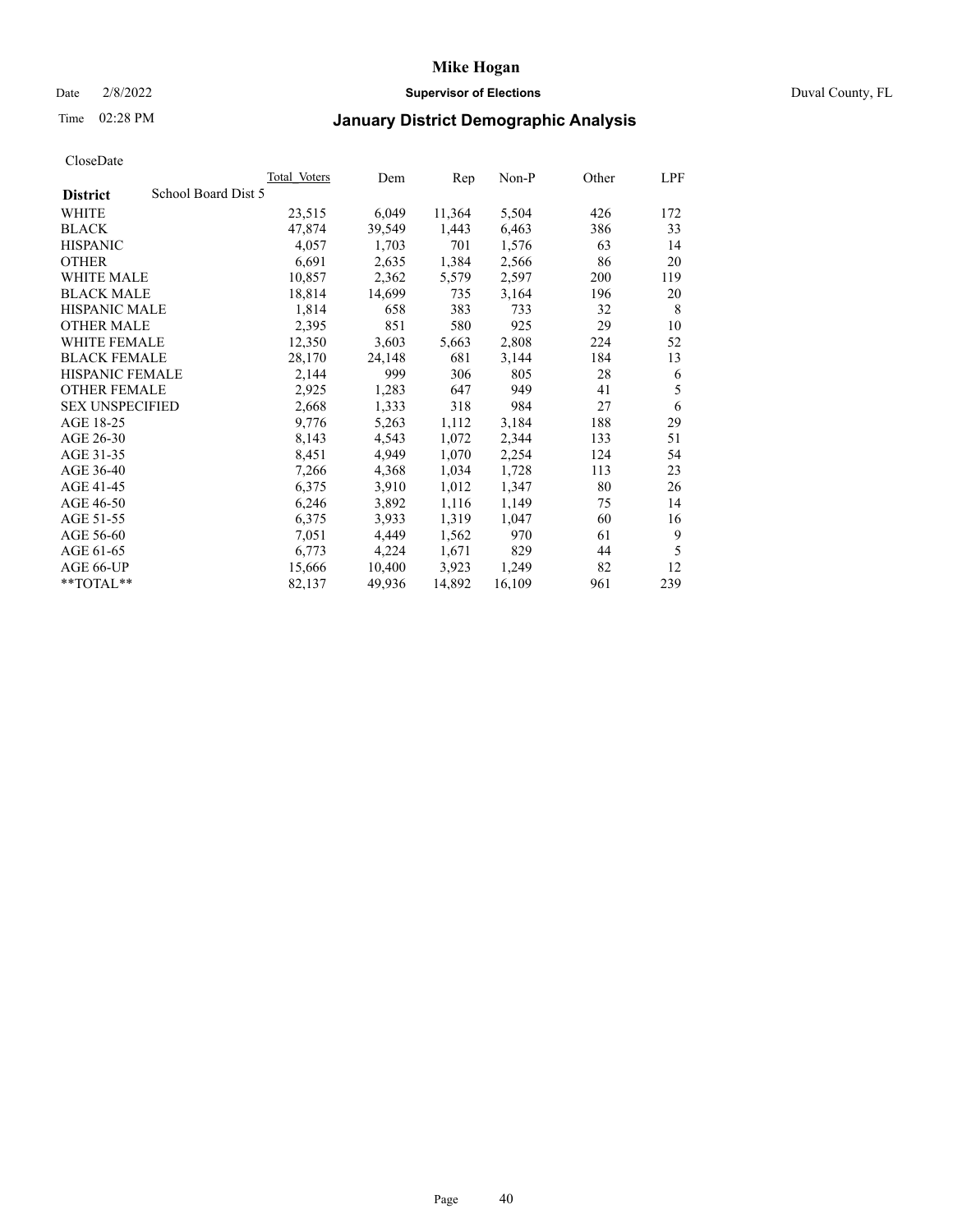# Mike Hogan

Date 2/8/2022 **Supervisor of Elections** Duval County, FL

Time 02:28 PM **January District Demographic Analysis**

CloseDate

| District | School Board Dist 5 | Total Voters | Dem | Rep | Non-P | Other | LPF |
|---|---|---|---|---|---|---|---|
| WHITE | | 23,515 | 6,049 | 11,364 | 5,504 | 426 | 172 |
| BLACK | | 47,874 | 39,549 | 1,443 | 6,463 | 386 | 33 |
| HISPANIC | | 4,057 | 1,703 | 701 | 1,576 | 63 | 14 |
| OTHER | | 6,691 | 2,635 | 1,384 | 2,566 | 86 | 20 |
| WHITE MALE | | 10,857 | 2,362 | 5,579 | 2,597 | 200 | 119 |
| BLACK MALE | | 18,814 | 14,699 | 735 | 3,164 | 196 | 20 |
| HISPANIC MALE | | 1,814 | 658 | 383 | 733 | 32 | 8 |
| OTHER MALE | | 2,395 | 851 | 580 | 925 | 29 | 10 |
| WHITE FEMALE | | 12,350 | 3,603 | 5,663 | 2,808 | 224 | 52 |
| BLACK FEMALE | | 28,170 | 24,148 | 681 | 3,144 | 184 | 13 |
| HISPANIC FEMALE | | 2,144 | 999 | 306 | 805 | 28 | 6 |
| OTHER FEMALE | | 2,925 | 1,283 | 647 | 949 | 41 | 5 |
| SEX UNSPECIFIED | | 2,668 | 1,333 | 318 | 984 | 27 | 6 |
| AGE 18-25 | | 9,776 | 5,263 | 1,112 | 3,184 | 188 | 29 |
| AGE 26-30 | | 8,143 | 4,543 | 1,072 | 2,344 | 133 | 51 |
| AGE 31-35 | | 8,451 | 4,949 | 1,070 | 2,254 | 124 | 54 |
| AGE 36-40 | | 7,266 | 4,368 | 1,034 | 1,728 | 113 | 23 |
| AGE 41-45 | | 6,375 | 3,910 | 1,012 | 1,347 | 80 | 26 |
| AGE 46-50 | | 6,246 | 3,892 | 1,116 | 1,149 | 75 | 14 |
| AGE 51-55 | | 6,375 | 3,933 | 1,319 | 1,047 | 60 | 16 |
| AGE 56-60 | | 7,051 | 4,449 | 1,562 | 970 | 61 | 9 |
| AGE 61-65 | | 6,773 | 4,224 | 1,671 | 829 | 44 | 5 |
| AGE 66-UP | | 15,666 | 10,400 | 3,923 | 1,249 | 82 | 12 |
| **TOTAL** | | 82,137 | 49,936 | 14,892 | 16,109 | 961 | 239 |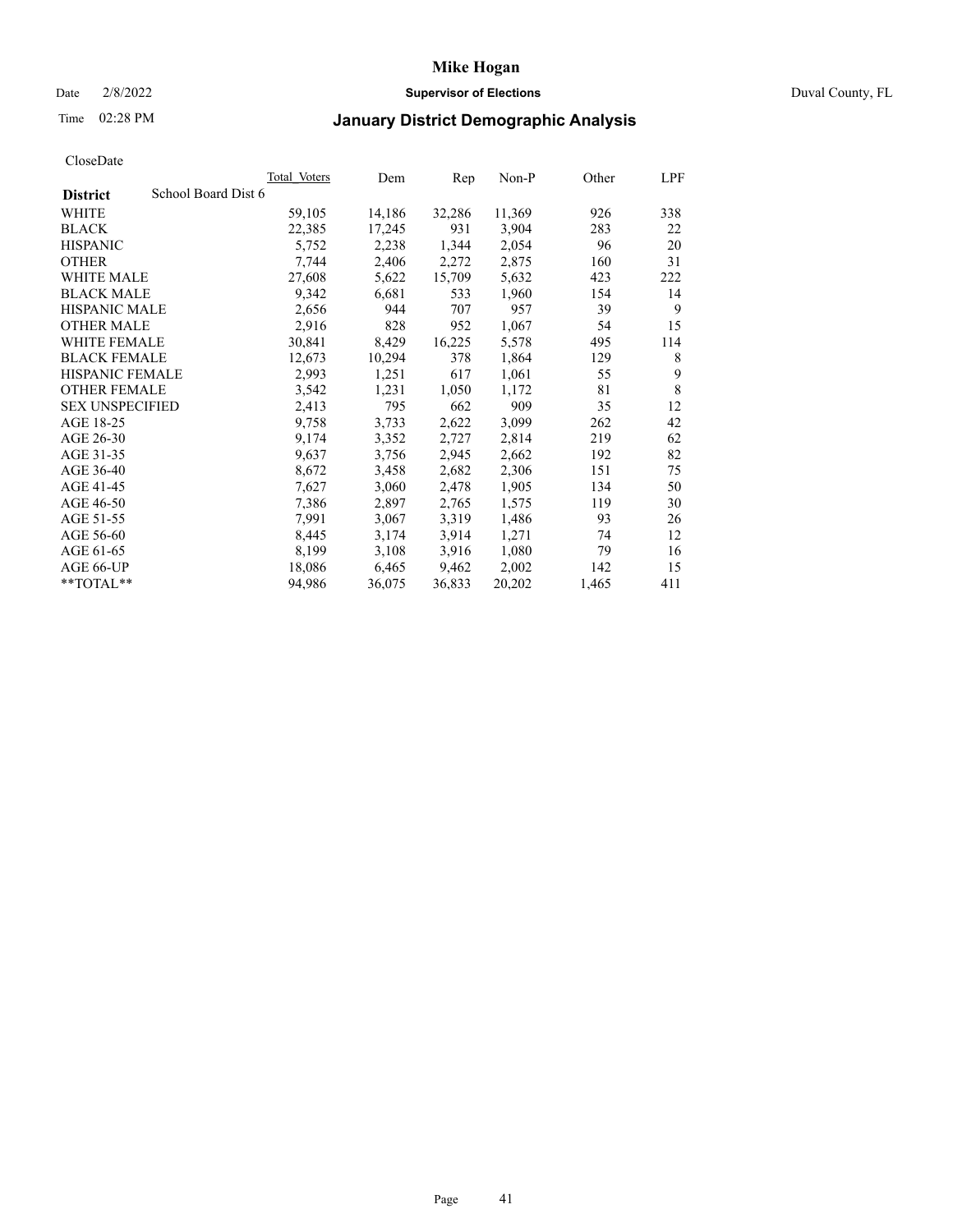# Mike Hogan

Date 2/8/2022 **Supervisor of Elections** Duval County, FL

Time 02:28 PM **January District Demographic Analysis**

CloseDate

| District | School Board Dist 6 | Total Voters | Dem | Rep | Non-P | Other | LPF |
|---|---|---|---|---|---|---|---|
| WHITE | | 59,105 | 14,186 | 32,286 | 11,369 | 926 | 338 |
| BLACK | | 22,385 | 17,245 | 931 | 3,904 | 283 | 22 |
| HISPANIC | | 5,752 | 2,238 | 1,344 | 2,054 | 96 | 20 |
| OTHER | | 7,744 | 2,406 | 2,272 | 2,875 | 160 | 31 |
| WHITE MALE | | 27,608 | 5,622 | 15,709 | 5,632 | 423 | 222 |
| BLACK MALE | | 9,342 | 6,681 | 533 | 1,960 | 154 | 14 |
| HISPANIC MALE | | 2,656 | 944 | 707 | 957 | 39 | 9 |
| OTHER MALE | | 2,916 | 828 | 952 | 1,067 | 54 | 15 |
| WHITE FEMALE | | 30,841 | 8,429 | 16,225 | 5,578 | 495 | 114 |
| BLACK FEMALE | | 12,673 | 10,294 | 378 | 1,864 | 129 | 8 |
| HISPANIC FEMALE | | 2,993 | 1,251 | 617 | 1,061 | 55 | 9 |
| OTHER FEMALE | | 3,542 | 1,231 | 1,050 | 1,172 | 81 | 8 |
| SEX UNSPECIFIED | | 2,413 | 795 | 662 | 909 | 35 | 12 |
| AGE 18-25 | | 9,758 | 3,733 | 2,622 | 3,099 | 262 | 42 |
| AGE 26-30 | | 9,174 | 3,352 | 2,727 | 2,814 | 219 | 62 |
| AGE 31-35 | | 9,637 | 3,756 | 2,945 | 2,662 | 192 | 82 |
| AGE 36-40 | | 8,672 | 3,458 | 2,682 | 2,306 | 151 | 75 |
| AGE 41-45 | | 7,627 | 3,060 | 2,478 | 1,905 | 134 | 50 |
| AGE 46-50 | | 7,386 | 2,897 | 2,765 | 1,575 | 119 | 30 |
| AGE 51-55 | | 7,991 | 3,067 | 3,319 | 1,486 | 93 | 26 |
| AGE 56-60 | | 8,445 | 3,174 | 3,914 | 1,271 | 74 | 12 |
| AGE 61-65 | | 8,199 | 3,108 | 3,916 | 1,080 | 79 | 16 |
| AGE 66-UP | | 18,086 | 6,465 | 9,462 | 2,002 | 142 | 15 |
| **TOTAL** | | 94,986 | 36,075 | 36,833 | 20,202 | 1,465 | 411 |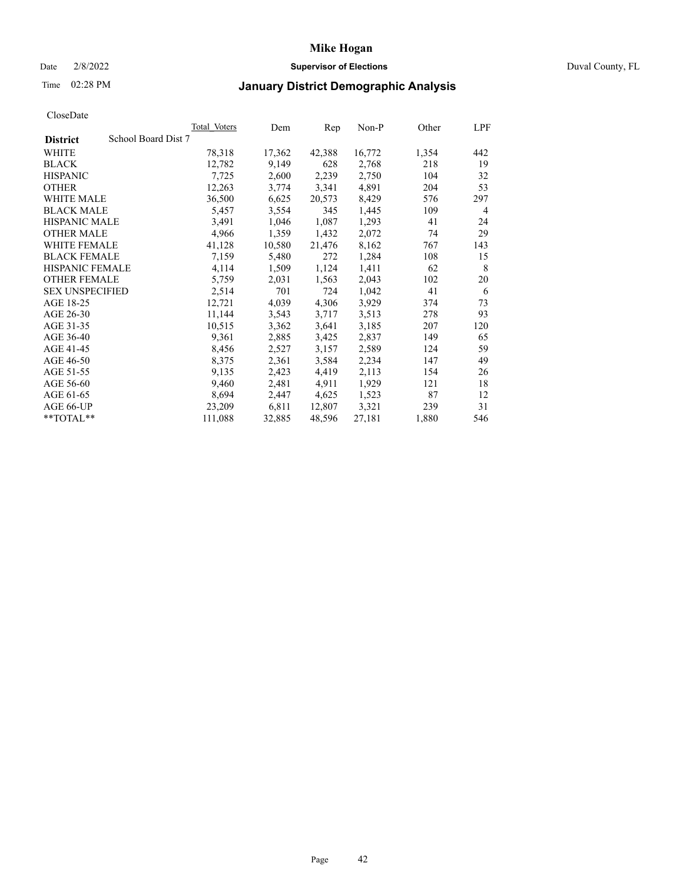# Mike Hogan

Date 2/8/2022 **Supervisor of Elections** Duval County, FL

Time 02:28 PM **January District Demographic Analysis**

CloseDate

| District | School Board Dist 7 | Total Voters | Dem | Rep | Non-P | Other | LPF |
|---|---|---|---|---|---|---|---|
| WHITE | | 78,318 | 17,362 | 42,388 | 16,772 | 1,354 | 442 |
| BLACK | | 12,782 | 9,149 | 628 | 2,768 | 218 | 19 |
| HISPANIC | | 7,725 | 2,600 | 2,239 | 2,750 | 104 | 32 |
| OTHER | | 12,263 | 3,774 | 3,341 | 4,891 | 204 | 53 |
| WHITE MALE | | 36,500 | 6,625 | 20,573 | 8,429 | 576 | 297 |
| BLACK MALE | | 5,457 | 3,554 | 345 | 1,445 | 109 | 4 |
| HISPANIC MALE | | 3,491 | 1,046 | 1,087 | 1,293 | 41 | 24 |
| OTHER MALE | | 4,966 | 1,359 | 1,432 | 2,072 | 74 | 29 |
| WHITE FEMALE | | 41,128 | 10,580 | 21,476 | 8,162 | 767 | 143 |
| BLACK FEMALE | | 7,159 | 5,480 | 272 | 1,284 | 108 | 15 |
| HISPANIC FEMALE | | 4,114 | 1,509 | 1,124 | 1,411 | 62 | 8 |
| OTHER FEMALE | | 5,759 | 2,031 | 1,563 | 2,043 | 102 | 20 |
| SEX UNSPECIFIED | | 2,514 | 701 | 724 | 1,042 | 41 | 6 |
| AGE 18-25 | | 12,721 | 4,039 | 4,306 | 3,929 | 374 | 73 |
| AGE 26-30 | | 11,144 | 3,543 | 3,717 | 3,513 | 278 | 93 |
| AGE 31-35 | | 10,515 | 3,362 | 3,641 | 3,185 | 207 | 120 |
| AGE 36-40 | | 9,361 | 2,885 | 3,425 | 2,837 | 149 | 65 |
| AGE 41-45 | | 8,456 | 2,527 | 3,157 | 2,589 | 124 | 59 |
| AGE 46-50 | | 8,375 | 2,361 | 3,584 | 2,234 | 147 | 49 |
| AGE 51-55 | | 9,135 | 2,423 | 4,419 | 2,113 | 154 | 26 |
| AGE 56-60 | | 9,460 | 2,481 | 4,911 | 1,929 | 121 | 18 |
| AGE 61-65 | | 8,694 | 2,447 | 4,625 | 1,523 | 87 | 12 |
| AGE 66-UP | | 23,209 | 6,811 | 12,807 | 3,321 | 239 | 31 |
| **TOTAL** | | 111,088 | 32,885 | 48,596 | 27,181 | 1,880 | 546 |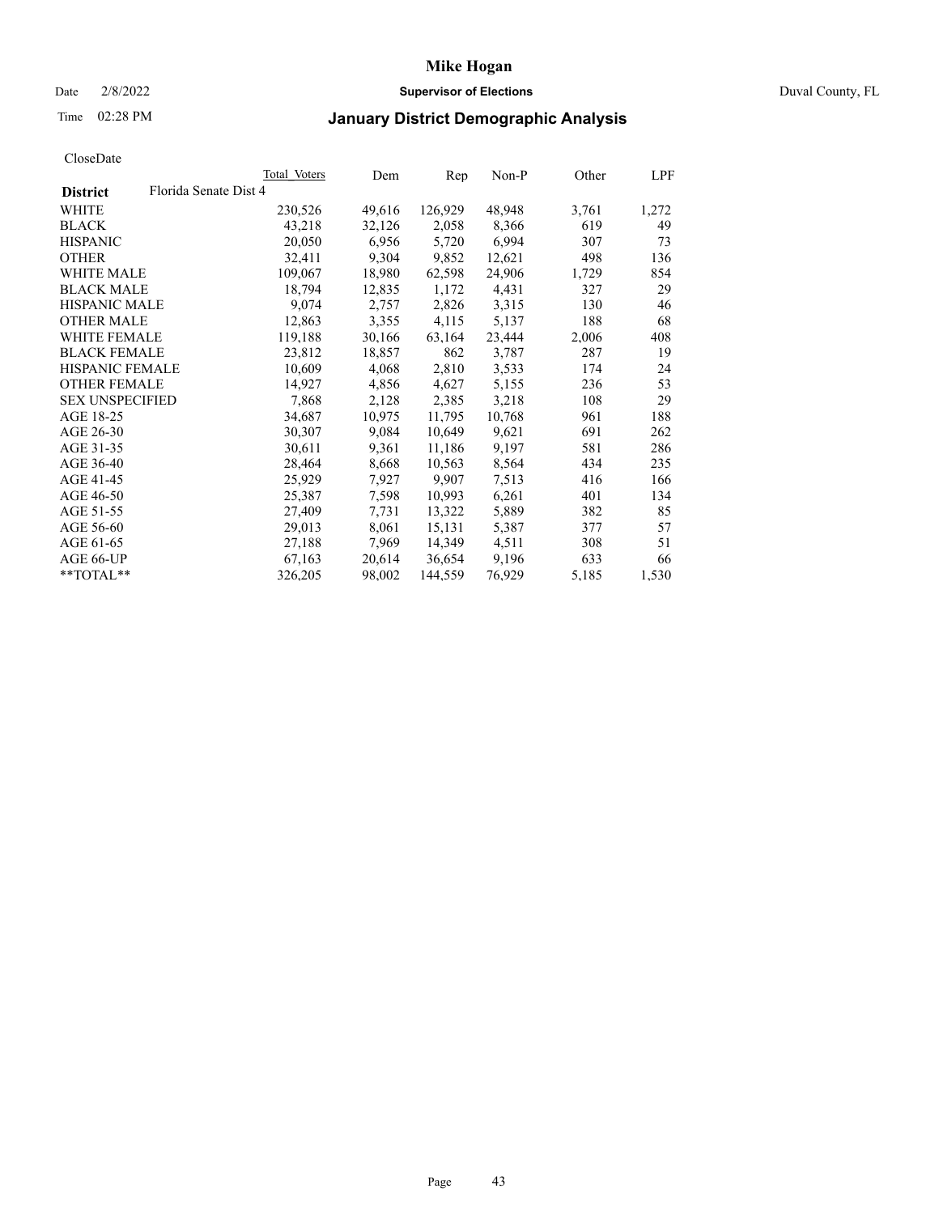CloseDate

| District | Florida Senate Dist 4 | Total_Voters | Dem | Rep | Non-P | Other | LPF |
|---|---|---|---|---|---|---|---|
| WHITE | | 230,526 | 49,616 | 126,929 | 48,948 | 3,761 | 1,272 |
| BLACK | | 43,218 | 32,126 | 2,058 | 8,366 | 619 | 49 |
| HISPANIC | | 20,050 | 6,956 | 5,720 | 6,994 | 307 | 73 |
| OTHER | | 32,411 | 9,304 | 9,852 | 12,621 | 498 | 136 |
| WHITE MALE | | 109,067 | 18,980 | 62,598 | 24,906 | 1,729 | 854 |
| BLACK MALE | | 18,794 | 12,835 | 1,172 | 4,431 | 327 | 29 |
| HISPANIC MALE | | 9,074 | 2,757 | 2,826 | 3,315 | 130 | 46 |
| OTHER MALE | | 12,863 | 3,355 | 4,115 | 5,137 | 188 | 68 |
| WHITE FEMALE | | 119,188 | 30,166 | 63,164 | 23,444 | 2,006 | 408 |
| BLACK FEMALE | | 23,812 | 18,857 | 862 | 3,787 | 287 | 19 |
| HISPANIC FEMALE | | 10,609 | 4,068 | 2,810 | 3,533 | 174 | 24 |
| OTHER FEMALE | | 14,927 | 4,856 | 4,627 | 5,155 | 236 | 53 |
| SEX UNSPECIFIED | | 7,868 | 2,128 | 2,385 | 3,218 | 108 | 29 |
| AGE 18-25 | | 34,687 | 10,975 | 11,795 | 10,768 | 961 | 188 |
| AGE 26-30 | | 30,307 | 9,084 | 10,649 | 9,621 | 691 | 262 |
| AGE 31-35 | | 30,611 | 9,361 | 11,186 | 9,197 | 581 | 286 |
| AGE 36-40 | | 28,464 | 8,668 | 10,563 | 8,564 | 434 | 235 |
| AGE 41-45 | | 25,929 | 7,927 | 9,907 | 7,513 | 416 | 166 |
| AGE 46-50 | | 25,387 | 7,598 | 10,993 | 6,261 | 401 | 134 |
| AGE 51-55 | | 27,409 | 7,731 | 13,322 | 5,889 | 382 | 85 |
| AGE 56-60 | | 29,013 | 8,061 | 15,131 | 5,387 | 377 | 57 |
| AGE 61-65 | | 27,188 | 7,969 | 14,349 | 4,511 | 308 | 51 |
| AGE 66-UP | | 67,163 | 20,614 | 36,654 | 9,196 | 633 | 66 |
| **TOTAL** | | 326,205 | 98,002 | 144,559 | 76,929 | 5,185 | 1,530 |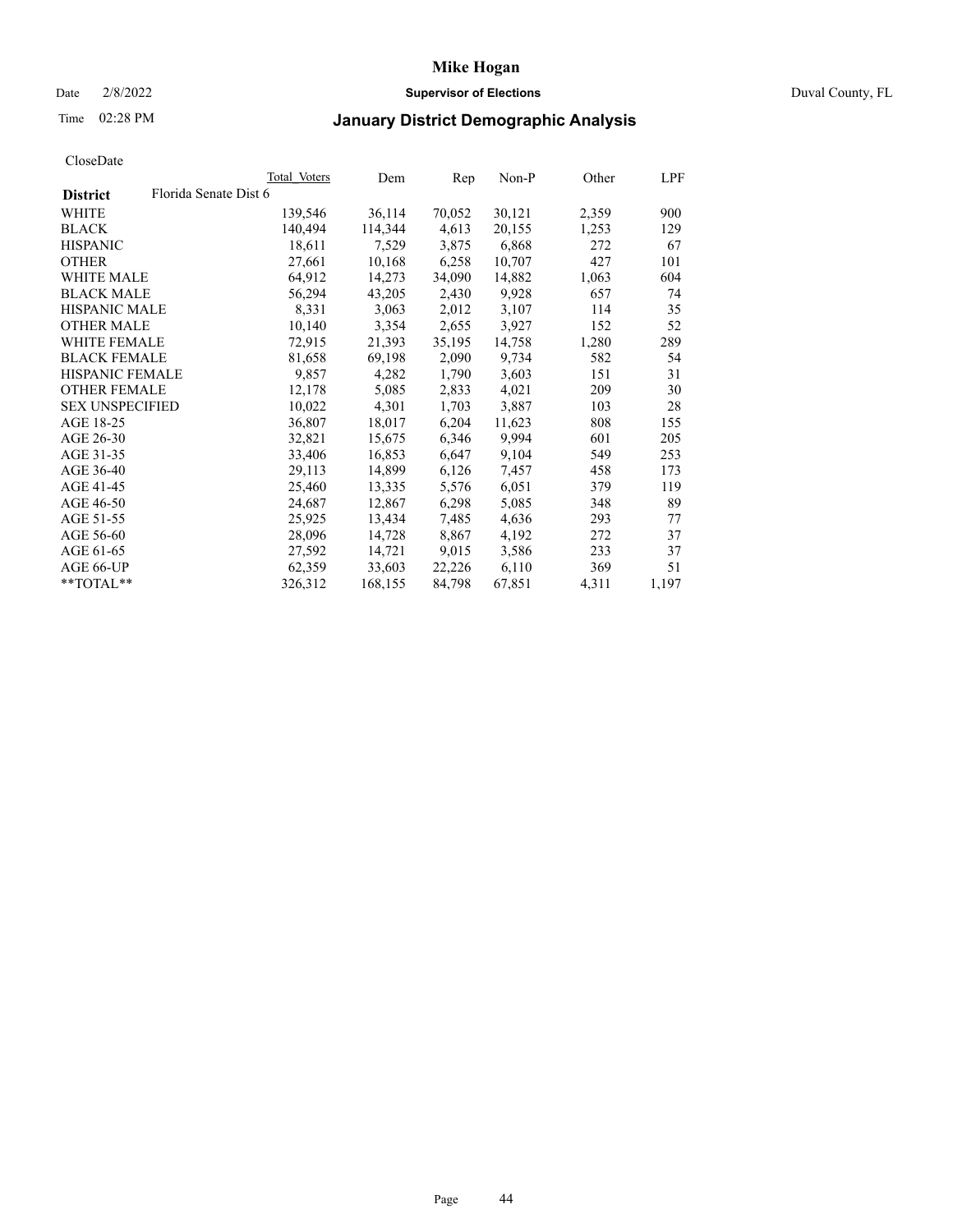# Mike Hogan

Date 2/8/2022 **Supervisor of Elections** Duval County, FL

Time 02:28 PM **January District Demographic Analysis**

CloseDate

| **District** | Florida Senate Dist 6 | Total Voters | Dem | Rep | Non-P | Other | LPF |
|---|---|---|---|---|---|---|---|
| WHITE | | 139,546 | 36,114 | 70,052 | 30,121 | 2,359 | 900 |
| BLACK | | 140,494 | 114,344 | 4,613 | 20,155 | 1,253 | 129 |
| HISPANIC | | 18,611 | 7,529 | 3,875 | 6,868 | 272 | 67 |
| OTHER | | 27,661 | 10,168 | 6,258 | 10,707 | 427 | 101 |
| WHITE MALE | | 64,912 | 14,273 | 34,090 | 14,882 | 1,063 | 604 |
| BLACK MALE | | 56,294 | 43,205 | 2,430 | 9,928 | 657 | 74 |
| HISPANIC MALE | | 8,331 | 3,063 | 2,012 | 3,107 | 114 | 35 |
| OTHER MALE | | 10,140 | 3,354 | 2,655 | 3,927 | 152 | 52 |
| WHITE FEMALE | | 72,915 | 21,393 | 35,195 | 14,758 | 1,280 | 289 |
| BLACK FEMALE | | 81,658 | 69,198 | 2,090 | 9,734 | 582 | 54 |
| HISPANIC FEMALE | | 9,857 | 4,282 | 1,790 | 3,603 | 151 | 31 |
| OTHER FEMALE | | 12,178 | 5,085 | 2,833 | 4,021 | 209 | 30 |
| SEX UNSPECIFIED | | 10,022 | 4,301 | 1,703 | 3,887 | 103 | 28 |
| AGE 18-25 | | 36,807 | 18,017 | 6,204 | 11,623 | 808 | 155 |
| AGE 26-30 | | 32,821 | 15,675 | 6,346 | 9,994 | 601 | 205 |
| AGE 31-35 | | 33,406 | 16,853 | 6,647 | 9,104 | 549 | 253 |
| AGE 36-40 | | 29,113 | 14,899 | 6,126 | 7,457 | 458 | 173 |
| AGE 41-45 | | 25,460 | 13,335 | 5,576 | 6,051 | 379 | 119 |
| AGE 46-50 | | 24,687 | 12,867 | 6,298 | 5,085 | 348 | 89 |
| AGE 51-55 | | 25,925 | 13,434 | 7,485 | 4,636 | 293 | 77 |
| AGE 56-60 | | 28,096 | 14,728 | 8,867 | 4,192 | 272 | 37 |
| AGE 61-65 | | 27,592 | 14,721 | 9,015 | 3,586 | 233 | 37 |
| AGE 66-UP | | 62,359 | 33,603 | 22,226 | 6,110 | 369 | 51 |
| **TOTAL** | | 326,312 | 168,155 | 84,798 | 67,851 | 4,311 | 1,197 |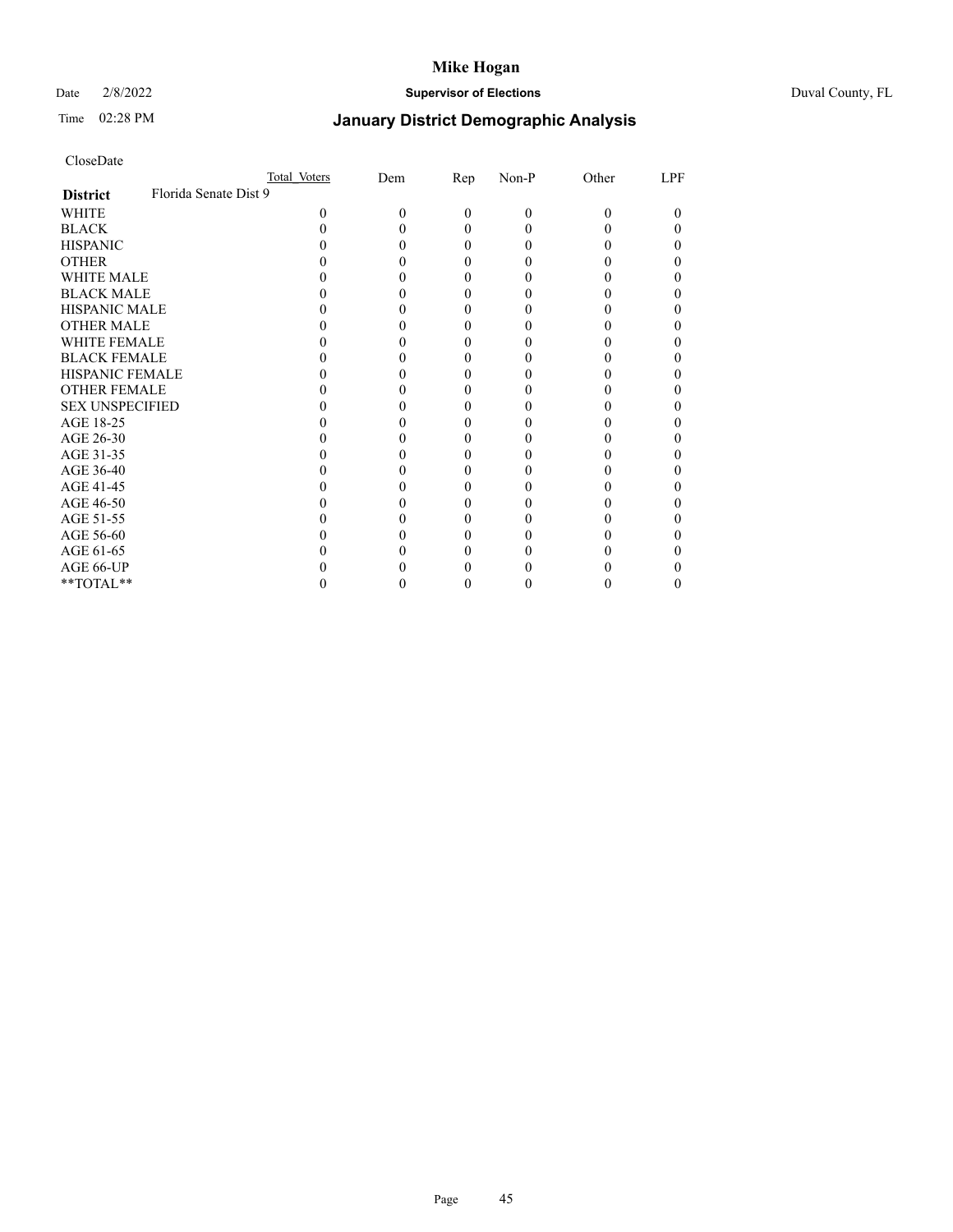CloseDate

| District | Florida Senate Dist 9 Total Voters | Dem | Rep | Non-P | Other | LPF |
|---|---|---|---|---|---|---|
| WHITE | 0 | 0 | 0 | 0 | 0 | 0 |
| BLACK | 0 | 0 | 0 | 0 | 0 | 0 |
| HISPANIC | 0 | 0 | 0 | 0 | 0 | 0 |
| OTHER | 0 | 0 | 0 | 0 | 0 | 0 |
| WHITE MALE | 0 | 0 | 0 | 0 | 0 | 0 |
| BLACK MALE | 0 | 0 | 0 | 0 | 0 | 0 |
| HISPANIC MALE | 0 | 0 | 0 | 0 | 0 | 0 |
| OTHER MALE | 0 | 0 | 0 | 0 | 0 | 0 |
| WHITE FEMALE | 0 | 0 | 0 | 0 | 0 | 0 |
| BLACK FEMALE | 0 | 0 | 0 | 0 | 0 | 0 |
| HISPANIC FEMALE | 0 | 0 | 0 | 0 | 0 | 0 |
| OTHER FEMALE | 0 | 0 | 0 | 0 | 0 | 0 |
| SEX UNSPECIFIED | 0 | 0 | 0 | 0 | 0 | 0 |
| AGE 18-25 | 0 | 0 | 0 | 0 | 0 | 0 |
| AGE 26-30 | 0 | 0 | 0 | 0 | 0 | 0 |
| AGE 31-35 | 0 | 0 | 0 | 0 | 0 | 0 |
| AGE 36-40 | 0 | 0 | 0 | 0 | 0 | 0 |
| AGE 41-45 | 0 | 0 | 0 | 0 | 0 | 0 |
| AGE 46-50 | 0 | 0 | 0 | 0 | 0 | 0 |
| AGE 51-55 | 0 | 0 | 0 | 0 | 0 | 0 |
| AGE 56-60 | 0 | 0 | 0 | 0 | 0 | 0 |
| AGE 61-65 | 0 | 0 | 0 | 0 | 0 | 0 |
| AGE 66-UP | 0 | 0 | 0 | 0 | 0 | 0 |
| **TOTAL** | 0 | 0 | 0 | 0 | 0 | 0 |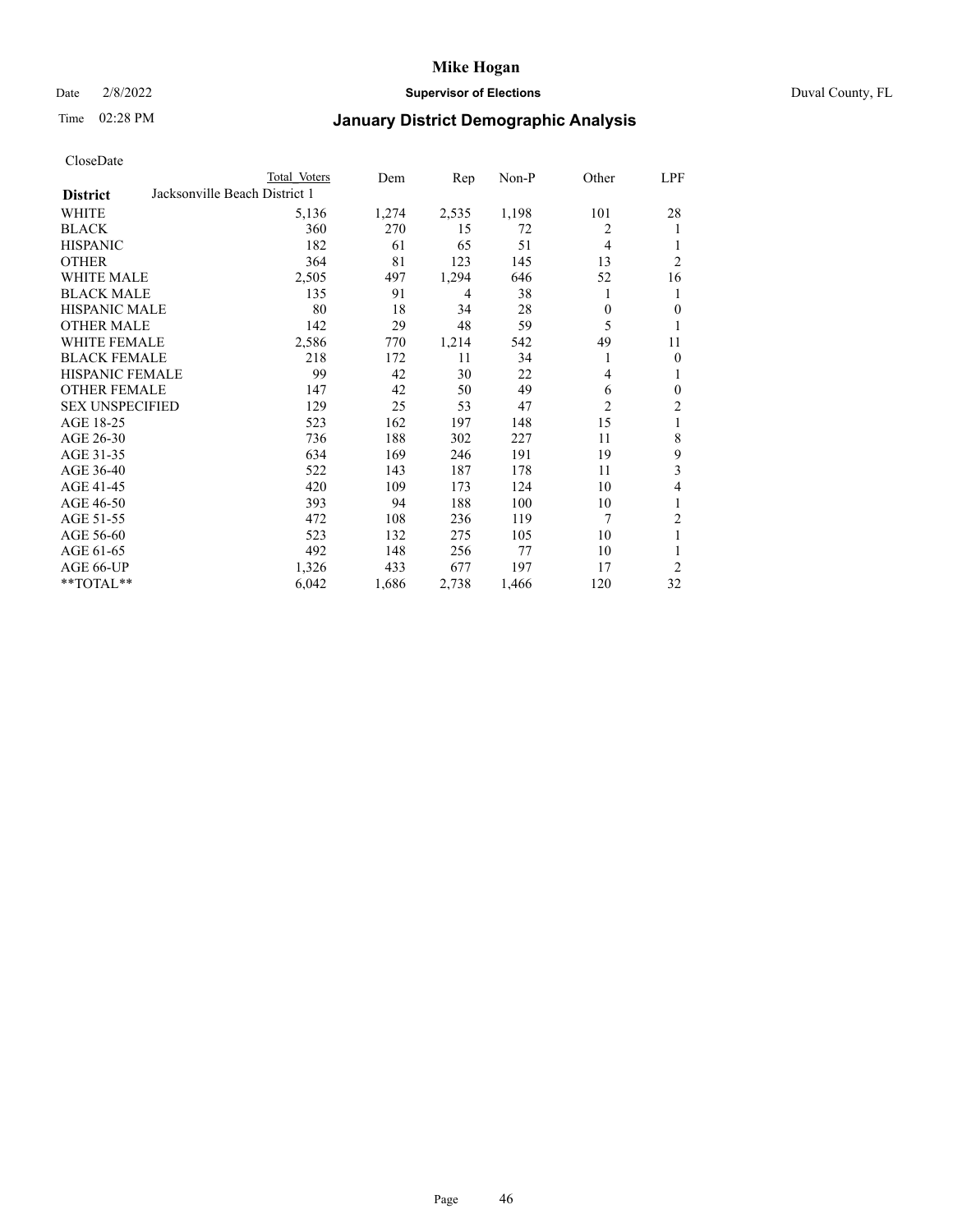# Mike Hogan

Date 2/8/2022 **Supervisor of Elections** Duval County, FL

Time 02:28 PM **January District Demographic Analysis**

CloseDate

| District | Total Voters | Dem | Rep | Non-P | Other | LPF |
|---|---|---|---|---|---|---|
| Jacksonville Beach District 1 | | | | | | |
| WHITE | 5,136 | 1,274 | 2,535 | 1,198 | 101 | 28 |
| BLACK | 360 | 270 | 15 | 72 | 2 | 1 |
| HISPANIC | 182 | 61 | 65 | 51 | 4 | 1 |
| OTHER | 364 | 81 | 123 | 145 | 13 | 2 |
| WHITE MALE | 2,505 | 497 | 1,294 | 646 | 52 | 16 |
| BLACK MALE | 135 | 91 | 4 | 38 | 1 | 1 |
| HISPANIC MALE | 80 | 18 | 34 | 28 | 0 | 0 |
| OTHER MALE | 142 | 29 | 48 | 59 | 5 | 1 |
| WHITE FEMALE | 2,586 | 770 | 1,214 | 542 | 49 | 11 |
| BLACK FEMALE | 218 | 172 | 11 | 34 | 1 | 0 |
| HISPANIC FEMALE | 99 | 42 | 30 | 22 | 4 | 1 |
| OTHER FEMALE | 147 | 42 | 50 | 49 | 6 | 0 |
| SEX UNSPECIFIED | 129 | 25 | 53 | 47 | 2 | 2 |
| AGE 18-25 | 523 | 162 | 197 | 148 | 15 | 1 |
| AGE 26-30 | 736 | 188 | 302 | 227 | 11 | 8 |
| AGE 31-35 | 634 | 169 | 246 | 191 | 19 | 9 |
| AGE 36-40 | 522 | 143 | 187 | 178 | 11 | 3 |
| AGE 41-45 | 420 | 109 | 173 | 124 | 10 | 4 |
| AGE 46-50 | 393 | 94 | 188 | 100 | 10 | 1 |
| AGE 51-55 | 472 | 108 | 236 | 119 | 7 | 2 |
| AGE 56-60 | 523 | 132 | 275 | 105 | 10 | 1 |
| AGE 61-65 | 492 | 148 | 256 | 77 | 10 | 1 |
| AGE 66-UP | 1,326 | 433 | 677 | 197 | 17 | 2 |
| **TOTAL** | 6,042 | 1,686 | 2,738 | 1,466 | 120 | 32 |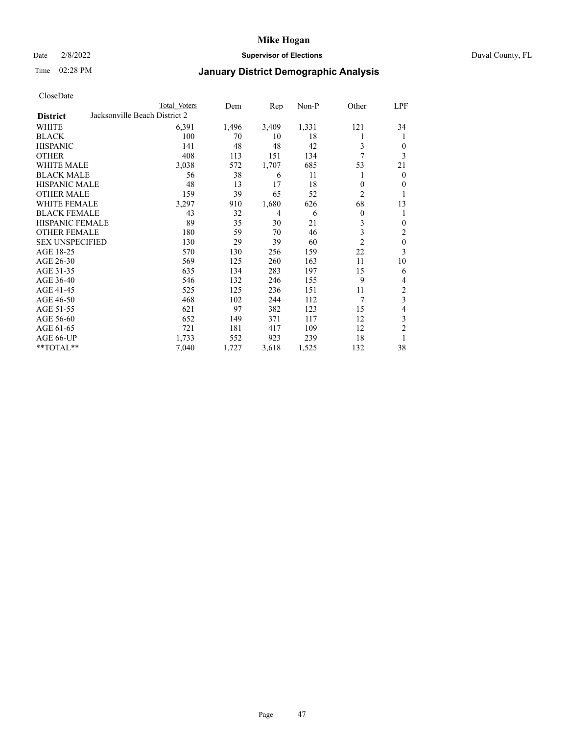# Mike Hogan

Date 2/8/2022 **Supervisor of Elections** Duval County, FL

Time 02:28 PM **January District Demographic Analysis**

CloseDate

| District | Total Voters | Dem | Rep | Non-P | Other | LPF |
|---|---|---|---|---|---|---|
| Jacksonville Beach District 2 | | | | | | |
| WHITE | 6,391 | 1,496 | 3,409 | 1,331 | 121 | 34 |
| BLACK | 100 | 70 | 10 | 18 | 1 | 1 |
| HISPANIC | 141 | 48 | 48 | 42 | 3 | 0 |
| OTHER | 408 | 113 | 151 | 134 | 7 | 3 |
| WHITE MALE | 3,038 | 572 | 1,707 | 685 | 53 | 21 |
| BLACK MALE | 56 | 38 | 6 | 11 | 1 | 0 |
| HISPANIC MALE | 48 | 13 | 17 | 18 | 0 | 0 |
| OTHER MALE | 159 | 39 | 65 | 52 | 2 | 1 |
| WHITE FEMALE | 3,297 | 910 | 1,680 | 626 | 68 | 13 |
| BLACK FEMALE | 43 | 32 | 4 | 6 | 0 | 1 |
| HISPANIC FEMALE | 89 | 35 | 30 | 21 | 3 | 0 |
| OTHER FEMALE | 180 | 59 | 70 | 46 | 3 | 2 |
| SEX UNSPECIFIED | 130 | 29 | 39 | 60 | 2 | 0 |
| AGE 18-25 | 570 | 130 | 256 | 159 | 22 | 3 |
| AGE 26-30 | 569 | 125 | 260 | 163 | 11 | 10 |
| AGE 31-35 | 635 | 134 | 283 | 197 | 15 | 6 |
| AGE 36-40 | 546 | 132 | 246 | 155 | 9 | 4 |
| AGE 41-45 | 525 | 125 | 236 | 151 | 11 | 2 |
| AGE 46-50 | 468 | 102 | 244 | 112 | 7 | 3 |
| AGE 51-55 | 621 | 97 | 382 | 123 | 15 | 4 |
| AGE 56-60 | 652 | 149 | 371 | 117 | 12 | 3 |
| AGE 61-65 | 721 | 181 | 417 | 109 | 12 | 2 |
| AGE 66-UP | 1,733 | 552 | 923 | 239 | 18 | 1 |
| **TOTAL** | 7,040 | 1,727 | 3,618 | 1,525 | 132 | 38 |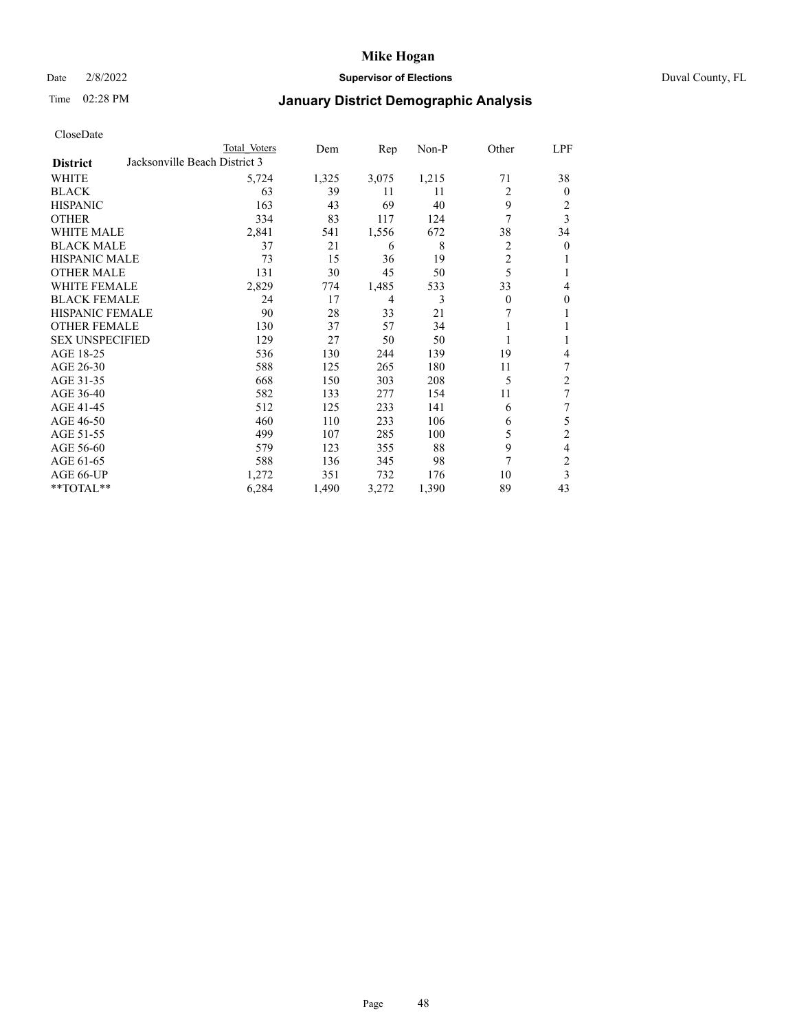# Mike Hogan

Date 2/8/2022 **Supervisor of Elections** Duval County, FL

Time 02:28 PM **January District Demographic Analysis**

CloseDate

| District | Total Voters | Dem | Rep | Non-P | Other | LPF |
|---|---|---|---|---|---|---|
| Jacksonville Beach District 3 | | | | | | |
| WHITE | 5,724 | 1,325 | 3,075 | 1,215 | 71 | 38 |
| BLACK | 63 | 39 | 11 | 11 | 2 | 0 |
| HISPANIC | 163 | 43 | 69 | 40 | 9 | 2 |
| OTHER | 334 | 83 | 117 | 124 | 7 | 3 |
| WHITE MALE | 2,841 | 541 | 1,556 | 672 | 38 | 34 |
| BLACK MALE | 37 | 21 | 6 | 8 | 2 | 0 |
| HISPANIC MALE | 73 | 15 | 36 | 19 | 2 | 1 |
| OTHER MALE | 131 | 30 | 45 | 50 | 5 | 1 |
| WHITE FEMALE | 2,829 | 774 | 1,485 | 533 | 33 | 4 |
| BLACK FEMALE | 24 | 17 | 4 | 3 | 0 | 0 |
| HISPANIC FEMALE | 90 | 28 | 33 | 21 | 7 | 1 |
| OTHER FEMALE | 130 | 37 | 57 | 34 | 1 | 1 |
| SEX UNSPECIFIED | 129 | 27 | 50 | 50 | 1 | 1 |
| AGE 18-25 | 536 | 130 | 244 | 139 | 19 | 4 |
| AGE 26-30 | 588 | 125 | 265 | 180 | 11 | 7 |
| AGE 31-35 | 668 | 150 | 303 | 208 | 5 | 2 |
| AGE 36-40 | 582 | 133 | 277 | 154 | 11 | 7 |
| AGE 41-45 | 512 | 125 | 233 | 141 | 6 | 7 |
| AGE 46-50 | 460 | 110 | 233 | 106 | 6 | 5 |
| AGE 51-55 | 499 | 107 | 285 | 100 | 5 | 2 |
| AGE 56-60 | 579 | 123 | 355 | 88 | 9 | 4 |
| AGE 61-65 | 588 | 136 | 345 | 98 | 7 | 2 |
| AGE 66-UP | 1,272 | 351 | 732 | 176 | 10 | 3 |
| **TOTAL** | 6,284 | 1,490 | 3,272 | 1,390 | 89 | 43 |